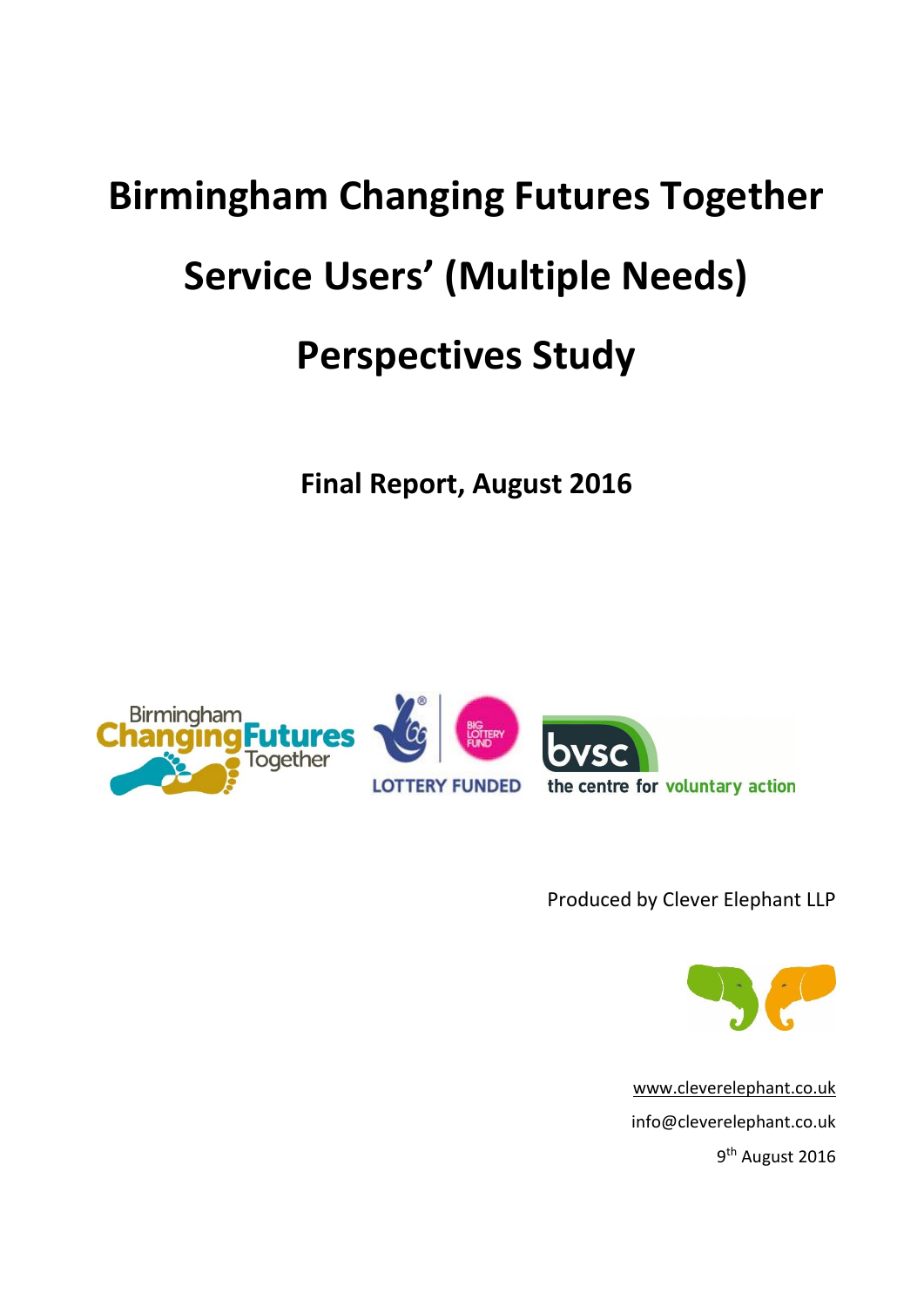# Birmingham Changing Futures Together

# Service Users' (Multiple Needs)

# Perspectives Study

**Final Report, August 2016**

Produced by Clever Elephant LLP

www.cleverelephant.co.uk

info@cleverelephant.co.uk

9th August 2016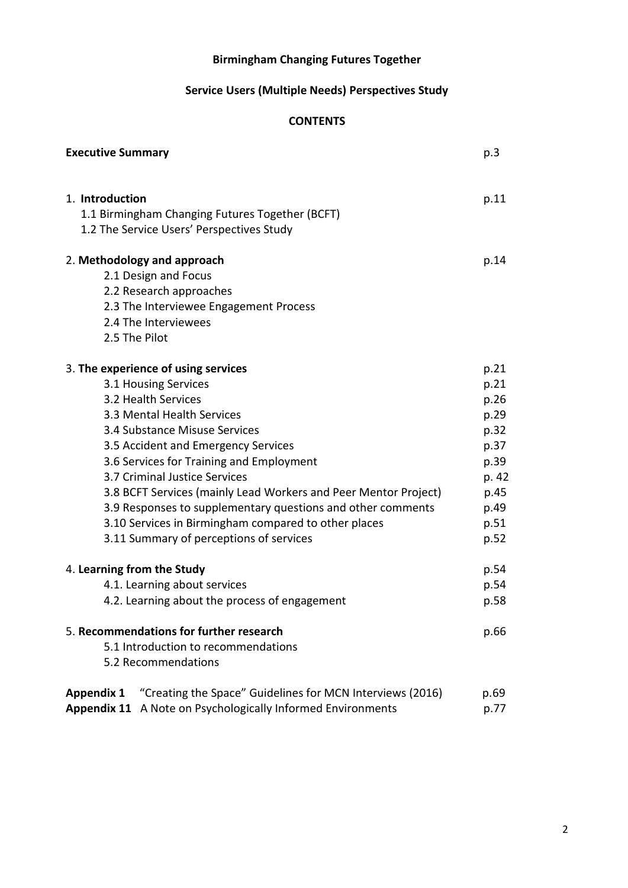**Birmingham Changing Futures Together**

**Service Users (Multiple Needs) Perspectives Study**

**CONTENTS**

| | |
|---|---|
| **Executive Summary** | p.3 |
| 1. **Introduction** | p.11 |
| 1.1 Birmingham Changing Futures Together (BCFT) | |
| 1.2 The Service Users' Perspectives Study | |
| 2. **Methodology and approach** | p.14 |
| 2.1 Design and Focus | |
| 2.2 Research approaches | |
| 2.3 The Interviewee Engagement Process | |
| 2.4 The Interviewees | |
| 2.5 The Pilot | |
| 3. **The experience of using services** | p.21 |
| 3.1 Housing Services | p.21 |
| 3.2 Health Services | p.26 |
| 3.3 Mental Health Services | p.29 |
| 3.4 Substance Misuse Services | p.32 |
| 3.5 Accident and Emergency Services | p.37 |
| 3.6 Services for Training and Employment | p.39 |
| 3.7 Criminal Justice Services | p. 42 |
| 3.8 BCFT Services (mainly Lead Workers and Peer Mentor Project) | p.45 |
| 3.9 Responses to supplementary questions and other comments | p.49 |
| 3.10 Services in Birmingham compared to other places | p.51 |
| 3.11 Summary of perceptions of services | p.52 |
| 4. **Learning from the Study** | p.54 |
| 4.1. Learning about services | p.54 |
| 4.2. Learning about the process of engagement | p.58 |
| 5. **Recommendations for further research** | p.66 |
| 5.1 Introduction to recommendations | |
| 5.2 Recommendations | |
| **Appendix 1** "Creating the Space" Guidelines for MCN Interviews (2016) | p.69 |
| **Appendix 11** A Note on Psychologically Informed Environments | p.77 |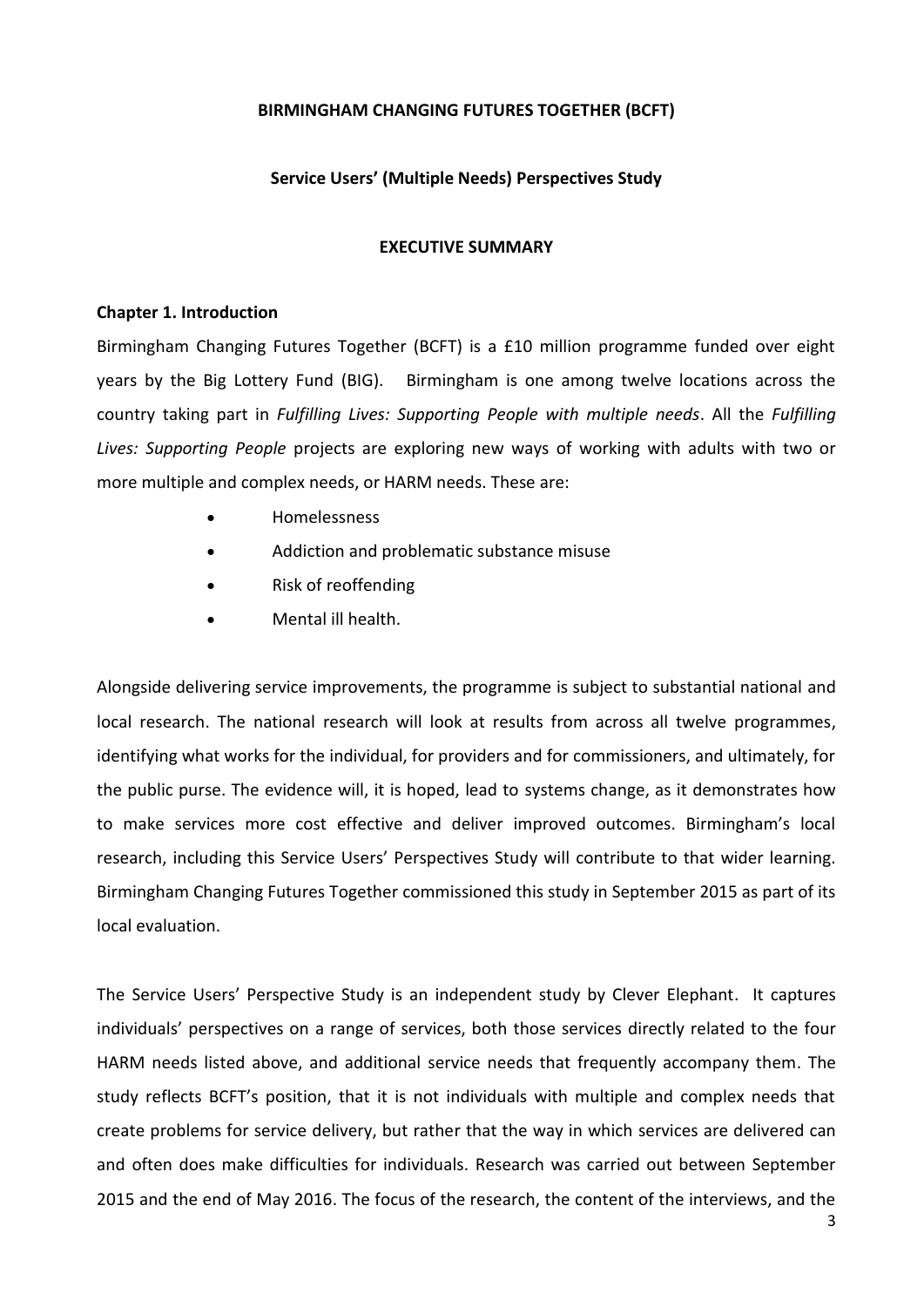**BIRMINGHAM CHANGING FUTURES TOGETHER (BCFT)**

**Service Users' (Multiple Needs) Perspectives Study**

**EXECUTIVE SUMMARY**

## Chapter 1. Introduction

Birmingham Changing Futures Together (BCFT) is a £10 million programme funded over eight years by the Big Lottery Fund (BIG). Birmingham is one among twelve locations across the country taking part in *Fulfilling Lives: Supporting People with multiple needs*. All the *Fulfilling Lives: Supporting People* projects are exploring new ways of working with adults with two or more multiple and complex needs, or HARM needs. These are:

- Homelessness
- Addiction and problematic substance misuse
- Risk of reoffending
- Mental ill health.

Alongside delivering service improvements, the programme is subject to substantial national and local research. The national research will look at results from across all twelve programmes, identifying what works for the individual, for providers and for commissioners, and ultimately, for the public purse. The evidence will, it is hoped, lead to systems change, as it demonstrates how to make services more cost effective and deliver improved outcomes. Birmingham's local research, including this Service Users' Perspectives Study will contribute to that wider learning. Birmingham Changing Futures Together commissioned this study in September 2015 as part of its local evaluation.

The Service Users' Perspective Study is an independent study by Clever Elephant. It captures individuals' perspectives on a range of services, both those services directly related to the four HARM needs listed above, and additional service needs that frequently accompany them. The study reflects BCFT's position, that it is not individuals with multiple and complex needs that create problems for service delivery, but rather that the way in which services are delivered can and often does make difficulties for individuals. Research was carried out between September 2015 and the end of May 2016. The focus of the research, the content of the interviews, and the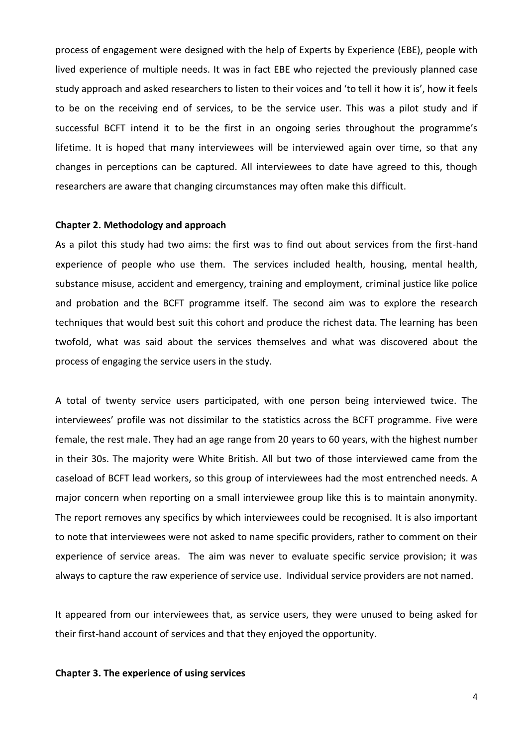process of engagement were designed with the help of Experts by Experience (EBE), people with lived experience of multiple needs. It was in fact EBE who rejected the previously planned case study approach and asked researchers to listen to their voices and 'to tell it how it is', how it feels to be on the receiving end of services, to be the service user. This was a pilot study and if successful BCFT intend it to be the first in an ongoing series throughout the programme's lifetime. It is hoped that many interviewees will be interviewed again over time, so that any changes in perceptions can be captured. All interviewees to date have agreed to this, though researchers are aware that changing circumstances may often make this difficult.

## Chapter 2. Methodology and approach

As a pilot this study had two aims: the first was to find out about services from the first-hand experience of people who use them. The services included health, housing, mental health, substance misuse, accident and emergency, training and employment, criminal justice like police and probation and the BCFT programme itself. The second aim was to explore the research techniques that would best suit this cohort and produce the richest data. The learning has been twofold, what was said about the services themselves and what was discovered about the process of engaging the service users in the study.

A total of twenty service users participated, with one person being interviewed twice. The interviewees' profile was not dissimilar to the statistics across the BCFT programme. Five were female, the rest male. They had an age range from 20 years to 60 years, with the highest number in their 30s. The majority were White British. All but two of those interviewed came from the caseload of BCFT lead workers, so this group of interviewees had the most entrenched needs. A major concern when reporting on a small interviewee group like this is to maintain anonymity. The report removes any specifics by which interviewees could be recognised. It is also important to note that interviewees were not asked to name specific providers, rather to comment on their experience of service areas. The aim was never to evaluate specific service provision; it was always to capture the raw experience of service use. Individual service providers are not named.

It appeared from our interviewees that, as service users, they were unused to being asked for their first-hand account of services and that they enjoyed the opportunity.

## Chapter 3. The experience of using services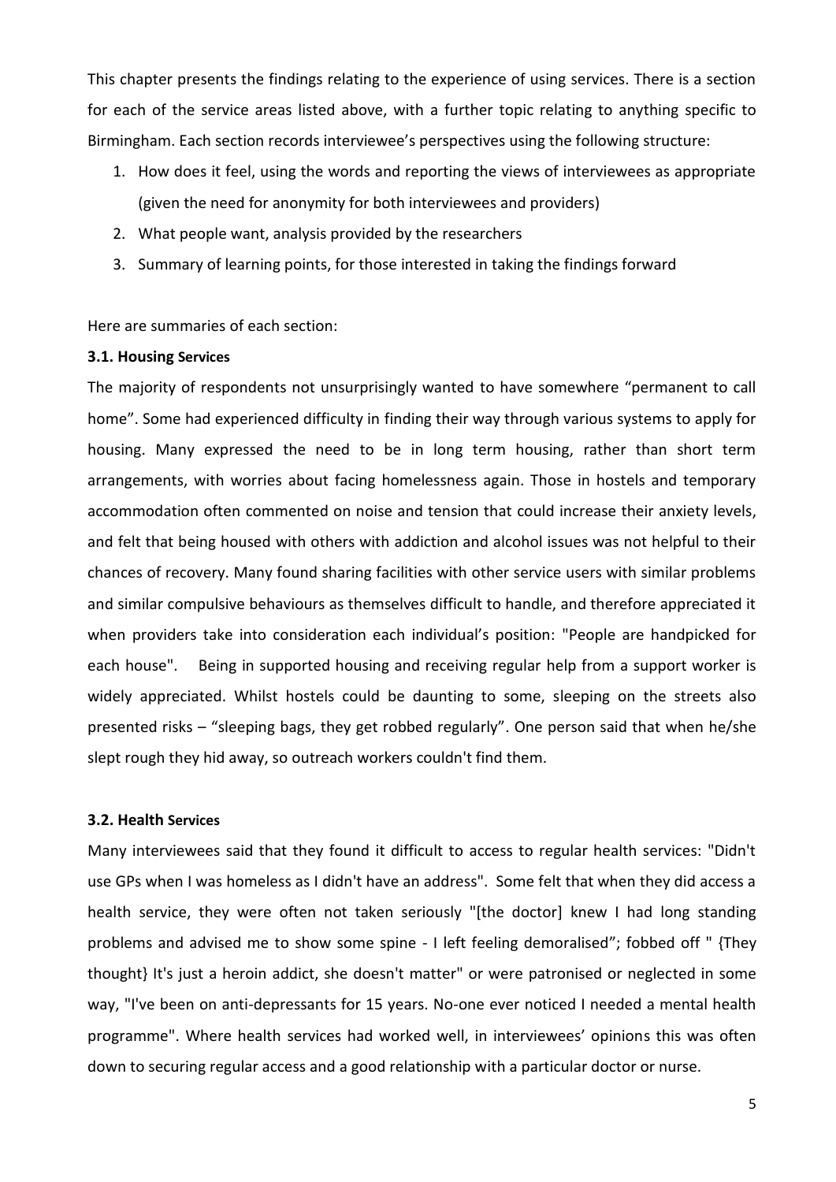This chapter presents the findings relating to the experience of using services. There is a section for each of the service areas listed above, with a further topic relating to anything specific to Birmingham. Each section records interviewee's perspectives using the following structure:

1. How does it feel, using the words and reporting the views of interviewees as appropriate (given the need for anonymity for both interviewees and providers)
2. What people want, analysis provided by the researchers
3. Summary of learning points, for those interested in taking the findings forward

Here are summaries of each section:

**3.1. Housing Services**

The majority of respondents not unsurprisingly wanted to have somewhere "permanent to call home". Some had experienced difficulty in finding their way through various systems to apply for housing. Many expressed the need to be in long term housing, rather than short term arrangements, with worries about facing homelessness again. Those in hostels and temporary accommodation often commented on noise and tension that could increase their anxiety levels, and felt that being housed with others with addiction and alcohol issues was not helpful to their chances of recovery. Many found sharing facilities with other service users with similar problems and similar compulsive behaviours as themselves difficult to handle, and therefore appreciated it when providers take into consideration each individual's position: "People are handpicked for each house". Being in supported housing and receiving regular help from a support worker is widely appreciated. Whilst hostels could be daunting to some, sleeping on the streets also presented risks – "sleeping bags, they get robbed regularly". One person said that when he/she slept rough they hid away, so outreach workers couldn't find them.

**3.2. Health Services**

Many interviewees said that they found it difficult to access to regular health services: "Didn't use GPs when I was homeless as I didn't have an address". Some felt that when they did access a health service, they were often not taken seriously "[the doctor] knew I had long standing problems and advised me to show some spine - I left feeling demoralised"; fobbed off " {They thought} It's just a heroin addict, she doesn't matter" or were patronised or neglected in some way, "I've been on anti-depressants for 15 years. No-one ever noticed I needed a mental health programme". Where health services had worked well, in interviewees' opinions this was often down to securing regular access and a good relationship with a particular doctor or nurse.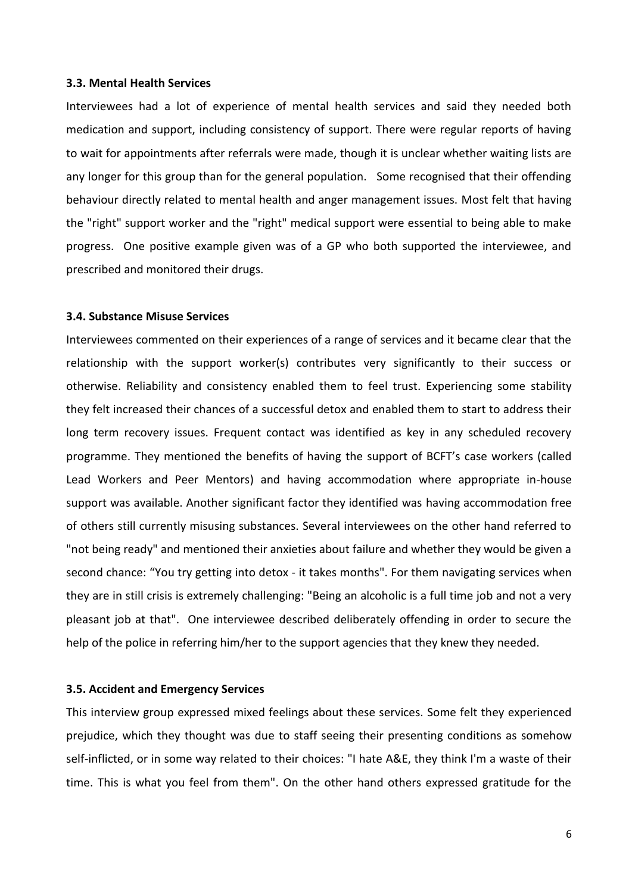### 3.3. Mental Health Services

Interviewees had a lot of experience of mental health services and said they needed both medication and support, including consistency of support. There were regular reports of having to wait for appointments after referrals were made, though it is unclear whether waiting lists are any longer for this group than for the general population. Some recognised that their offending behaviour directly related to mental health and anger management issues. Most felt that having the "right" support worker and the "right" medical support were essential to being able to make progress. One positive example given was of a GP who both supported the interviewee, and prescribed and monitored their drugs.

### 3.4. Substance Misuse Services

Interviewees commented on their experiences of a range of services and it became clear that the relationship with the support worker(s) contributes very significantly to their success or otherwise. Reliability and consistency enabled them to feel trust. Experiencing some stability they felt increased their chances of a successful detox and enabled them to start to address their long term recovery issues. Frequent contact was identified as key in any scheduled recovery programme. They mentioned the benefits of having the support of BCFT's case workers (called Lead Workers and Peer Mentors) and having accommodation where appropriate in-house support was available. Another significant factor they identified was having accommodation free of others still currently misusing substances. Several interviewees on the other hand referred to "not being ready" and mentioned their anxieties about failure and whether they would be given a second chance: "You try getting into detox - it takes months". For them navigating services when they are in still crisis is extremely challenging: "Being an alcoholic is a full time job and not a very pleasant job at that". One interviewee described deliberately offending in order to secure the help of the police in referring him/her to the support agencies that they knew they needed.

### 3.5. Accident and Emergency Services

This interview group expressed mixed feelings about these services. Some felt they experienced prejudice, which they thought was due to staff seeing their presenting conditions as somehow self-inflicted, or in some way related to their choices: "I hate A&E, they think I'm a waste of their time. This is what you feel from them". On the other hand others expressed gratitude for the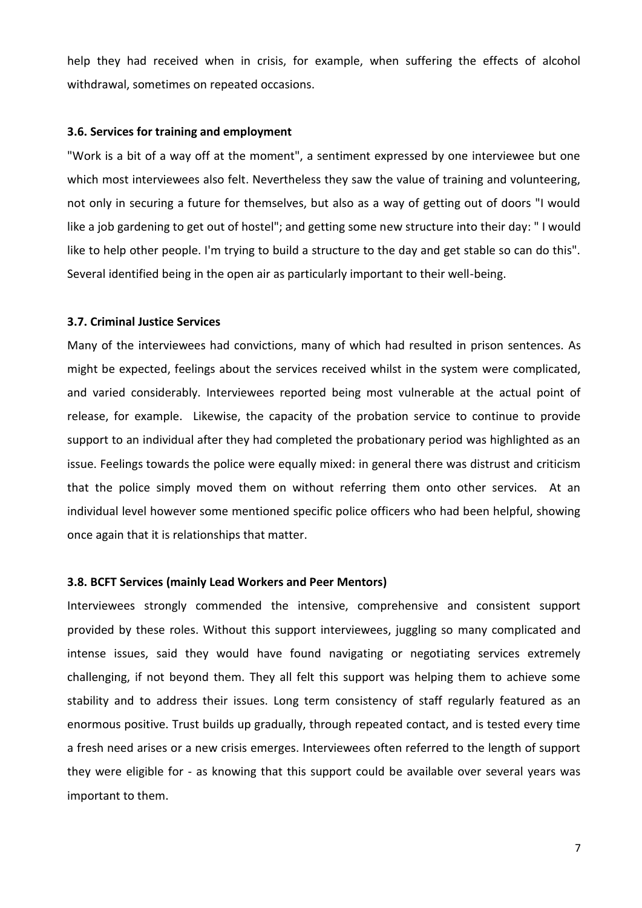help they had received when in crisis, for example, when suffering the effects of alcohol withdrawal, sometimes on repeated occasions.

### 3.6. Services for training and employment

"Work is a bit of a way off at the moment", a sentiment expressed by one interviewee but one which most interviewees also felt. Nevertheless they saw the value of training and volunteering, not only in securing a future for themselves, but also as a way of getting out of doors "I would like a job gardening to get out of hostel"; and getting some new structure into their day: " I would like to help other people. I'm trying to build a structure to the day and get stable so can do this". Several identified being in the open air as particularly important to their well-being.

### 3.7. Criminal Justice Services

Many of the interviewees had convictions, many of which had resulted in prison sentences. As might be expected, feelings about the services received whilst in the system were complicated, and varied considerably. Interviewees reported being most vulnerable at the actual point of release, for example. Likewise, the capacity of the probation service to continue to provide support to an individual after they had completed the probationary period was highlighted as an issue. Feelings towards the police were equally mixed: in general there was distrust and criticism that the police simply moved them on without referring them onto other services. At an individual level however some mentioned specific police officers who had been helpful, showing once again that it is relationships that matter.

### 3.8. BCFT Services (mainly Lead Workers and Peer Mentors)

Interviewees strongly commended the intensive, comprehensive and consistent support provided by these roles. Without this support interviewees, juggling so many complicated and intense issues, said they would have found navigating or negotiating services extremely challenging, if not beyond them. They all felt this support was helping them to achieve some stability and to address their issues. Long term consistency of staff regularly featured as an enormous positive. Trust builds up gradually, through repeated contact, and is tested every time a fresh need arises or a new crisis emerges. Interviewees often referred to the length of support they were eligible for - as knowing that this support could be available over several years was important to them.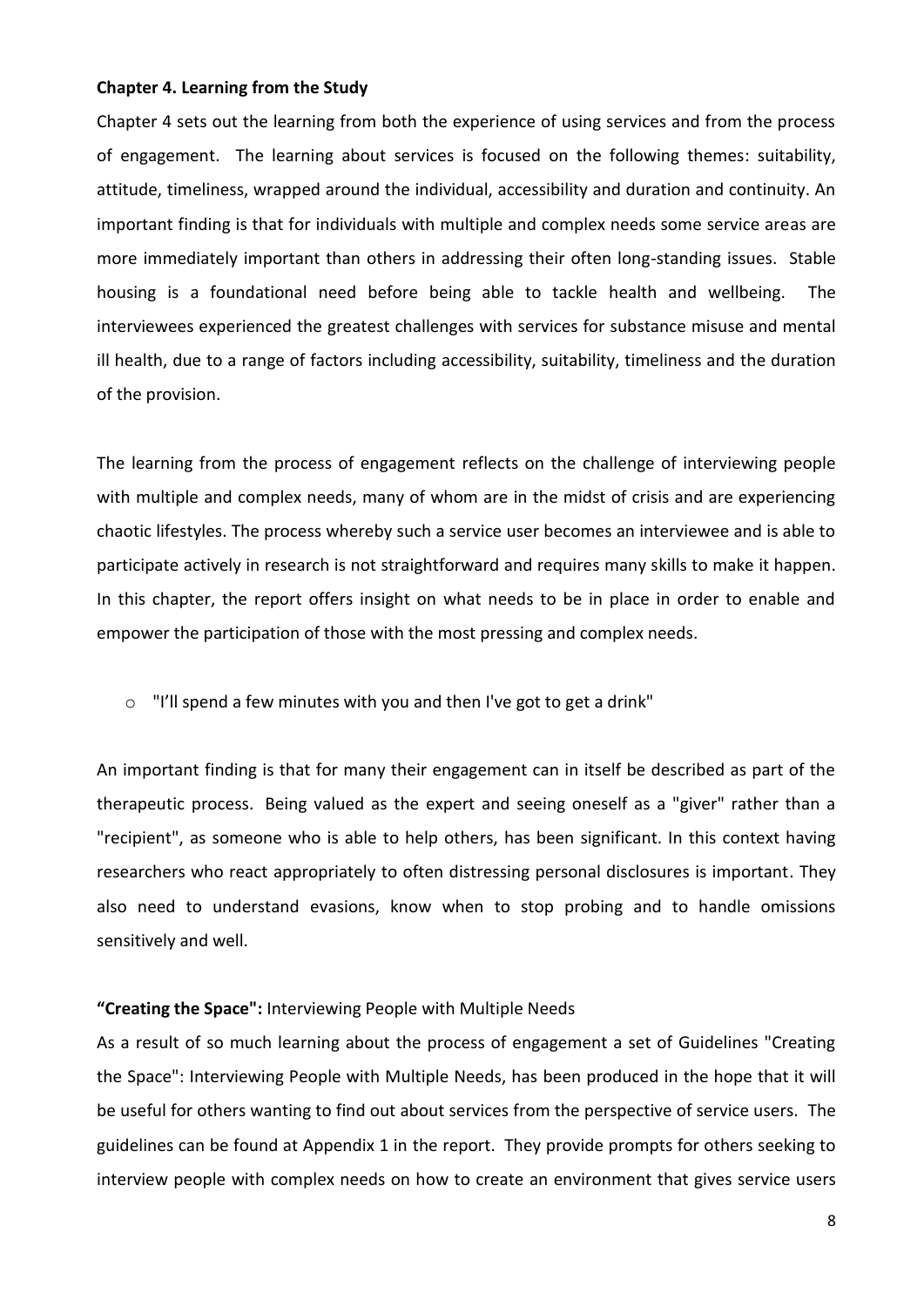**Chapter 4. Learning from the Study**

Chapter 4 sets out the learning from both the experience of using services and from the process of engagement. The learning about services is focused on the following themes: suitability, attitude, timeliness, wrapped around the individual, accessibility and duration and continuity. An important finding is that for individuals with multiple and complex needs some service areas are more immediately important than others in addressing their often long-standing issues. Stable housing is a foundational need before being able to tackle health and wellbeing. The interviewees experienced the greatest challenges with services for substance misuse and mental ill health, due to a range of factors including accessibility, suitability, timeliness and the duration of the provision.

The learning from the process of engagement reflects on the challenge of interviewing people with multiple and complex needs, many of whom are in the midst of crisis and are experiencing chaotic lifestyles. The process whereby such a service user becomes an interviewee and is able to participate actively in research is not straightforward and requires many skills to make it happen. In this chapter, the report offers insight on what needs to be in place in order to enable and empower the participation of those with the most pressing and complex needs.

- "I'll spend a few minutes with you and then I've got to get a drink"

An important finding is that for many their engagement can in itself be described as part of the therapeutic process. Being valued as the expert and seeing oneself as a "giver" rather than a "recipient", as someone who is able to help others, has been significant. In this context having researchers who react appropriately to often distressing personal disclosures is important. They also need to understand evasions, know when to stop probing and to handle omissions sensitively and well.

**"Creating the Space":** Interviewing People with Multiple Needs

As a result of so much learning about the process of engagement a set of Guidelines "Creating the Space": Interviewing People with Multiple Needs, has been produced in the hope that it will be useful for others wanting to find out about services from the perspective of service users. The guidelines can be found at Appendix 1 in the report. They provide prompts for others seeking to interview people with complex needs on how to create an environment that gives service users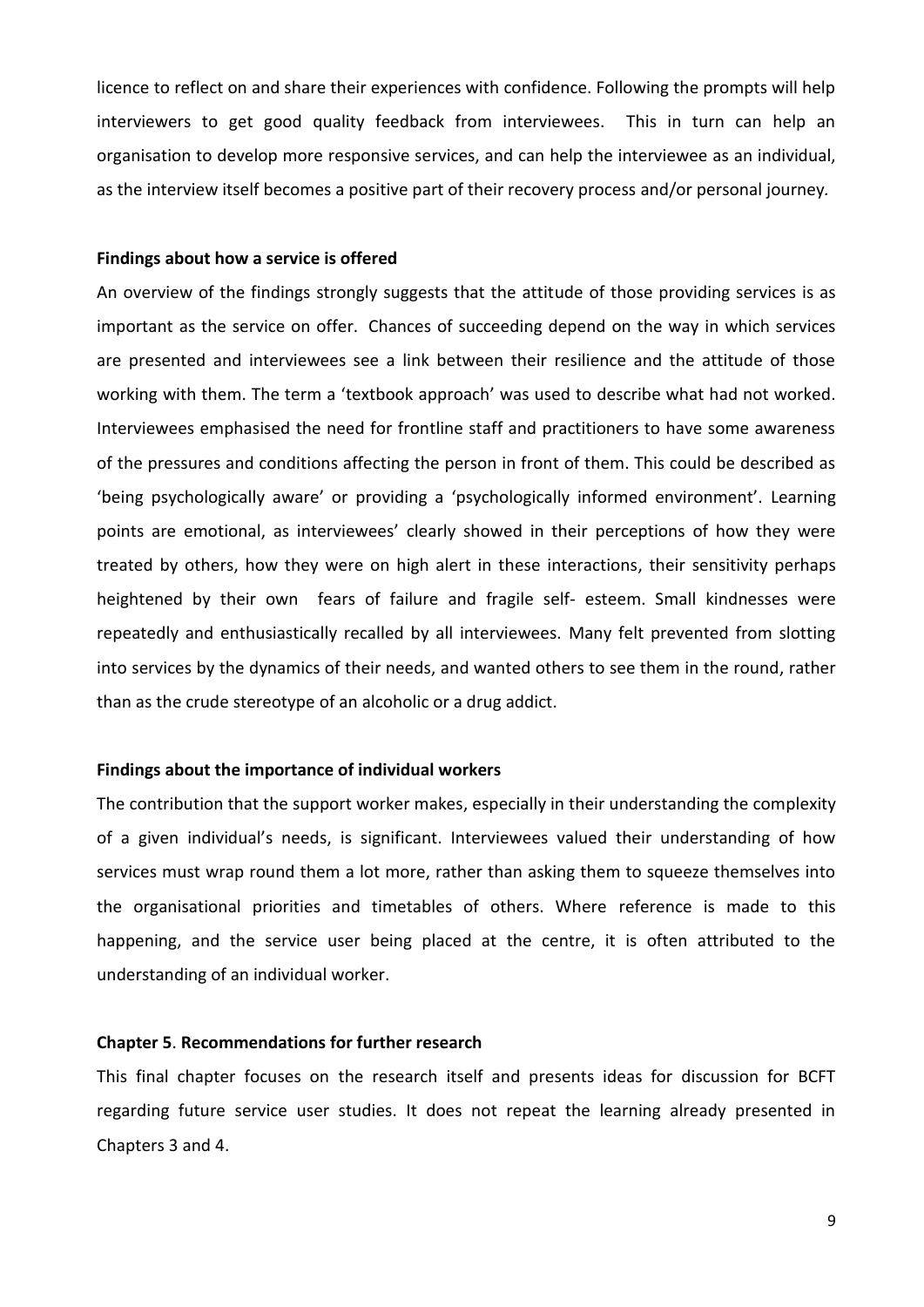licence to reflect on and share their experiences with confidence. Following the prompts will help interviewers to get good quality feedback from interviewees. This in turn can help an organisation to develop more responsive services, and can help the interviewee as an individual, as the interview itself becomes a positive part of their recovery process and/or personal journey.

**Findings about how a service is offered**

An overview of the findings strongly suggests that the attitude of those providing services is as important as the service on offer. Chances of succeeding depend on the way in which services are presented and interviewees see a link between their resilience and the attitude of those working with them. The term a 'textbook approach' was used to describe what had not worked. Interviewees emphasised the need for frontline staff and practitioners to have some awareness of the pressures and conditions affecting the person in front of them. This could be described as 'being psychologically aware' or providing a 'psychologically informed environment'. Learning points are emotional, as interviewees' clearly showed in their perceptions of how they were treated by others, how they were on high alert in these interactions, their sensitivity perhaps heightened by their own fears of failure and fragile self- esteem. Small kindnesses were repeatedly and enthusiastically recalled by all interviewees. Many felt prevented from slotting into services by the dynamics of their needs, and wanted others to see them in the round, rather than as the crude stereotype of an alcoholic or a drug addict.

**Findings about the importance of individual workers**

The contribution that the support worker makes, especially in their understanding the complexity of a given individual's needs, is significant. Interviewees valued their understanding of how services must wrap round them a lot more, rather than asking them to squeeze themselves into the organisational priorities and timetables of others. Where reference is made to this happening, and the service user being placed at the centre, it is often attributed to the understanding of an individual worker.

**Chapter 5**. **Recommendations for further research**

This final chapter focuses on the research itself and presents ideas for discussion for BCFT regarding future service user studies. It does not repeat the learning already presented in Chapters 3 and 4.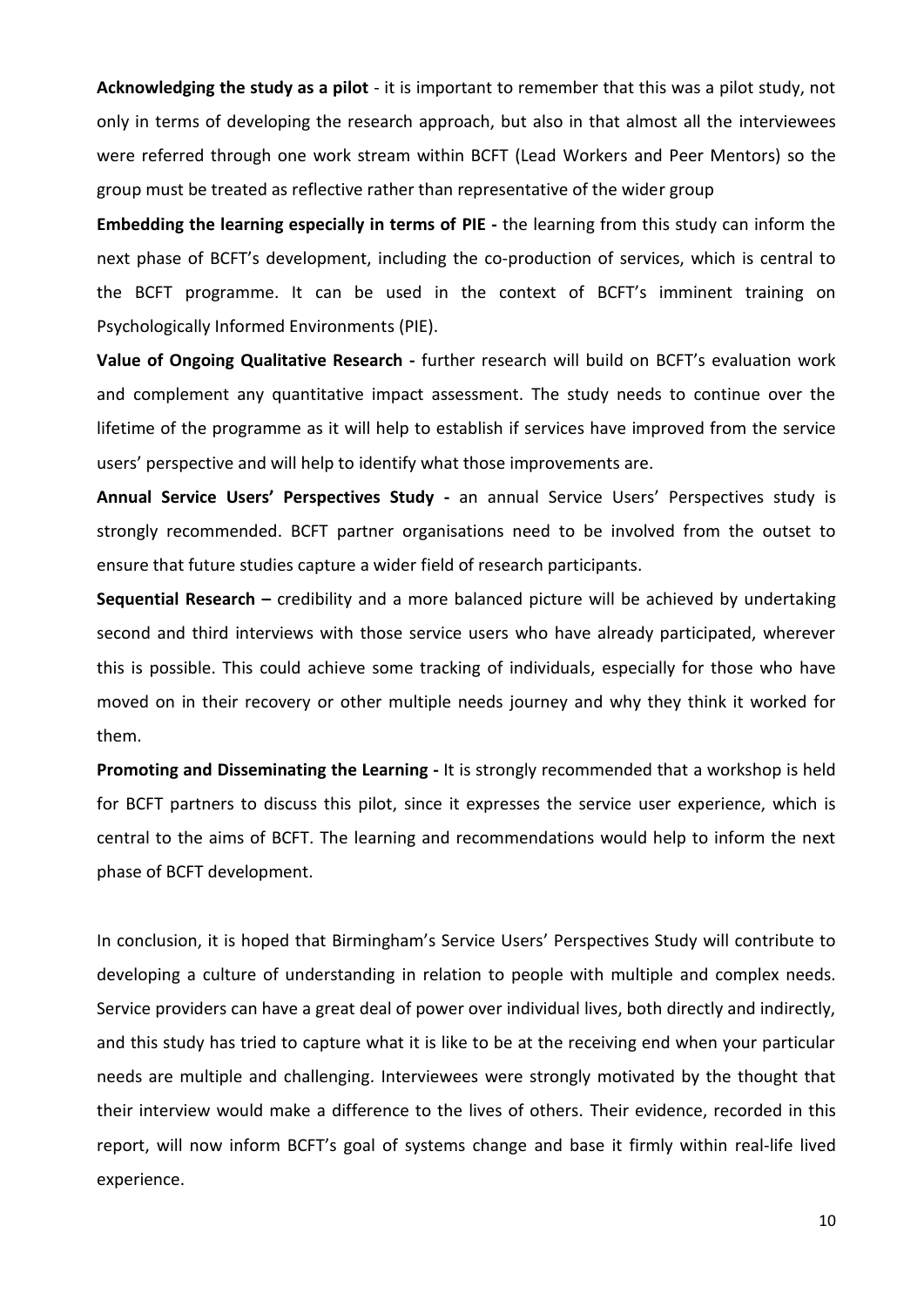**Acknowledging the study as a pilot** - it is important to remember that this was a pilot study, not only in terms of developing the research approach, but also in that almost all the interviewees were referred through one work stream within BCFT (Lead Workers and Peer Mentors) so the group must be treated as reflective rather than representative of the wider group

**Embedding the learning especially in terms of PIE -** the learning from this study can inform the next phase of BCFT's development, including the co-production of services, which is central to the BCFT programme. It can be used in the context of BCFT's imminent training on Psychologically Informed Environments (PIE).

**Value of Ongoing Qualitative Research -** further research will build on BCFT's evaluation work and complement any quantitative impact assessment. The study needs to continue over the lifetime of the programme as it will help to establish if services have improved from the service users' perspective and will help to identify what those improvements are.

**Annual Service Users' Perspectives Study -** an annual Service Users' Perspectives study is strongly recommended. BCFT partner organisations need to be involved from the outset to ensure that future studies capture a wider field of research participants.

**Sequential Research –** credibility and a more balanced picture will be achieved by undertaking second and third interviews with those service users who have already participated, wherever this is possible. This could achieve some tracking of individuals, especially for those who have moved on in their recovery or other multiple needs journey and why they think it worked for them.

**Promoting and Disseminating the Learning -** It is strongly recommended that a workshop is held for BCFT partners to discuss this pilot, since it expresses the service user experience, which is central to the aims of BCFT. The learning and recommendations would help to inform the next phase of BCFT development.

In conclusion, it is hoped that Birmingham's Service Users' Perspectives Study will contribute to developing a culture of understanding in relation to people with multiple and complex needs. Service providers can have a great deal of power over individual lives, both directly and indirectly, and this study has tried to capture what it is like to be at the receiving end when your particular needs are multiple and challenging. Interviewees were strongly motivated by the thought that their interview would make a difference to the lives of others. Their evidence, recorded in this report, will now inform BCFT's goal of systems change and base it firmly within real-life lived experience.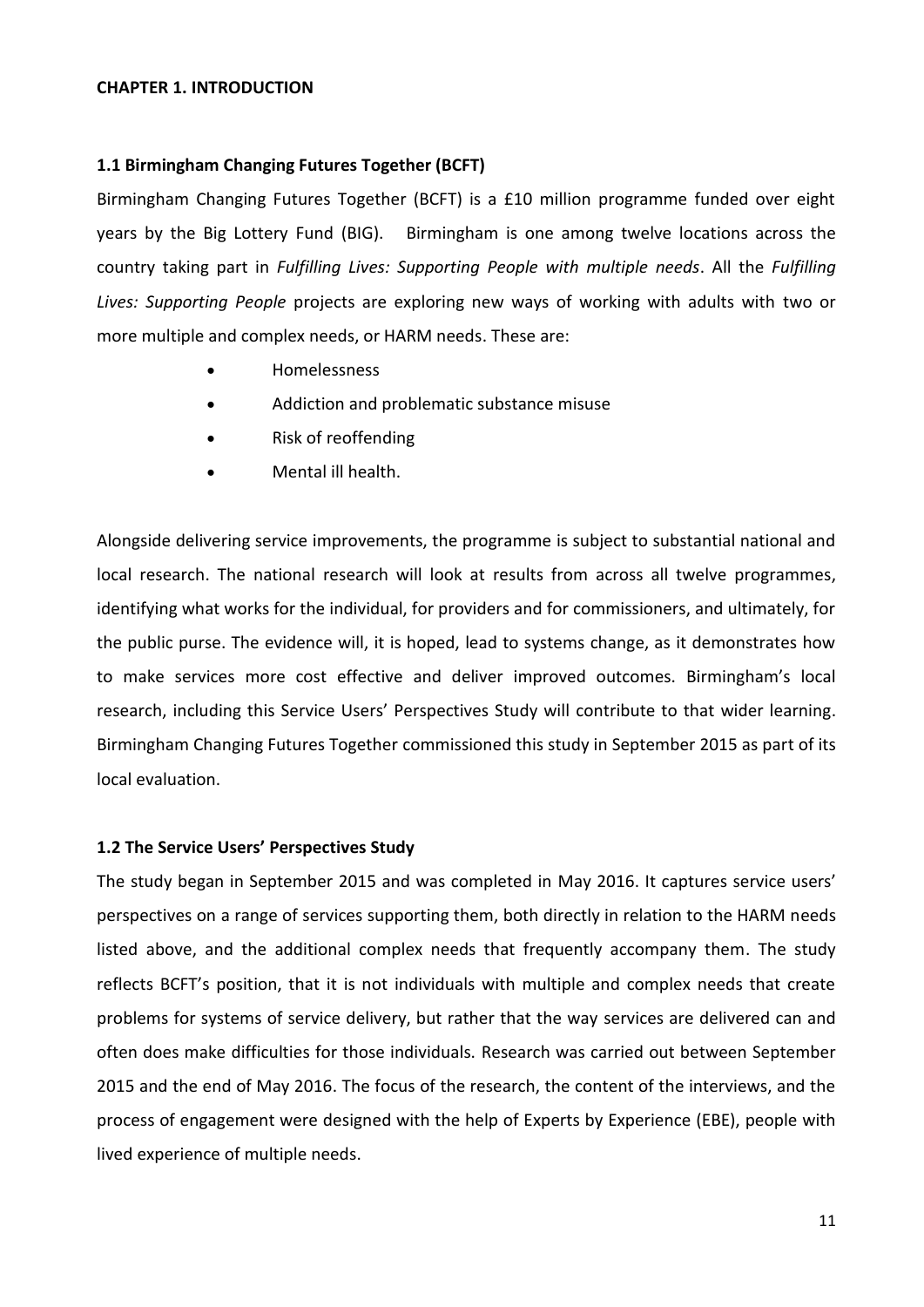# CHAPTER 1. INTRODUCTION

## 1.1 Birmingham Changing Futures Together (BCFT)

Birmingham Changing Futures Together (BCFT) is a £10 million programme funded over eight years by the Big Lottery Fund (BIG). Birmingham is one among twelve locations across the country taking part in *Fulfilling Lives: Supporting People with multiple needs*. All the *Fulfilling Lives: Supporting People* projects are exploring new ways of working with adults with two or more multiple and complex needs, or HARM needs. These are:

- Homelessness
- Addiction and problematic substance misuse
- Risk of reoffending
- Mental ill health.

Alongside delivering service improvements, the programme is subject to substantial national and local research. The national research will look at results from across all twelve programmes, identifying what works for the individual, for providers and for commissioners, and ultimately, for the public purse. The evidence will, it is hoped, lead to systems change, as it demonstrates how to make services more cost effective and deliver improved outcomes. Birmingham's local research, including this Service Users' Perspectives Study will contribute to that wider learning. Birmingham Changing Futures Together commissioned this study in September 2015 as part of its local evaluation.

## 1.2 The Service Users' Perspectives Study

The study began in September 2015 and was completed in May 2016. It captures service users' perspectives on a range of services supporting them, both directly in relation to the HARM needs listed above, and the additional complex needs that frequently accompany them. The study reflects BCFT's position, that it is not individuals with multiple and complex needs that create problems for systems of service delivery, but rather that the way services are delivered can and often does make difficulties for those individuals. Research was carried out between September 2015 and the end of May 2016. The focus of the research, the content of the interviews, and the process of engagement were designed with the help of Experts by Experience (EBE), people with lived experience of multiple needs.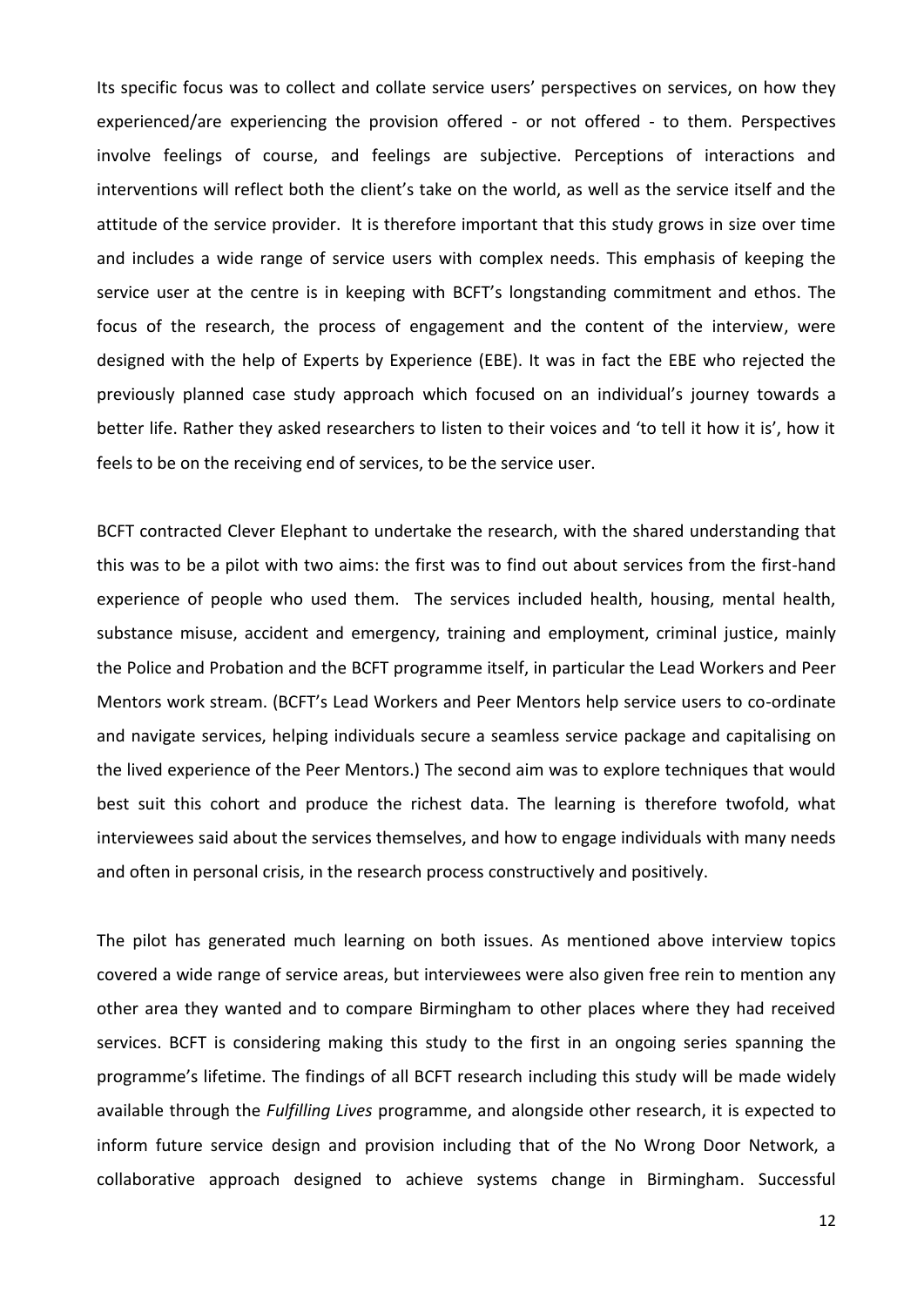Its specific focus was to collect and collate service users' perspectives on services, on how they experienced/are experiencing the provision offered - or not offered - to them. Perspectives involve feelings of course, and feelings are subjective. Perceptions of interactions and interventions will reflect both the client's take on the world, as well as the service itself and the attitude of the service provider. It is therefore important that this study grows in size over time and includes a wide range of service users with complex needs. This emphasis of keeping the service user at the centre is in keeping with BCFT's longstanding commitment and ethos. The focus of the research, the process of engagement and the content of the interview, were designed with the help of Experts by Experience (EBE). It was in fact the EBE who rejected the previously planned case study approach which focused on an individual's journey towards a better life. Rather they asked researchers to listen to their voices and 'to tell it how it is', how it feels to be on the receiving end of services, to be the service user.

BCFT contracted Clever Elephant to undertake the research, with the shared understanding that this was to be a pilot with two aims: the first was to find out about services from the first-hand experience of people who used them. The services included health, housing, mental health, substance misuse, accident and emergency, training and employment, criminal justice, mainly the Police and Probation and the BCFT programme itself, in particular the Lead Workers and Peer Mentors work stream. (BCFT's Lead Workers and Peer Mentors help service users to co-ordinate and navigate services, helping individuals secure a seamless service package and capitalising on the lived experience of the Peer Mentors.) The second aim was to explore techniques that would best suit this cohort and produce the richest data. The learning is therefore twofold, what interviewees said about the services themselves, and how to engage individuals with many needs and often in personal crisis, in the research process constructively and positively.

The pilot has generated much learning on both issues. As mentioned above interview topics covered a wide range of service areas, but interviewees were also given free rein to mention any other area they wanted and to compare Birmingham to other places where they had received services. BCFT is considering making this study to the first in an ongoing series spanning the programme's lifetime. The findings of all BCFT research including this study will be made widely available through the *Fulfilling Lives* programme, and alongside other research, it is expected to inform future service design and provision including that of the No Wrong Door Network, a collaborative approach designed to achieve systems change in Birmingham. Successful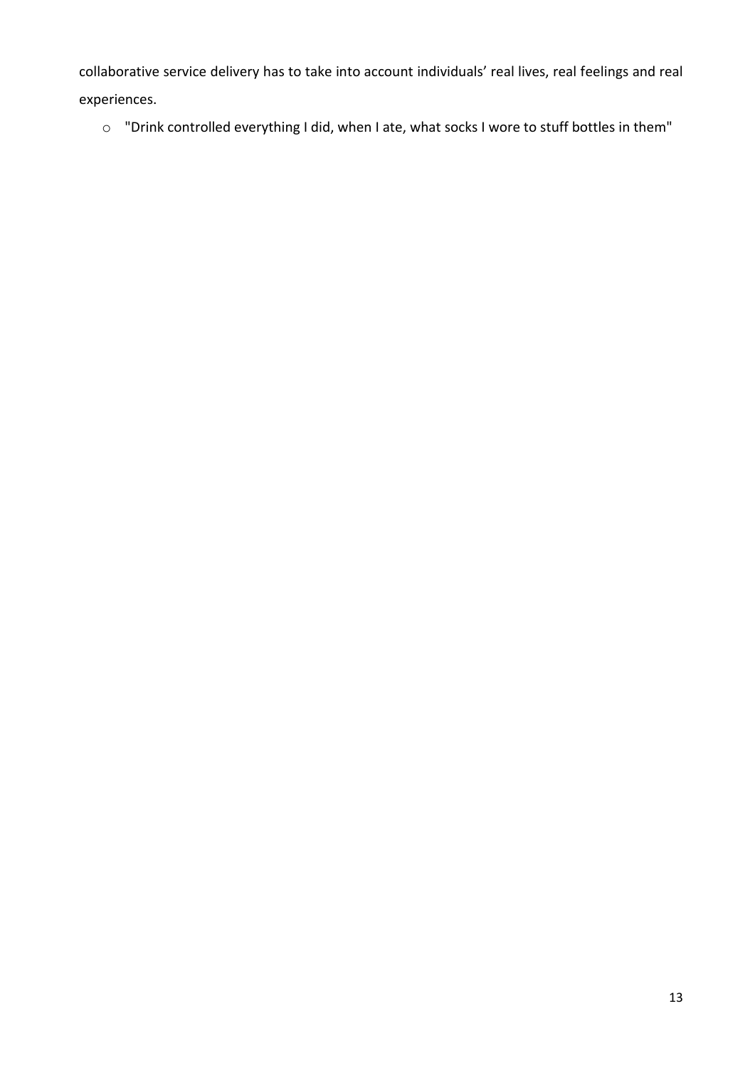collaborative service delivery has to take into account individuals' real lives, real feelings and real experiences.

- "Drink controlled everything I did, when I ate, what socks I wore to stuff bottles in them"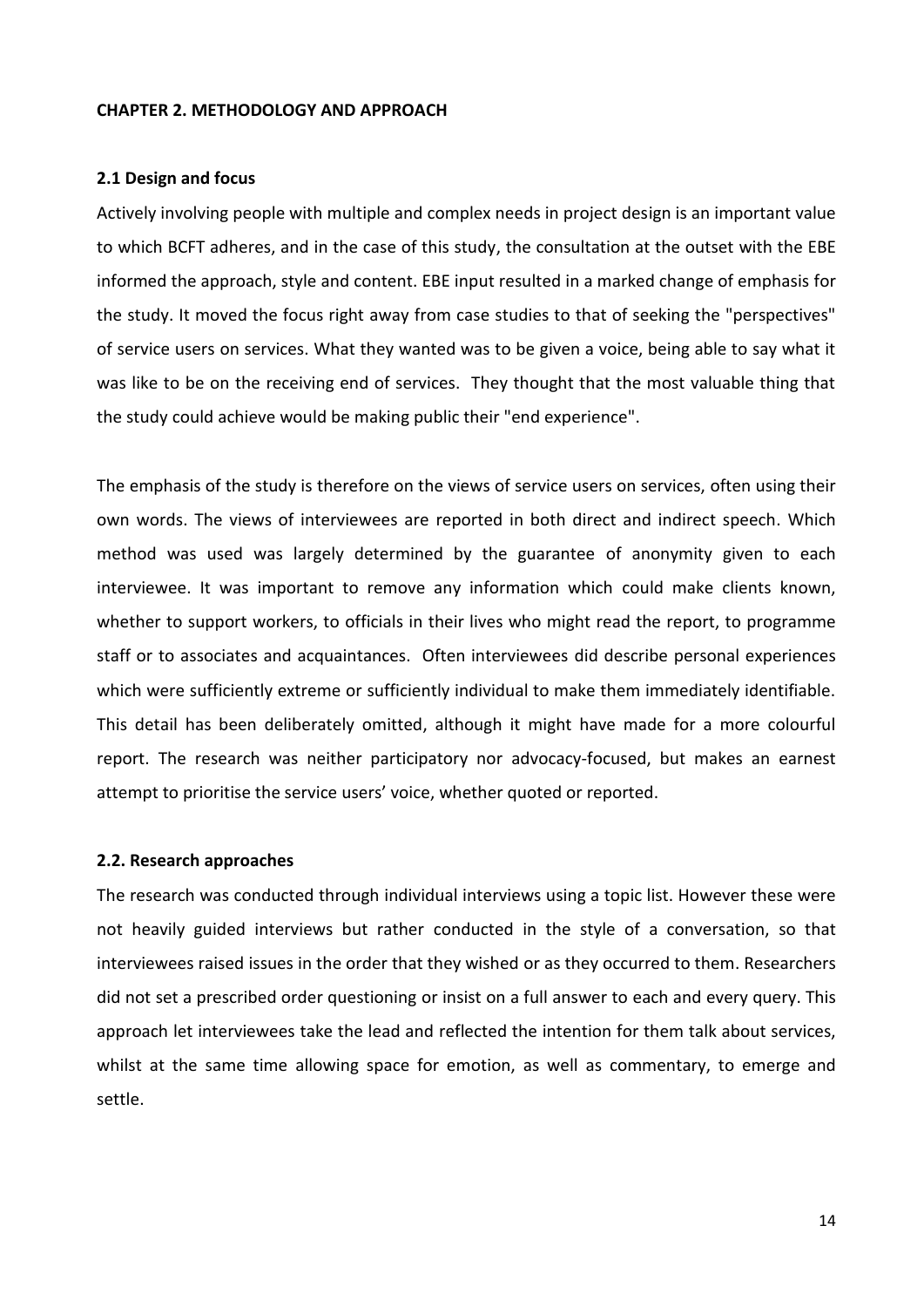## CHAPTER 2. METHODOLOGY AND APPROACH

### 2.1 Design and focus

Actively involving people with multiple and complex needs in project design is an important value to which BCFT adheres, and in the case of this study, the consultation at the outset with the EBE informed the approach, style and content. EBE input resulted in a marked change of emphasis for the study. It moved the focus right away from case studies to that of seeking the "perspectives" of service users on services. What they wanted was to be given a voice, being able to say what it was like to be on the receiving end of services. They thought that the most valuable thing that the study could achieve would be making public their "end experience".

The emphasis of the study is therefore on the views of service users on services, often using their own words. The views of interviewees are reported in both direct and indirect speech. Which method was used was largely determined by the guarantee of anonymity given to each interviewee. It was important to remove any information which could make clients known, whether to support workers, to officials in their lives who might read the report, to programme staff or to associates and acquaintances. Often interviewees did describe personal experiences which were sufficiently extreme or sufficiently individual to make them immediately identifiable. This detail has been deliberately omitted, although it might have made for a more colourful report. The research was neither participatory nor advocacy-focused, but makes an earnest attempt to prioritise the service users' voice, whether quoted or reported.

### 2.2. Research approaches

The research was conducted through individual interviews using a topic list. However these were not heavily guided interviews but rather conducted in the style of a conversation, so that interviewees raised issues in the order that they wished or as they occurred to them. Researchers did not set a prescribed order questioning or insist on a full answer to each and every query. This approach let interviewees take the lead and reflected the intention for them talk about services, whilst at the same time allowing space for emotion, as well as commentary, to emerge and settle.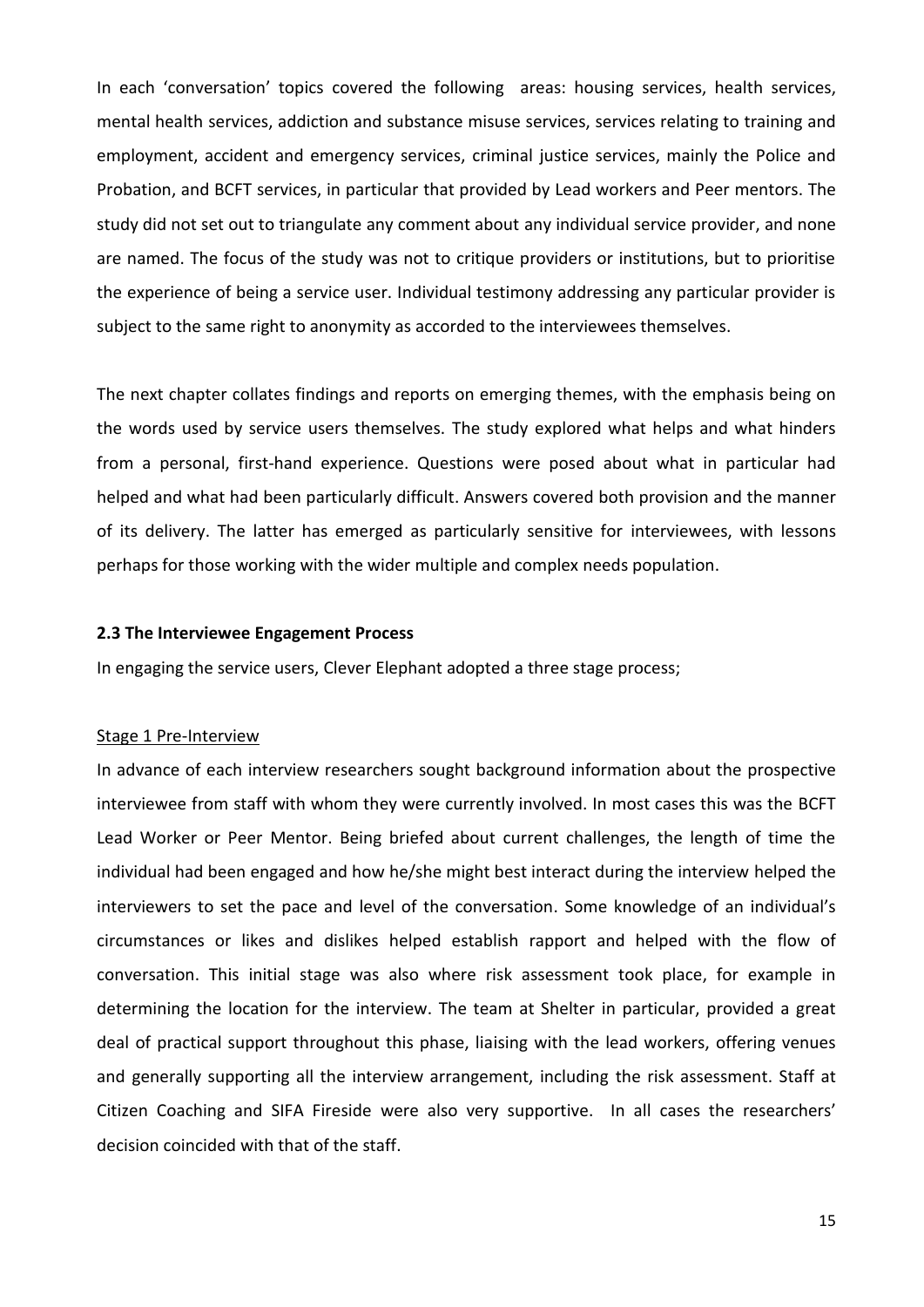In each 'conversation' topics covered the following areas: housing services, health services, mental health services, addiction and substance misuse services, services relating to training and employment, accident and emergency services, criminal justice services, mainly the Police and Probation, and BCFT services, in particular that provided by Lead workers and Peer mentors. The study did not set out to triangulate any comment about any individual service provider, and none are named. The focus of the study was not to critique providers or institutions, but to prioritise the experience of being a service user. Individual testimony addressing any particular provider is subject to the same right to anonymity as accorded to the interviewees themselves.

The next chapter collates findings and reports on emerging themes, with the emphasis being on the words used by service users themselves. The study explored what helps and what hinders from a personal, first-hand experience. Questions were posed about what in particular had helped and what had been particularly difficult. Answers covered both provision and the manner of its delivery. The latter has emerged as particularly sensitive for interviewees, with lessons perhaps for those working with the wider multiple and complex needs population.

**2.3 The Interviewee Engagement Process**

In engaging the service users, Clever Elephant adopted a three stage process;

Stage 1 Pre-Interview

In advance of each interview researchers sought background information about the prospective interviewee from staff with whom they were currently involved. In most cases this was the BCFT Lead Worker or Peer Mentor. Being briefed about current challenges, the length of time the individual had been engaged and how he/she might best interact during the interview helped the interviewers to set the pace and level of the conversation. Some knowledge of an individual's circumstances or likes and dislikes helped establish rapport and helped with the flow of conversation. This initial stage was also where risk assessment took place, for example in determining the location for the interview. The team at Shelter in particular, provided a great deal of practical support throughout this phase, liaising with the lead workers, offering venues and generally supporting all the interview arrangement, including the risk assessment. Staff at Citizen Coaching and SIFA Fireside were also very supportive. In all cases the researchers' decision coincided with that of the staff.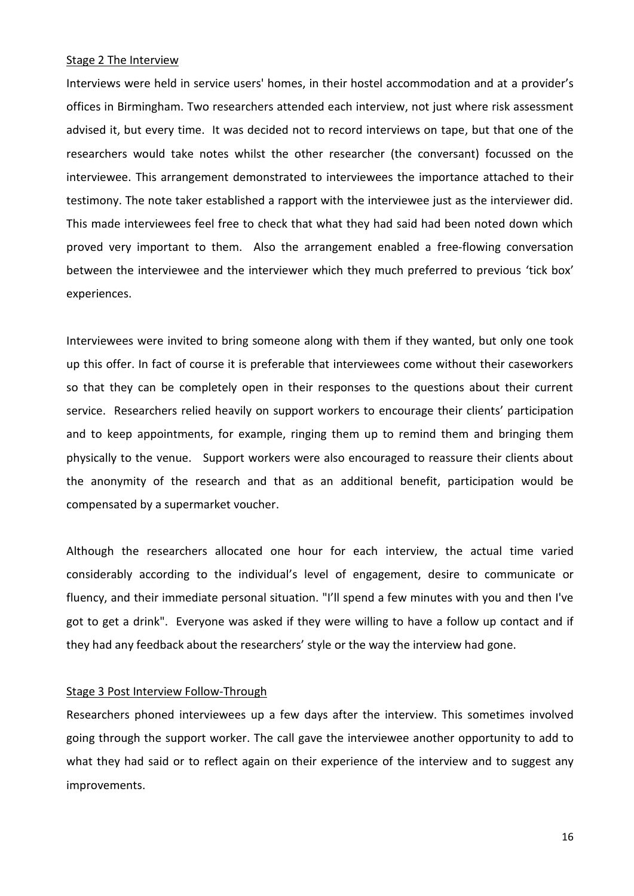<u>Stage 2 The Interview</u>

Interviews were held in service users' homes, in their hostel accommodation and at a provider's offices in Birmingham. Two researchers attended each interview, not just where risk assessment advised it, but every time. It was decided not to record interviews on tape, but that one of the researchers would take notes whilst the other researcher (the conversant) focussed on the interviewee. This arrangement demonstrated to interviewees the importance attached to their testimony. The note taker established a rapport with the interviewee just as the interviewer did. This made interviewees feel free to check that what they had said had been noted down which proved very important to them. Also the arrangement enabled a free-flowing conversation between the interviewee and the interviewer which they much preferred to previous 'tick box' experiences.

Interviewees were invited to bring someone along with them if they wanted, but only one took up this offer. In fact of course it is preferable that interviewees come without their caseworkers so that they can be completely open in their responses to the questions about their current service. Researchers relied heavily on support workers to encourage their clients' participation and to keep appointments, for example, ringing them up to remind them and bringing them physically to the venue. Support workers were also encouraged to reassure their clients about the anonymity of the research and that as an additional benefit, participation would be compensated by a supermarket voucher.

Although the researchers allocated one hour for each interview, the actual time varied considerably according to the individual's level of engagement, desire to communicate or fluency, and their immediate personal situation. "I'll spend a few minutes with you and then I've got to get a drink". Everyone was asked if they were willing to have a follow up contact and if they had any feedback about the researchers' style or the way the interview had gone.

<u>Stage 3 Post Interview Follow-Through</u>

Researchers phoned interviewees up a few days after the interview. This sometimes involved going through the support worker. The call gave the interviewee another opportunity to add to what they had said or to reflect again on their experience of the interview and to suggest any improvements.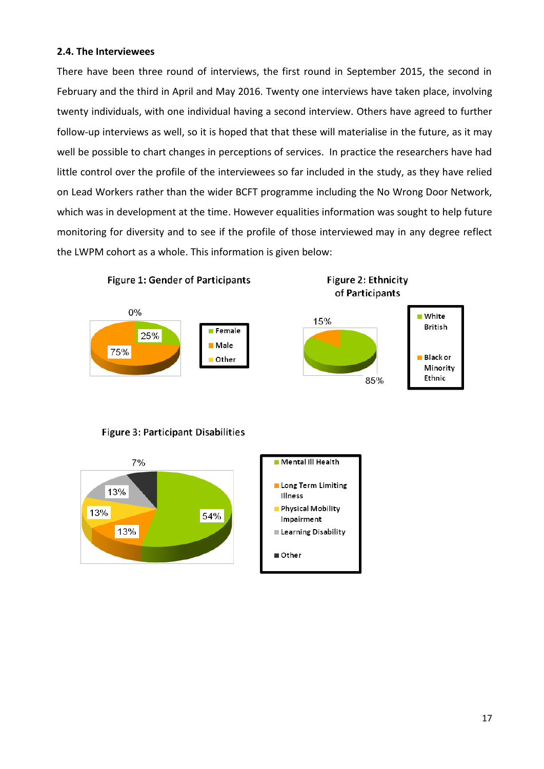### 2.4. The Interviewees

There have been three round of interviews, the first round in September 2015, the second in February and the third in April and May 2016. Twenty one interviews have taken place, involving twenty individuals, with one individual having a second interview. Others have agreed to further follow-up interviews as well, so it is hoped that that these will materialise in the future, as it may well be possible to chart changes in perceptions of services. In practice the researchers have had little control over the profile of the interviewees so far included in the study, as they have relied on Lead Workers rather than the wider BCFT programme including the No Wrong Door Network, which was in development at the time. However equalities information was sought to help future monitoring for diversity and to see if the profile of those interviewed may in any degree reflect the LWPM cohort as a whole. This information is given below:

Figure 1: Gender of Participants

0%

25%

75%

- Female
- Male
- Other

Figure 2: Ethnicity of Participants

15%

85%

- White British
- Black or Minority Ethnic

Figure 3: Participant Disabilities

7%

13%

13%

13%

54%

- Mental Ill Health
- Long Term Limiting Illness
- Physical Mobility Impairment
- Learning Disability
- Other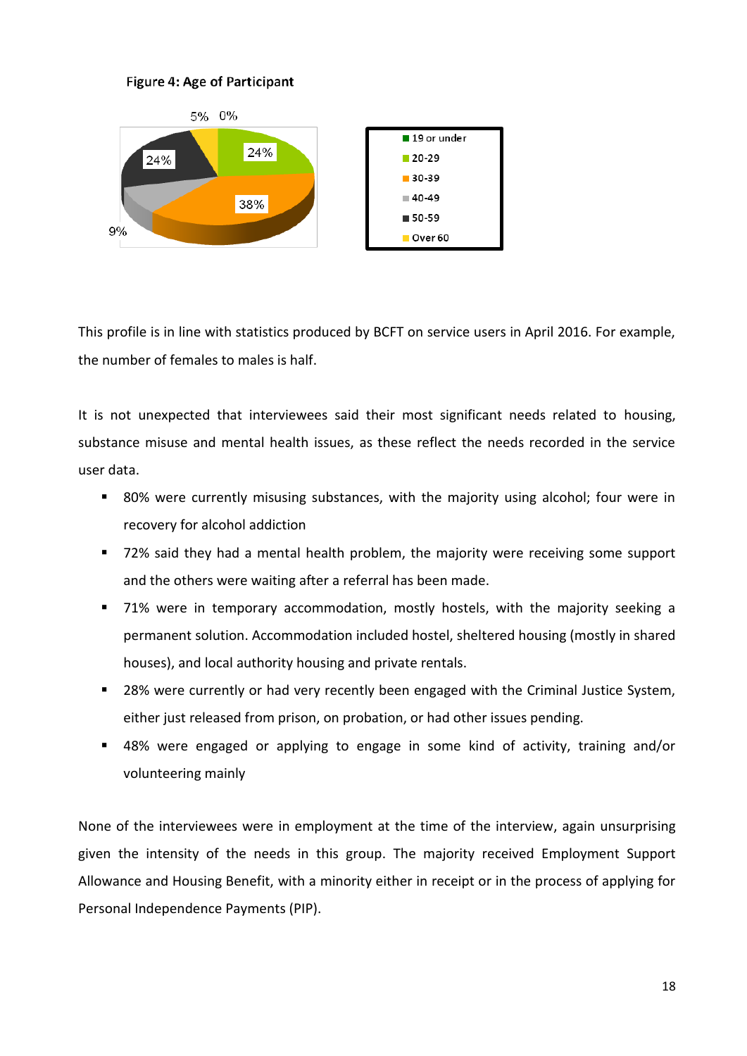**Figure 4: Age of Participant**

This profile is in line with statistics produced by BCFT on service users in April 2016. For example, the number of females to males is half.

It is not unexpected that interviewees said their most significant needs related to housing, substance misuse and mental health issues, as these reflect the needs recorded in the service user data.

- 80% were currently misusing substances, with the majority using alcohol; four were in recovery for alcohol addiction
- 72% said they had a mental health problem, the majority were receiving some support and the others were waiting after a referral has been made.
- 71% were in temporary accommodation, mostly hostels, with the majority seeking a permanent solution. Accommodation included hostel, sheltered housing (mostly in shared houses), and local authority housing and private rentals.
- 28% were currently or had very recently been engaged with the Criminal Justice System, either just released from prison, on probation, or had other issues pending.
- 48% were engaged or applying to engage in some kind of activity, training and/or volunteering mainly

None of the interviewees were in employment at the time of the interview, again unsurprising given the intensity of the needs in this group. The majority received Employment Support Allowance and Housing Benefit, with a minority either in receipt or in the process of applying for Personal Independence Payments (PIP).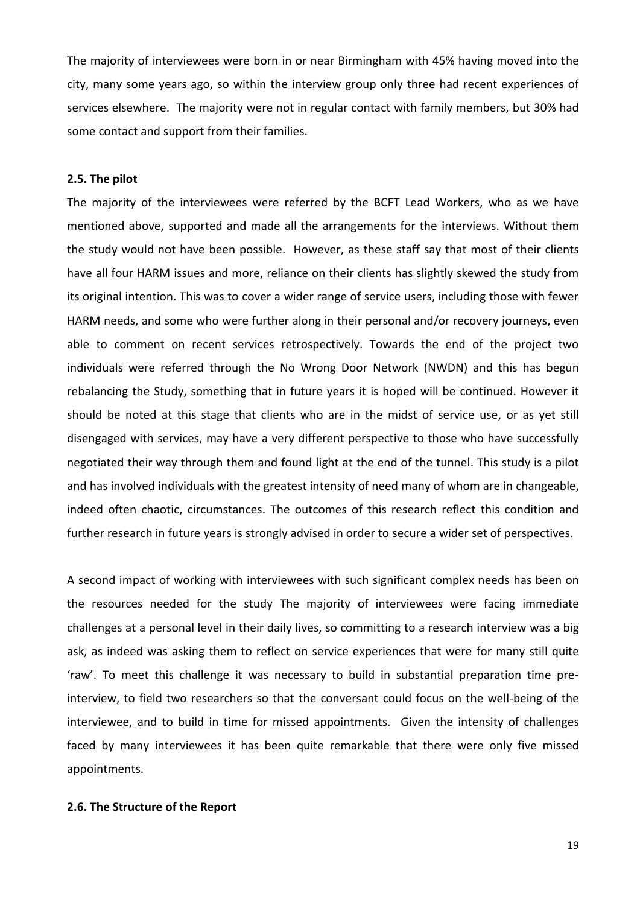The majority of interviewees were born in or near Birmingham with 45% having moved into the city, many some years ago, so within the interview group only three had recent experiences of services elsewhere. The majority were not in regular contact with family members, but 30% had some contact and support from their families.

### 2.5. The pilot

The majority of the interviewees were referred by the BCFT Lead Workers, who as we have mentioned above, supported and made all the arrangements for the interviews. Without them the study would not have been possible. However, as these staff say that most of their clients have all four HARM issues and more, reliance on their clients has slightly skewed the study from its original intention. This was to cover a wider range of service users, including those with fewer HARM needs, and some who were further along in their personal and/or recovery journeys, even able to comment on recent services retrospectively. Towards the end of the project two individuals were referred through the No Wrong Door Network (NWDN) and this has begun rebalancing the Study, something that in future years it is hoped will be continued. However it should be noted at this stage that clients who are in the midst of service use, or as yet still disengaged with services, may have a very different perspective to those who have successfully negotiated their way through them and found light at the end of the tunnel. This study is a pilot and has involved individuals with the greatest intensity of need many of whom are in changeable, indeed often chaotic, circumstances. The outcomes of this research reflect this condition and further research in future years is strongly advised in order to secure a wider set of perspectives.

A second impact of working with interviewees with such significant complex needs has been on the resources needed for the study The majority of interviewees were facing immediate challenges at a personal level in their daily lives, so committing to a research interview was a big ask, as indeed was asking them to reflect on service experiences that were for many still quite 'raw'. To meet this challenge it was necessary to build in substantial preparation time pre-interview, to field two researchers so that the conversant could focus on the well-being of the interviewee, and to build in time for missed appointments. Given the intensity of challenges faced by many interviewees it has been quite remarkable that there were only five missed appointments.

### 2.6. The Structure of the Report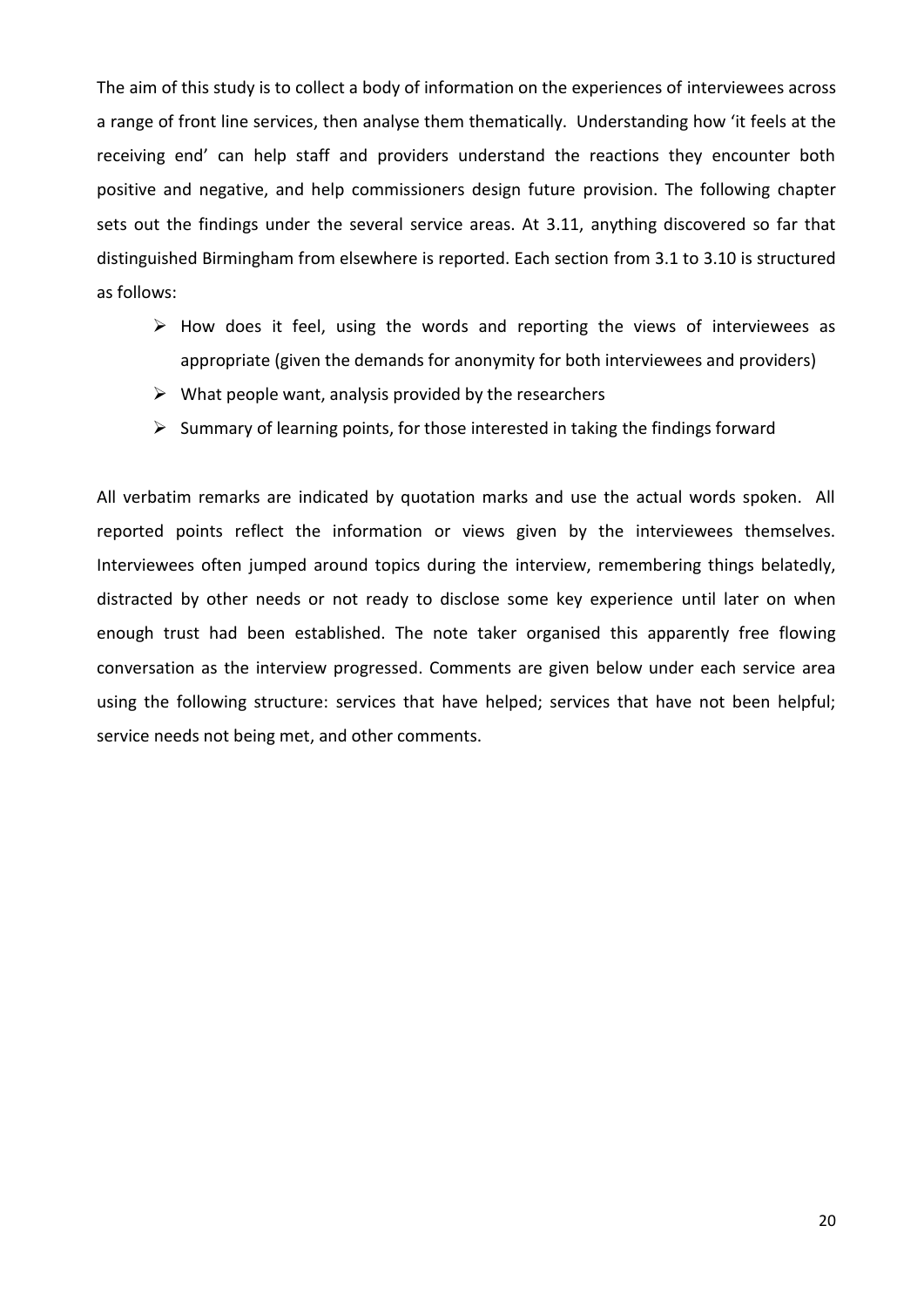The aim of this study is to collect a body of information on the experiences of interviewees across a range of front line services, then analyse them thematically. Understanding how 'it feels at the receiving end' can help staff and providers understand the reactions they encounter both positive and negative, and help commissioners design future provision. The following chapter sets out the findings under the several service areas. At 3.11, anything discovered so far that distinguished Birmingham from elsewhere is reported. Each section from 3.1 to 3.10 is structured as follows:

- How does it feel, using the words and reporting the views of interviewees as appropriate (given the demands for anonymity for both interviewees and providers)
- What people want, analysis provided by the researchers
- Summary of learning points, for those interested in taking the findings forward

All verbatim remarks are indicated by quotation marks and use the actual words spoken. All reported points reflect the information or views given by the interviewees themselves. Interviewees often jumped around topics during the interview, remembering things belatedly, distracted by other needs or not ready to disclose some key experience until later on when enough trust had been established. The note taker organised this apparently free flowing conversation as the interview progressed. Comments are given below under each service area using the following structure: services that have helped; services that have not been helpful; service needs not being met, and other comments.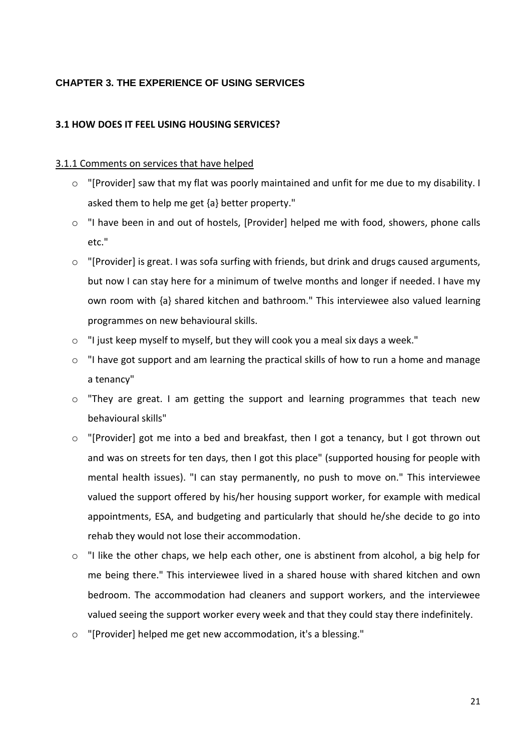# CHAPTER 3. THE EXPERIENCE OF USING SERVICES

## 3.1 HOW DOES IT FEEL USING HOUSING SERVICES?

### 3.1.1 Comments on services that have helped

- "[Provider] saw that my flat was poorly maintained and unfit for me due to my disability. I asked them to help me get {a} better property."
- "I have been in and out of hostels, [Provider] helped me with food, showers, phone calls etc."
- "[Provider] is great. I was sofa surfing with friends, but drink and drugs caused arguments, but now I can stay here for a minimum of twelve months and longer if needed. I have my own room with {a} shared kitchen and bathroom." This interviewee also valued learning programmes on new behavioural skills.
- "I just keep myself to myself, but they will cook you a meal six days a week."
- "I have got support and am learning the practical skills of how to run a home and manage a tenancy"
- "They are great. I am getting the support and learning programmes that teach new behavioural skills"
- "[Provider] got me into a bed and breakfast, then I got a tenancy, but I got thrown out and was on streets for ten days, then I got this place" (supported housing for people with mental health issues). "I can stay permanently, no push to move on." This interviewee valued the support offered by his/her housing support worker, for example with medical appointments, ESA, and budgeting and particularly that should he/she decide to go into rehab they would not lose their accommodation.
- "I like the other chaps, we help each other, one is abstinent from alcohol, a big help for me being there." This interviewee lived in a shared house with shared kitchen and own bedroom. The accommodation had cleaners and support workers, and the interviewee valued seeing the support worker every week and that they could stay there indefinitely.
- "[Provider] helped me get new accommodation, it's a blessing."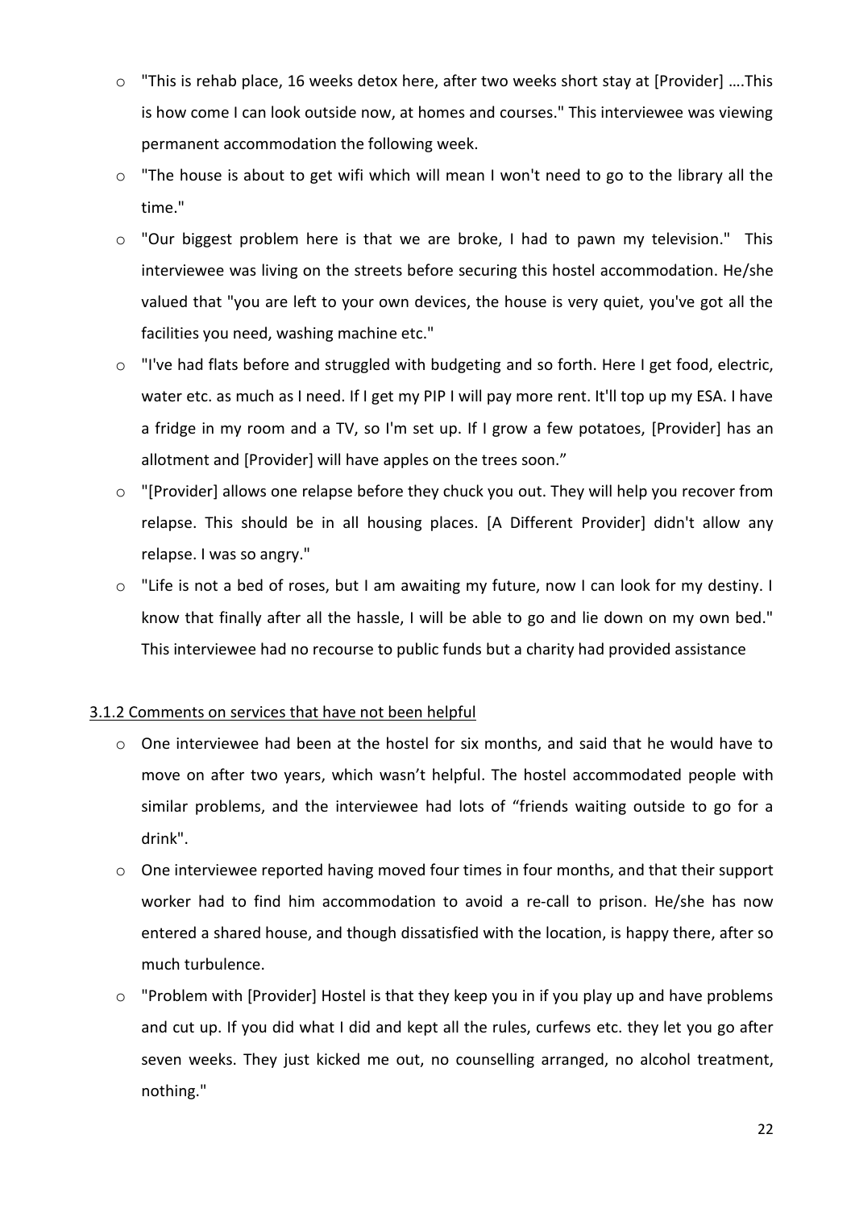- "This is rehab place, 16 weeks detox here, after two weeks short stay at [Provider] ….This is how come I can look outside now, at homes and courses." This interviewee was viewing permanent accommodation the following week.
- "The house is about to get wifi which will mean I won't need to go to the library all the time."
- "Our biggest problem here is that we are broke, I had to pawn my television." This interviewee was living on the streets before securing this hostel accommodation. He/she valued that "you are left to your own devices, the house is very quiet, you've got all the facilities you need, washing machine etc."
- "I've had flats before and struggled with budgeting and so forth. Here I get food, electric, water etc. as much as I need. If I get my PIP I will pay more rent. It'll top up my ESA. I have a fridge in my room and a TV, so I'm set up. If I grow a few potatoes, [Provider] has an allotment and [Provider] will have apples on the trees soon."
- "[Provider] allows one relapse before they chuck you out. They will help you recover from relapse. This should be in all housing places. [A Different Provider] didn't allow any relapse. I was so angry."
- "Life is not a bed of roses, but I am awaiting my future, now I can look for my destiny. I know that finally after all the hassle, I will be able to go and lie down on my own bed." This interviewee had no recourse to public funds but a charity had provided assistance

<u>3.1.2 Comments on services that have not been helpful</u>

- One interviewee had been at the hostel for six months, and said that he would have to move on after two years, which wasn't helpful. The hostel accommodated people with similar problems, and the interviewee had lots of "friends waiting outside to go for a drink".
- One interviewee reported having moved four times in four months, and that their support worker had to find him accommodation to avoid a re-call to prison. He/she has now entered a shared house, and though dissatisfied with the location, is happy there, after so much turbulence.
- "Problem with [Provider] Hostel is that they keep you in if you play up and have problems and cut up. If you did what I did and kept all the rules, curfews etc. they let you go after seven weeks. They just kicked me out, no counselling arranged, no alcohol treatment, nothing."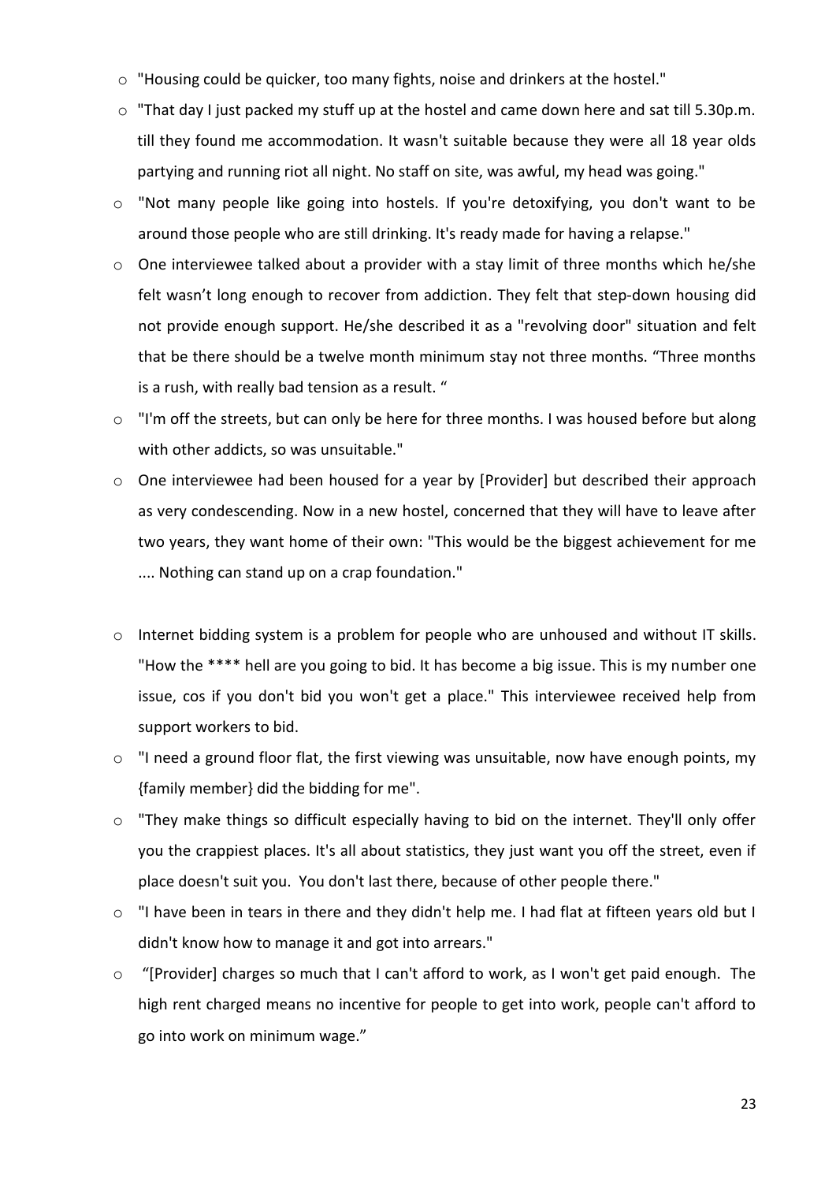- "Housing could be quicker, too many fights, noise and drinkers at the hostel."
- "That day I just packed my stuff up at the hostel and came down here and sat till 5.30p.m. till they found me accommodation. It wasn't suitable because they were all 18 year olds partying and running riot all night. No staff on site, was awful, my head was going."
- "Not many people like going into hostels. If you're detoxifying, you don't want to be around those people who are still drinking. It's ready made for having a relapse."
- One interviewee talked about a provider with a stay limit of three months which he/she felt wasn't long enough to recover from addiction. They felt that step-down housing did not provide enough support. He/she described it as a "revolving door" situation and felt that be there should be a twelve month minimum stay not three months. "Three months is a rush, with really bad tension as a result. "
- "I'm off the streets, but can only be here for three months. I was housed before but along with other addicts, so was unsuitable."
- One interviewee had been housed for a year by [Provider] but described their approach as very condescending. Now in a new hostel, concerned that they will have to leave after two years, they want home of their own: "This would be the biggest achievement for me .... Nothing can stand up on a crap foundation."

- Internet bidding system is a problem for people who are unhoused and without IT skills. "How the **** hell are you going to bid. It has become a big issue. This is my number one issue, cos if you don't bid you won't get a place." This interviewee received help from support workers to bid.
- "I need a ground floor flat, the first viewing was unsuitable, now have enough points, my {family member} did the bidding for me".
- "They make things so difficult especially having to bid on the internet. They'll only offer you the crappiest places. It's all about statistics, they just want you off the street, even if place doesn't suit you. You don't last there, because of other people there."
- "I have been in tears in there and they didn't help me. I had flat at fifteen years old but I didn't know how to manage it and got into arrears."
- "[Provider] charges so much that I can't afford to work, as I won't get paid enough. The high rent charged means no incentive for people to get into work, people can't afford to go into work on minimum wage."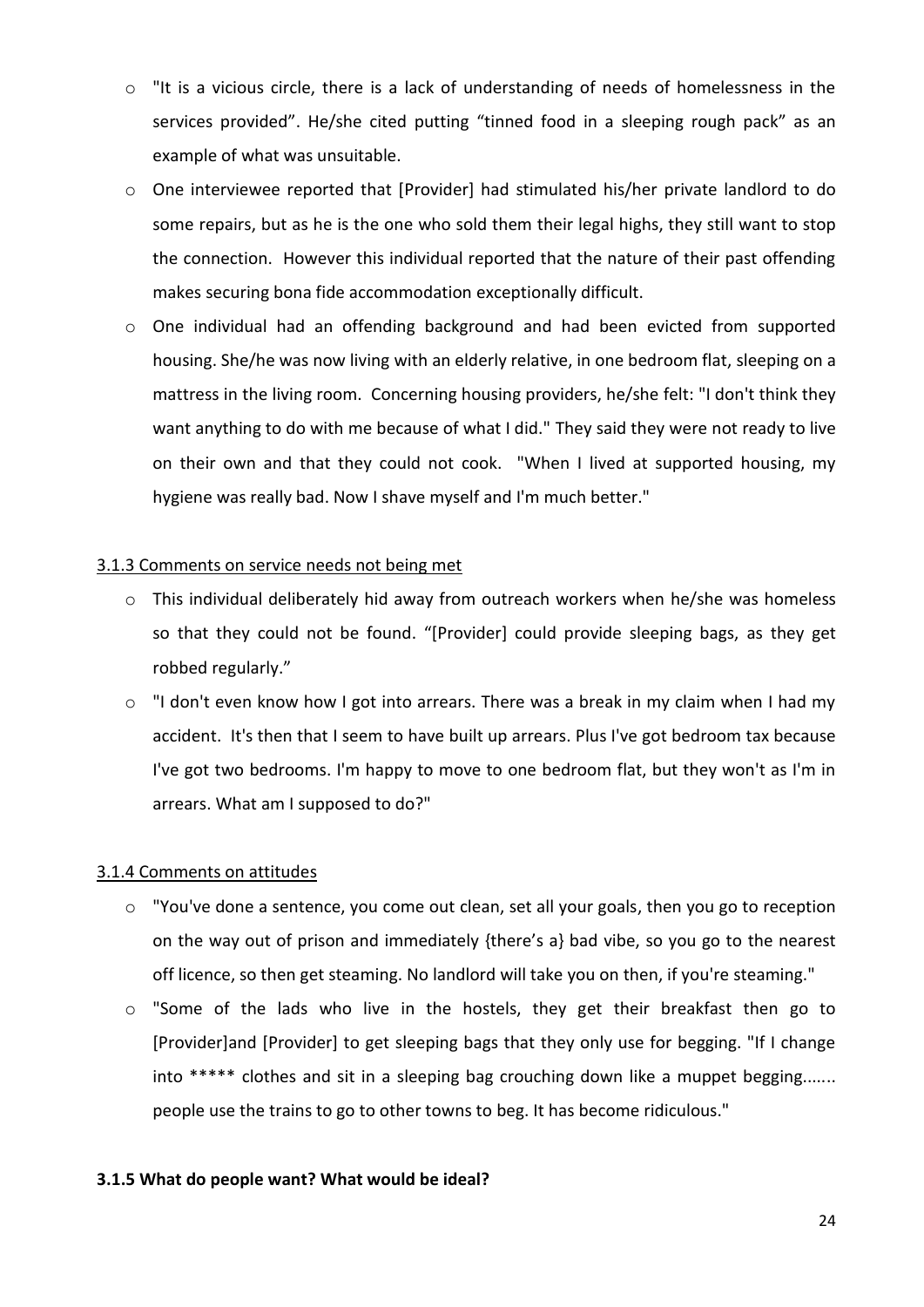- "It is a vicious circle, there is a lack of understanding of needs of homelessness in the services provided". He/she cited putting "tinned food in a sleeping rough pack" as an example of what was unsuitable.
- One interviewee reported that [Provider] had stimulated his/her private landlord to do some repairs, but as he is the one who sold them their legal highs, they still want to stop the connection. However this individual reported that the nature of their past offending makes securing bona fide accommodation exceptionally difficult.
- One individual had an offending background and had been evicted from supported housing. She/he was now living with an elderly relative, in one bedroom flat, sleeping on a mattress in the living room. Concerning housing providers, he/she felt: "I don't think they want anything to do with me because of what I did." They said they were not ready to live on their own and that they could not cook. "When I lived at supported housing, my hygiene was really bad. Now I shave myself and I'm much better."

<u>3.1.3 Comments on service needs not being met</u>

- This individual deliberately hid away from outreach workers when he/she was homeless so that they could not be found. "[Provider] could provide sleeping bags, as they get robbed regularly."
- "I don't even know how I got into arrears. There was a break in my claim when I had my accident. It's then that I seem to have built up arrears. Plus I've got bedroom tax because I've got two bedrooms. I'm happy to move to one bedroom flat, but they won't as I'm in arrears. What am I supposed to do?"

<u>3.1.4 Comments on attitudes</u>

- "You've done a sentence, you come out clean, set all your goals, then you go to reception on the way out of prison and immediately {there's a} bad vibe, so you go to the nearest off licence, so then get steaming. No landlord will take you on then, if you're steaming."
- "Some of the lads who live in the hostels, they get their breakfast then go to [Provider]and [Provider] to get sleeping bags that they only use for begging. "If I change into ***** clothes and sit in a sleeping bag crouching down like a muppet begging....... people use the trains to go to other towns to beg. It has become ridiculous."

**3.1.5 What do people want? What would be ideal?**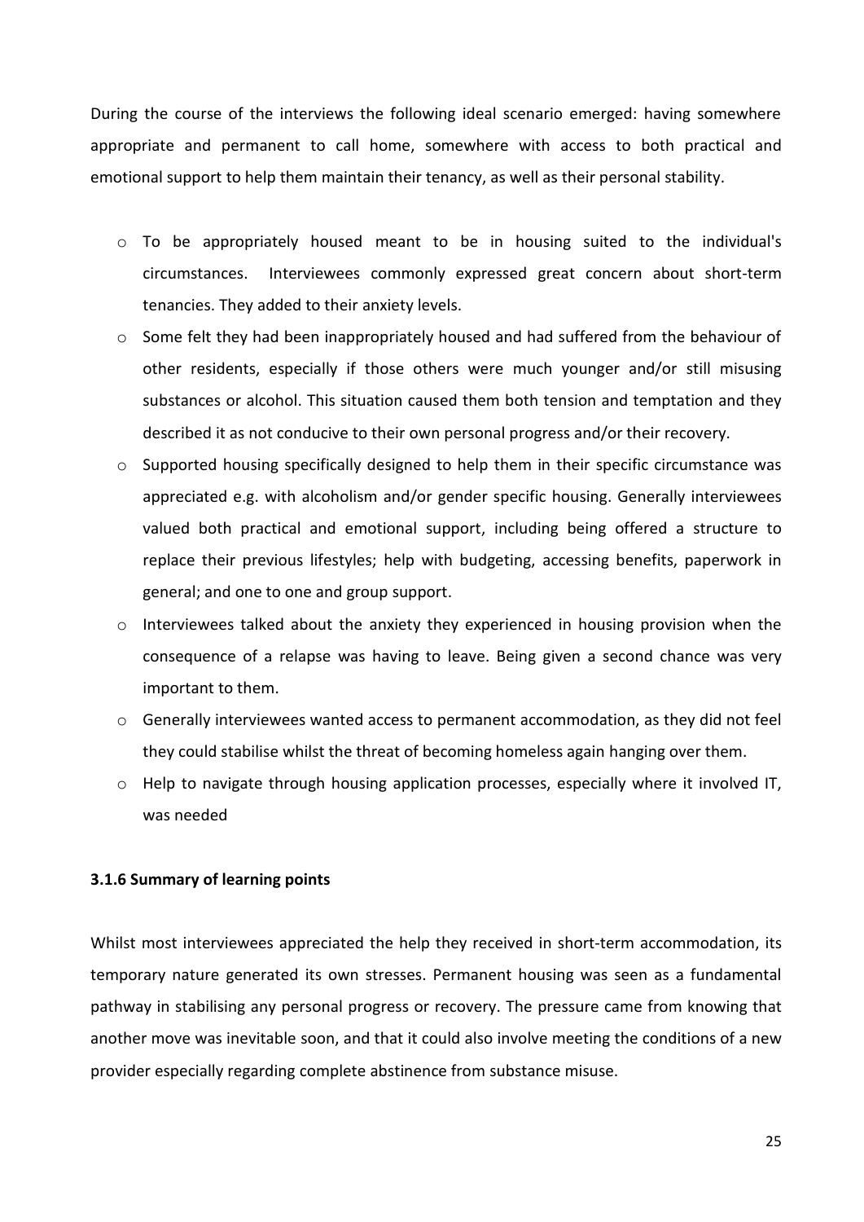During the course of the interviews the following ideal scenario emerged: having somewhere appropriate and permanent to call home, somewhere with access to both practical and emotional support to help them maintain their tenancy, as well as their personal stability.

- To be appropriately housed meant to be in housing suited to the individual's circumstances. Interviewees commonly expressed great concern about short-term tenancies. They added to their anxiety levels.
- Some felt they had been inappropriately housed and had suffered from the behaviour of other residents, especially if those others were much younger and/or still misusing substances or alcohol. This situation caused them both tension and temptation and they described it as not conducive to their own personal progress and/or their recovery.
- Supported housing specifically designed to help them in their specific circumstance was appreciated e.g. with alcoholism and/or gender specific housing. Generally interviewees valued both practical and emotional support, including being offered a structure to replace their previous lifestyles; help with budgeting, accessing benefits, paperwork in general; and one to one and group support.
- Interviewees talked about the anxiety they experienced in housing provision when the consequence of a relapse was having to leave. Being given a second chance was very important to them.
- Generally interviewees wanted access to permanent accommodation, as they did not feel they could stabilise whilst the threat of becoming homeless again hanging over them.
- Help to navigate through housing application processes, especially where it involved IT, was needed

**3.1.6 Summary of learning points**

Whilst most interviewees appreciated the help they received in short-term accommodation, its temporary nature generated its own stresses. Permanent housing was seen as a fundamental pathway in stabilising any personal progress or recovery. The pressure came from knowing that another move was inevitable soon, and that it could also involve meeting the conditions of a new provider especially regarding complete abstinence from substance misuse.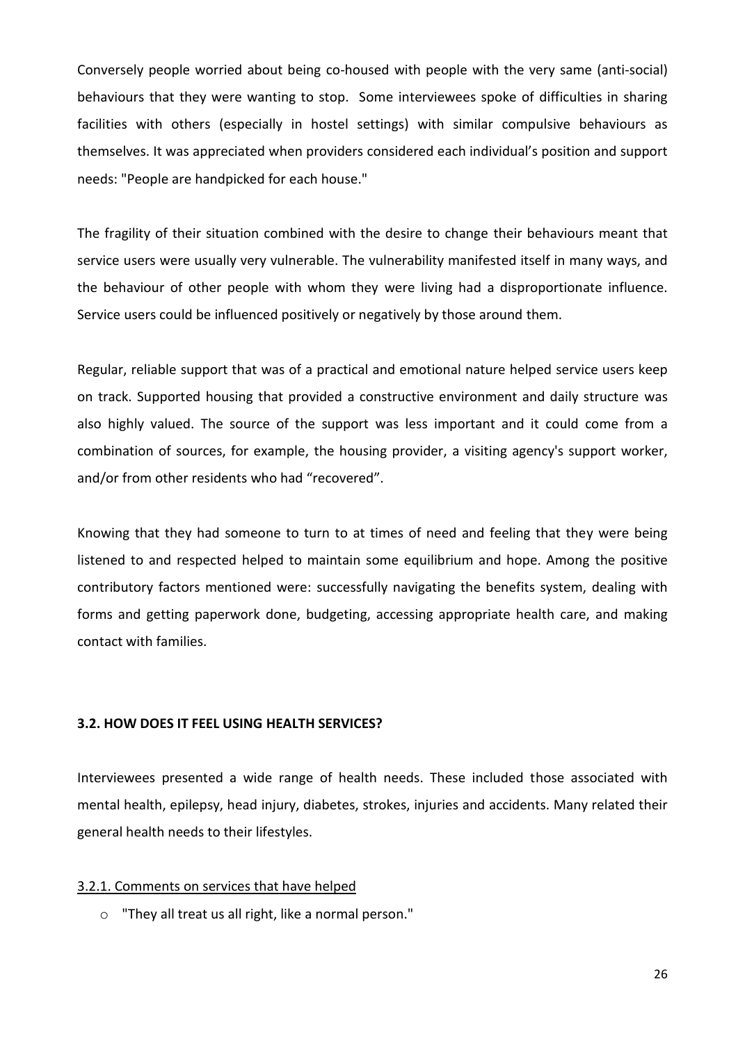Conversely people worried about being co-housed with people with the very same (anti-social) behaviours that they were wanting to stop. Some interviewees spoke of difficulties in sharing facilities with others (especially in hostel settings) with similar compulsive behaviours as themselves. It was appreciated when providers considered each individual's position and support needs: "People are handpicked for each house."

The fragility of their situation combined with the desire to change their behaviours meant that service users were usually very vulnerable. The vulnerability manifested itself in many ways, and the behaviour of other people with whom they were living had a disproportionate influence. Service users could be influenced positively or negatively by those around them.

Regular, reliable support that was of a practical and emotional nature helped service users keep on track. Supported housing that provided a constructive environment and daily structure was also highly valued. The source of the support was less important and it could come from a combination of sources, for example, the housing provider, a visiting agency's support worker, and/or from other residents who had "recovered".

Knowing that they had someone to turn to at times of need and feeling that they were being listened to and respected helped to maintain some equilibrium and hope. Among the positive contributory factors mentioned were: successfully navigating the benefits system, dealing with forms and getting paperwork done, budgeting, accessing appropriate health care, and making contact with families.

### 3.2. HOW DOES IT FEEL USING HEALTH SERVICES?

Interviewees presented a wide range of health needs. These included those associated with mental health, epilepsy, head injury, diabetes, strokes, injuries and accidents. Many related their general health needs to their lifestyles.

#### 3.2.1. Comments on services that have helped

- "They all treat us all right, like a normal person."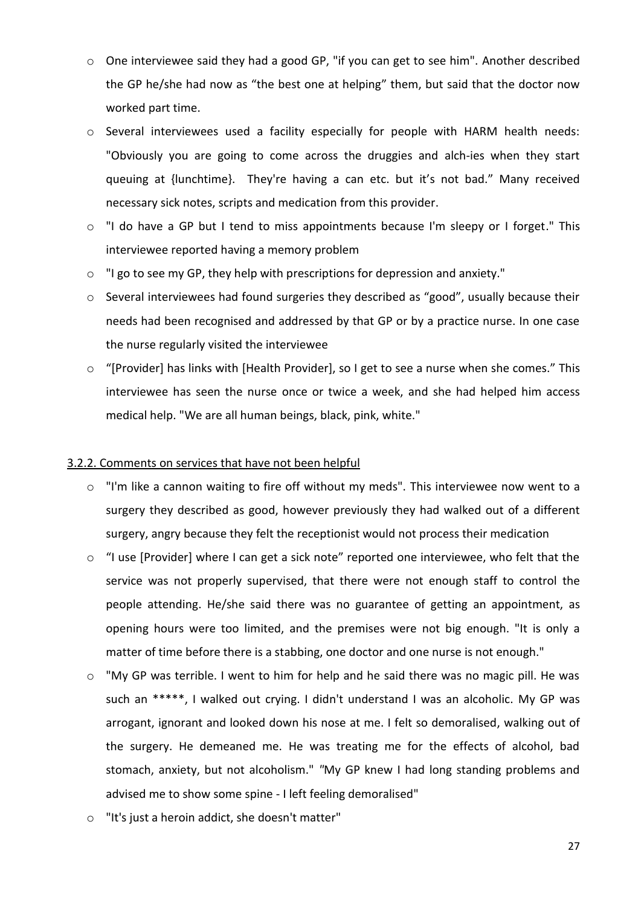- One interviewee said they had a good GP, "if you can get to see him". Another described the GP he/she had now as “the best one at helping” them, but said that the doctor now worked part time.
- Several interviewees used a facility especially for people with HARM health needs: "Obviously you are going to come across the druggies and alch-ies when they start queuing at {lunchtime}. They're having a can etc. but it’s not bad.” Many received necessary sick notes, scripts and medication from this provider.
- "I do have a GP but I tend to miss appointments because I'm sleepy or I forget." This interviewee reported having a memory problem
- "I go to see my GP, they help with prescriptions for depression and anxiety."
- Several interviewees had found surgeries they described as “good”, usually because their needs had been recognised and addressed by that GP or by a practice nurse. In one case the nurse regularly visited the interviewee
- “[Provider] has links with [Health Provider], so I get to see a nurse when she comes.” This interviewee has seen the nurse once or twice a week, and she had helped him access medical help. "We are all human beings, black, pink, white."

<u>3.2.2. Comments on services that have not been helpful</u>

- "I'm like a cannon waiting to fire off without my meds". This interviewee now went to a surgery they described as good, however previously they had walked out of a different surgery, angry because they felt the receptionist would not process their medication
- “I use [Provider] where I can get a sick note” reported one interviewee, who felt that the service was not properly supervised, that there were not enough staff to control the people attending. He/she said there was no guarantee of getting an appointment, as opening hours were too limited, and the premises were not big enough. "It is only a matter of time before there is a stabbing, one doctor and one nurse is not enough."
- "My GP was terrible. I went to him for help and he said there was no magic pill. He was such an *****, I walked out crying. I didn't understand I was an alcoholic. My GP was arrogant, ignorant and looked down his nose at me. I felt so demoralised, walking out of the surgery. He demeaned me. He was treating me for the effects of alcohol, bad stomach, anxiety, but not alcoholism." "My GP knew I had long standing problems and advised me to show some spine - I left feeling demoralised"
- "It's just a heroin addict, she doesn't matter"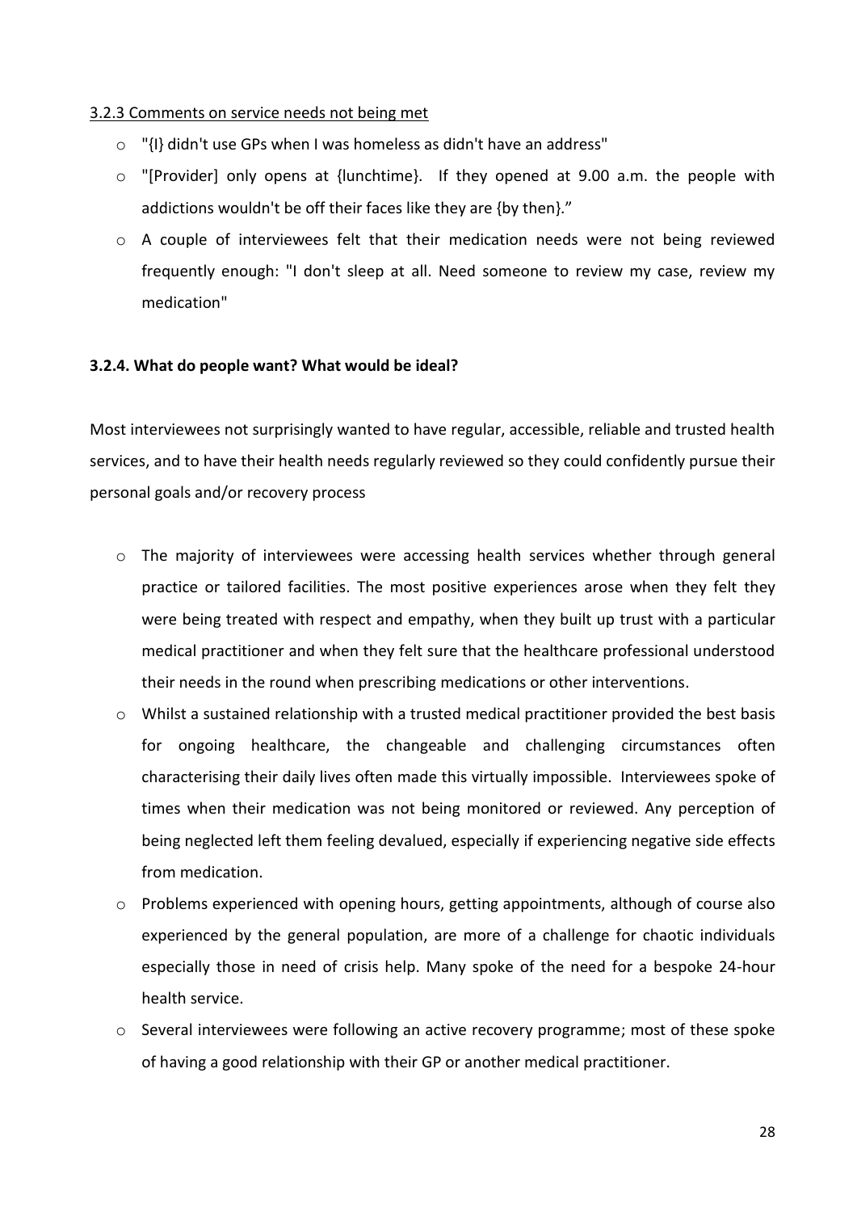3.2.3 Comments on service needs not being met

- "{I} didn't use GPs when I was homeless as didn't have an address"
- "[Provider] only opens at {lunchtime}. If they opened at 9.00 a.m. the people with addictions wouldn't be off their faces like they are {by then}."
- A couple of interviewees felt that their medication needs were not being reviewed frequently enough: "I don't sleep at all. Need someone to review my case, review my medication"

**3.2.4. What do people want? What would be ideal?**

Most interviewees not surprisingly wanted to have regular, accessible, reliable and trusted health services, and to have their health needs regularly reviewed so they could confidently pursue their personal goals and/or recovery process

- The majority of interviewees were accessing health services whether through general practice or tailored facilities. The most positive experiences arose when they felt they were being treated with respect and empathy, when they built up trust with a particular medical practitioner and when they felt sure that the healthcare professional understood their needs in the round when prescribing medications or other interventions.
- Whilst a sustained relationship with a trusted medical practitioner provided the best basis for ongoing healthcare, the changeable and challenging circumstances often characterising their daily lives often made this virtually impossible. Interviewees spoke of times when their medication was not being monitored or reviewed. Any perception of being neglected left them feeling devalued, especially if experiencing negative side effects from medication.
- Problems experienced with opening hours, getting appointments, although of course also experienced by the general population, are more of a challenge for chaotic individuals especially those in need of crisis help. Many spoke of the need for a bespoke 24-hour health service.
- Several interviewees were following an active recovery programme; most of these spoke of having a good relationship with their GP or another medical practitioner.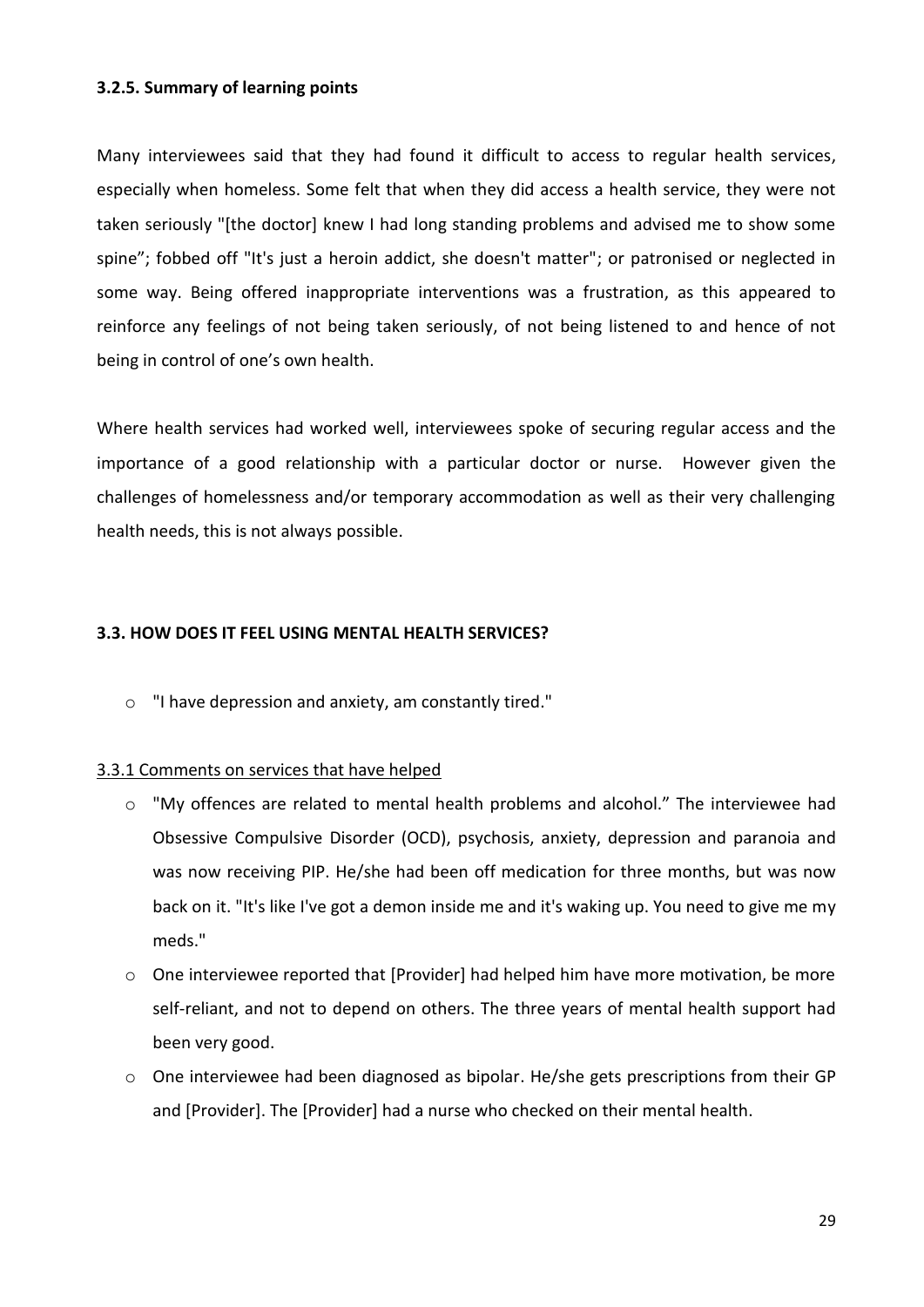#### 3.2.5. Summary of learning points

Many interviewees said that they had found it difficult to access to regular health services, especially when homeless. Some felt that when they did access a health service, they were not taken seriously "[the doctor] knew I had long standing problems and advised me to show some spine"; fobbed off "It's just a heroin addict, she doesn't matter"; or patronised or neglected in some way. Being offered inappropriate interventions was a frustration, as this appeared to reinforce any feelings of not being taken seriously, of not being listened to and hence of not being in control of one's own health.

Where health services had worked well, interviewees spoke of securing regular access and the importance of a good relationship with a particular doctor or nurse. However given the challenges of homelessness and/or temporary accommodation as well as their very challenging health needs, this is not always possible.

### 3.3. HOW DOES IT FEEL USING MENTAL HEALTH SERVICES?

- "I have depression and anxiety, am constantly tired."

#### 3.3.1 Comments on services that have helped

- "My offences are related to mental health problems and alcohol." The interviewee had Obsessive Compulsive Disorder (OCD), psychosis, anxiety, depression and paranoia and was now receiving PIP. He/she had been off medication for three months, but was now back on it. "It's like I've got a demon inside me and it's waking up. You need to give me my meds."
- One interviewee reported that [Provider] had helped him have more motivation, be more self-reliant, and not to depend on others. The three years of mental health support had been very good.
- One interviewee had been diagnosed as bipolar. He/she gets prescriptions from their GP and [Provider]. The [Provider] had a nurse who checked on their mental health.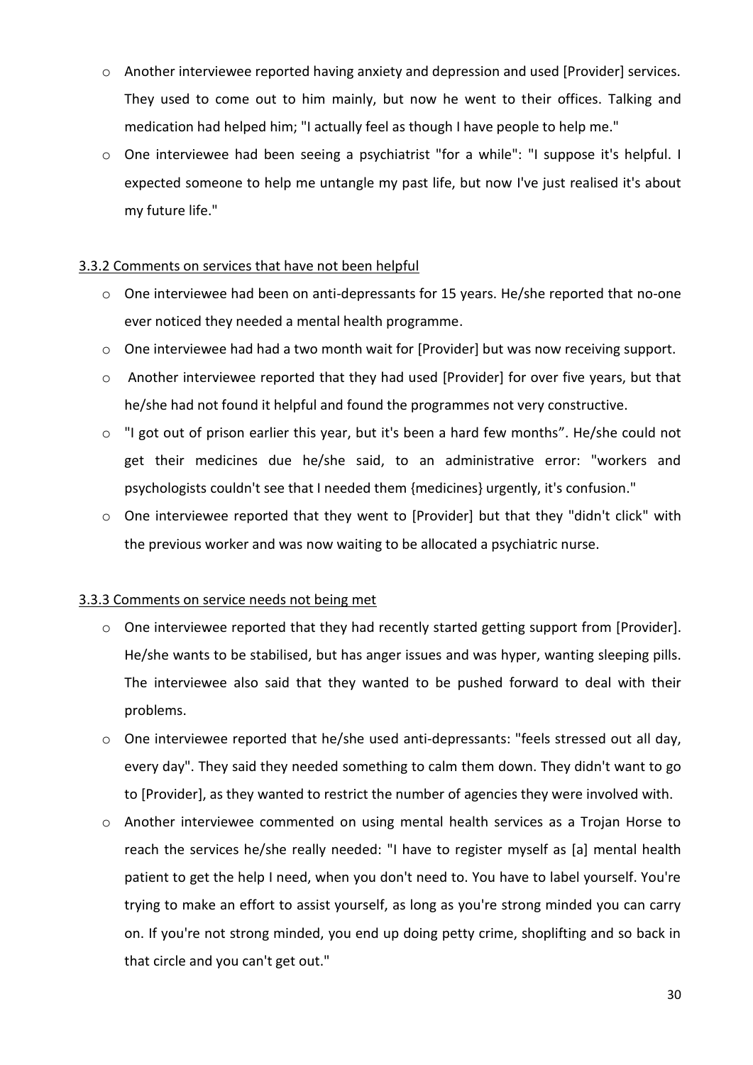- Another interviewee reported having anxiety and depression and used [Provider] services. They used to come out to him mainly, but now he went to their offices. Talking and medication had helped him; "I actually feel as though I have people to help me."
- One interviewee had been seeing a psychiatrist "for a while": "I suppose it's helpful. I expected someone to help me untangle my past life, but now I've just realised it's about my future life."

### 3.3.2 Comments on services that have not been helpful

- One interviewee had been on anti-depressants for 15 years. He/she reported that no-one ever noticed they needed a mental health programme.
- One interviewee had had a two month wait for [Provider] but was now receiving support.
- Another interviewee reported that they had used [Provider] for over five years, but that he/she had not found it helpful and found the programmes not very constructive.
- "I got out of prison earlier this year, but it's been a hard few months". He/she could not get their medicines due he/she said, to an administrative error: "workers and psychologists couldn't see that I needed them {medicines} urgently, it's confusion."
- One interviewee reported that they went to [Provider] but that they "didn't click" with the previous worker and was now waiting to be allocated a psychiatric nurse.

### 3.3.3 Comments on service needs not being met

- One interviewee reported that they had recently started getting support from [Provider]. He/she wants to be stabilised, but has anger issues and was hyper, wanting sleeping pills. The interviewee also said that they wanted to be pushed forward to deal with their problems.
- One interviewee reported that he/she used anti-depressants: "feels stressed out all day, every day". They said they needed something to calm them down. They didn't want to go to [Provider], as they wanted to restrict the number of agencies they were involved with.
- Another interviewee commented on using mental health services as a Trojan Horse to reach the services he/she really needed: "I have to register myself as [a] mental health patient to get the help I need, when you don't need to. You have to label yourself. You're trying to make an effort to assist yourself, as long as you're strong minded you can carry on. If you're not strong minded, you end up doing petty crime, shoplifting and so back in that circle and you can't get out."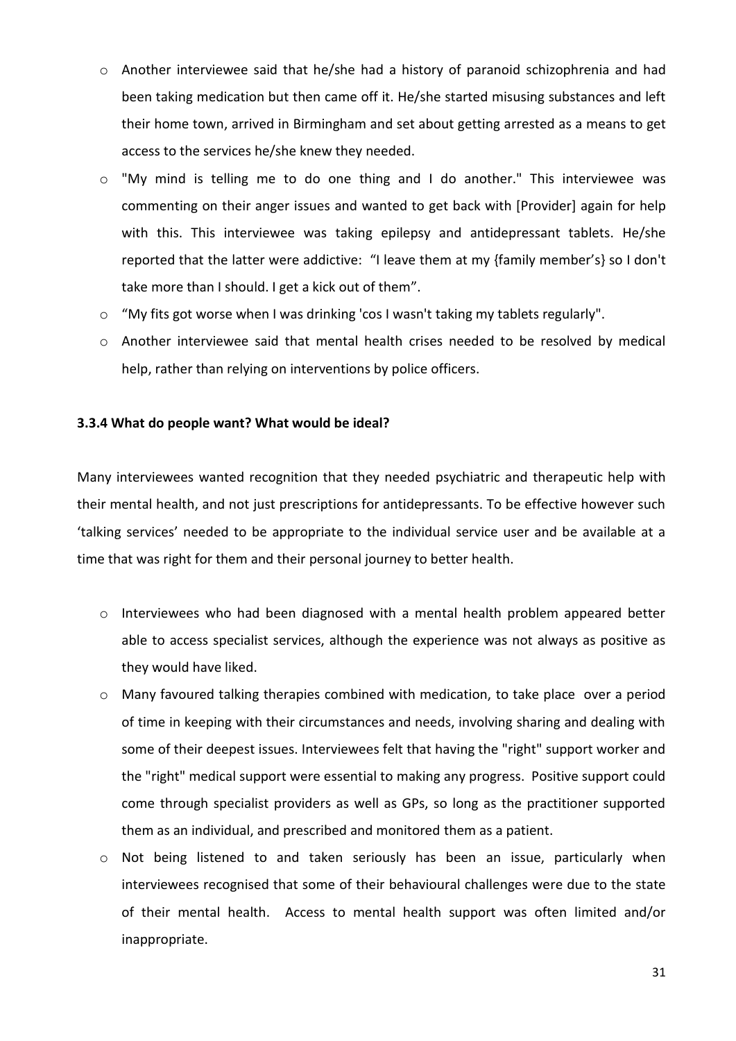- Another interviewee said that he/she had a history of paranoid schizophrenia and had been taking medication but then came off it. He/she started misusing substances and left their home town, arrived in Birmingham and set about getting arrested as a means to get access to the services he/she knew they needed.
- "My mind is telling me to do one thing and I do another." This interviewee was commenting on their anger issues and wanted to get back with [Provider] again for help with this. This interviewee was taking epilepsy and antidepressant tablets. He/she reported that the latter were addictive: "I leave them at my {family member's} so I don't take more than I should. I get a kick out of them".
- "My fits got worse when I was drinking 'cos I wasn't taking my tablets regularly".
- Another interviewee said that mental health crises needed to be resolved by medical help, rather than relying on interventions by police officers.

**3.3.4 What do people want? What would be ideal?**

Many interviewees wanted recognition that they needed psychiatric and therapeutic help with their mental health, and not just prescriptions for antidepressants. To be effective however such 'talking services' needed to be appropriate to the individual service user and be available at a time that was right for them and their personal journey to better health.

- Interviewees who had been diagnosed with a mental health problem appeared better able to access specialist services, although the experience was not always as positive as they would have liked.
- Many favoured talking therapies combined with medication, to take place over a period of time in keeping with their circumstances and needs, involving sharing and dealing with some of their deepest issues. Interviewees felt that having the "right" support worker and the "right" medical support were essential to making any progress. Positive support could come through specialist providers as well as GPs, so long as the practitioner supported them as an individual, and prescribed and monitored them as a patient.
- Not being listened to and taken seriously has been an issue, particularly when interviewees recognised that some of their behavioural challenges were due to the state of their mental health. Access to mental health support was often limited and/or inappropriate.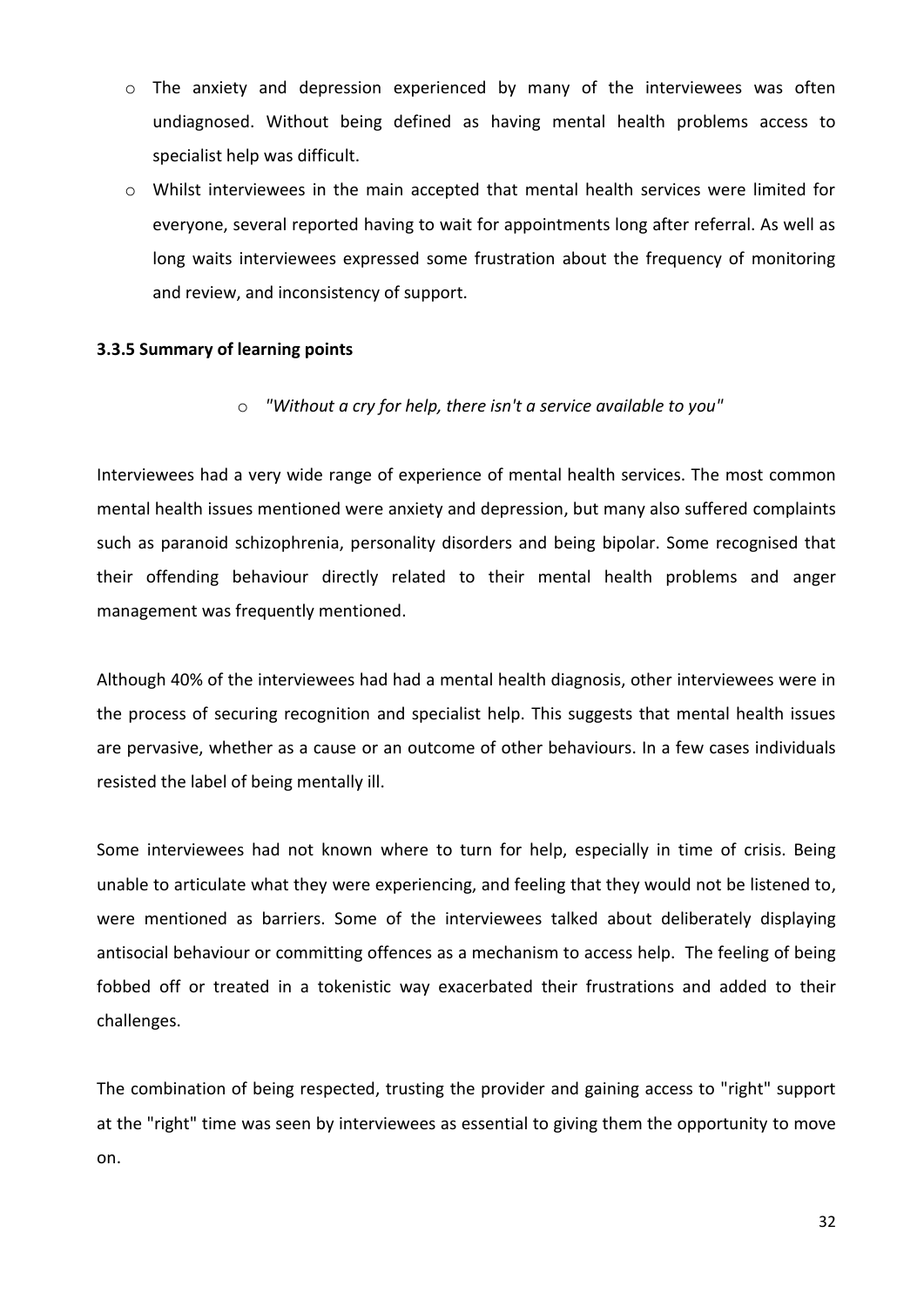- The anxiety and depression experienced by many of the interviewees was often undiagnosed. Without being defined as having mental health problems access to specialist help was difficult.
- Whilst interviewees in the main accepted that mental health services were limited for everyone, several reported having to wait for appointments long after referral. As well as long waits interviewees expressed some frustration about the frequency of monitoring and review, and inconsistency of support.

### 3.3.5 Summary of learning points

- *"Without a cry for help, there isn't a service available to you"*

Interviewees had a very wide range of experience of mental health services. The most common mental health issues mentioned were anxiety and depression, but many also suffered complaints such as paranoid schizophrenia, personality disorders and being bipolar. Some recognised that their offending behaviour directly related to their mental health problems and anger management was frequently mentioned.

Although 40% of the interviewees had had a mental health diagnosis, other interviewees were in the process of securing recognition and specialist help. This suggests that mental health issues are pervasive, whether as a cause or an outcome of other behaviours. In a few cases individuals resisted the label of being mentally ill.

Some interviewees had not known where to turn for help, especially in time of crisis. Being unable to articulate what they were experiencing, and feeling that they would not be listened to, were mentioned as barriers. Some of the interviewees talked about deliberately displaying antisocial behaviour or committing offences as a mechanism to access help. The feeling of being fobbed off or treated in a tokenistic way exacerbated their frustrations and added to their challenges.

The combination of being respected, trusting the provider and gaining access to "right" support at the "right" time was seen by interviewees as essential to giving them the opportunity to move on.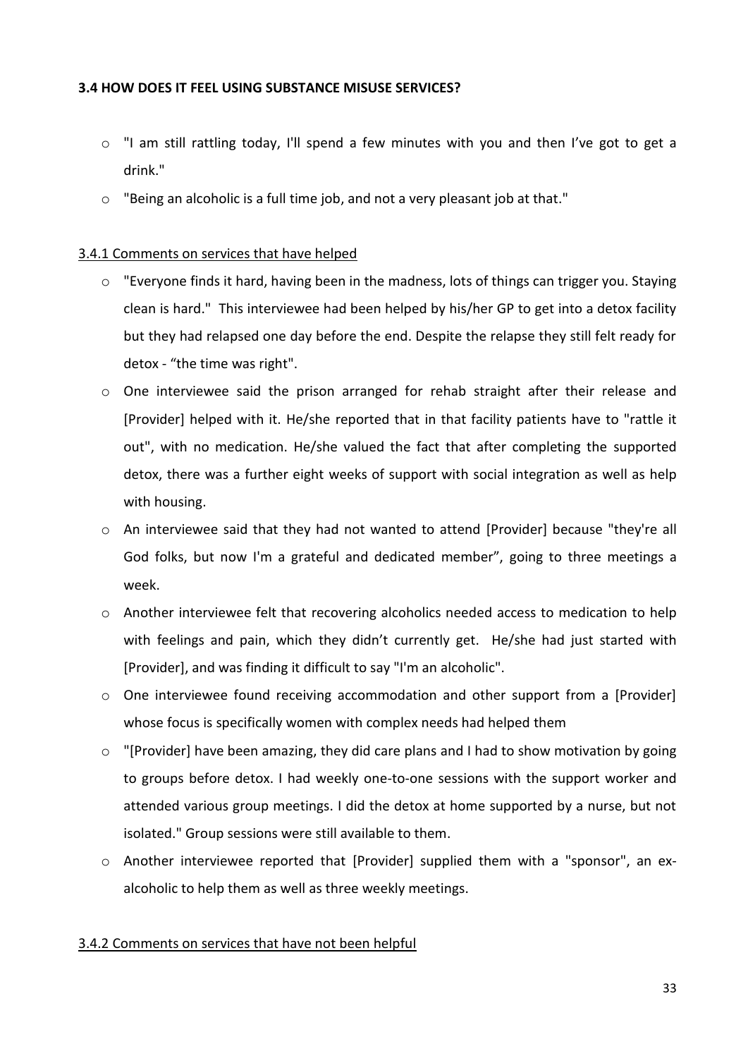### 3.4 HOW DOES IT FEEL USING SUBSTANCE MISUSE SERVICES?

- "I am still rattling today, I'll spend a few minutes with you and then I've got to get a drink."
- "Being an alcoholic is a full time job, and not a very pleasant job at that."

#### 3.4.1 Comments on services that have helped

- "Everyone finds it hard, having been in the madness, lots of things can trigger you. Staying clean is hard." This interviewee had been helped by his/her GP to get into a detox facility but they had relapsed one day before the end. Despite the relapse they still felt ready for detox - "the time was right".
- One interviewee said the prison arranged for rehab straight after their release and [Provider] helped with it. He/she reported that in that facility patients have to "rattle it out", with no medication. He/she valued the fact that after completing the supported detox, there was a further eight weeks of support with social integration as well as help with housing.
- An interviewee said that they had not wanted to attend [Provider] because "they're all God folks, but now I'm a grateful and dedicated member", going to three meetings a week.
- Another interviewee felt that recovering alcoholics needed access to medication to help with feelings and pain, which they didn't currently get. He/she had just started with [Provider], and was finding it difficult to say "I'm an alcoholic".
- One interviewee found receiving accommodation and other support from a [Provider] whose focus is specifically women with complex needs had helped them
- "[Provider] have been amazing, they did care plans and I had to show motivation by going to groups before detox. I had weekly one-to-one sessions with the support worker and attended various group meetings. I did the detox at home supported by a nurse, but not isolated." Group sessions were still available to them.
- Another interviewee reported that [Provider] supplied them with a "sponsor", an ex-alcoholic to help them as well as three weekly meetings.

#### 3.4.2 Comments on services that have not been helpful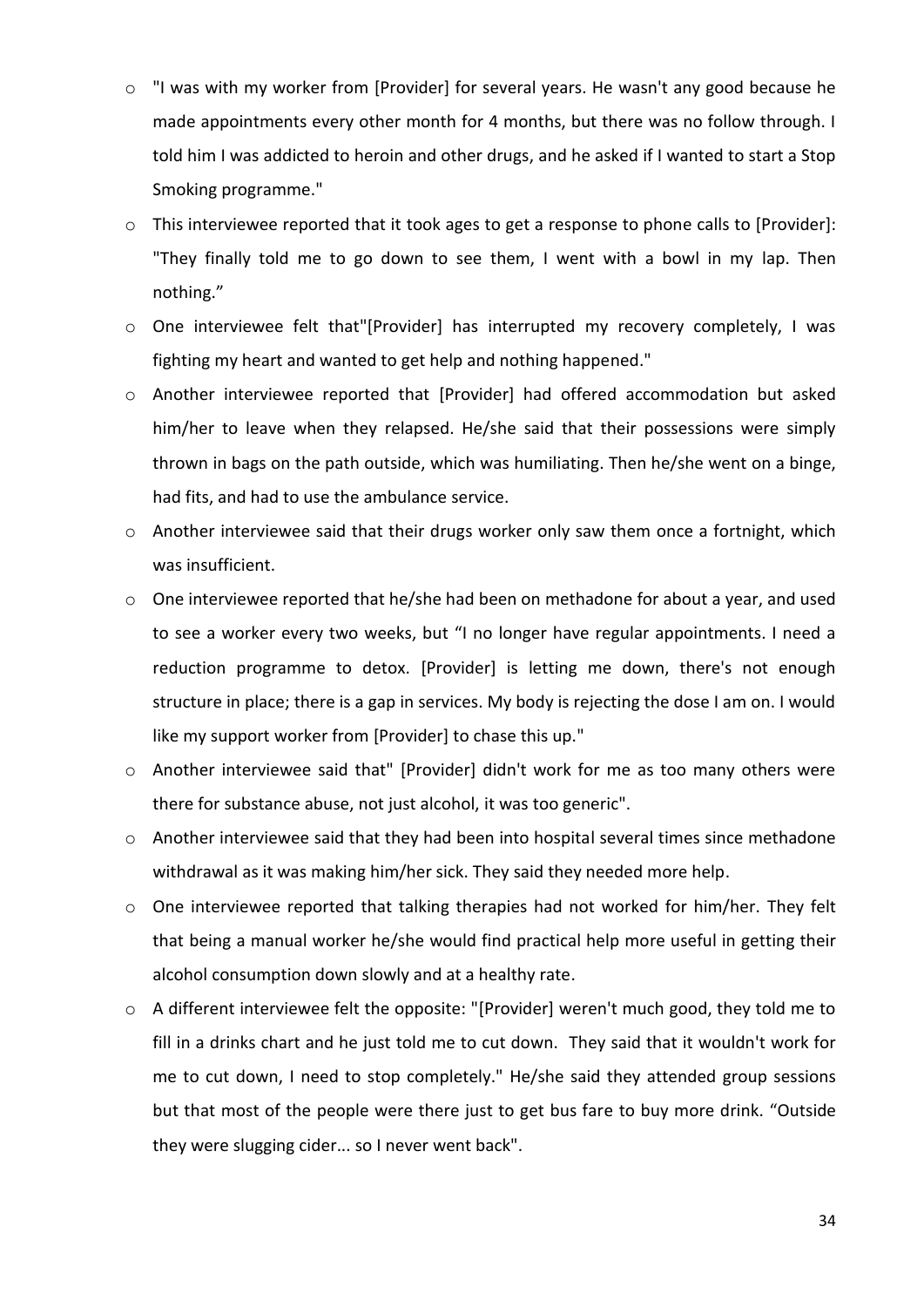- "I was with my worker from [Provider] for several years. He wasn't any good because he made appointments every other month for 4 months, but there was no follow through. I told him I was addicted to heroin and other drugs, and he asked if I wanted to start a Stop Smoking programme."
- This interviewee reported that it took ages to get a response to phone calls to [Provider]: "They finally told me to go down to see them, I went with a bowl in my lap. Then nothing."
- One interviewee felt that"[Provider] has interrupted my recovery completely, I was fighting my heart and wanted to get help and nothing happened."
- Another interviewee reported that [Provider] had offered accommodation but asked him/her to leave when they relapsed. He/she said that their possessions were simply thrown in bags on the path outside, which was humiliating. Then he/she went on a binge, had fits, and had to use the ambulance service.
- Another interviewee said that their drugs worker only saw them once a fortnight, which was insufficient.
- One interviewee reported that he/she had been on methadone for about a year, and used to see a worker every two weeks, but "I no longer have regular appointments. I need a reduction programme to detox. [Provider] is letting me down, there's not enough structure in place; there is a gap in services. My body is rejecting the dose I am on. I would like my support worker from [Provider] to chase this up."
- Another interviewee said that" [Provider] didn't work for me as too many others were there for substance abuse, not just alcohol, it was too generic".
- Another interviewee said that they had been into hospital several times since methadone withdrawal as it was making him/her sick. They said they needed more help.
- One interviewee reported that talking therapies had not worked for him/her. They felt that being a manual worker he/she would find practical help more useful in getting their alcohol consumption down slowly and at a healthy rate.
- A different interviewee felt the opposite: "[Provider] weren't much good, they told me to fill in a drinks chart and he just told me to cut down. They said that it wouldn't work for me to cut down, I need to stop completely." He/she said they attended group sessions but that most of the people were there just to get bus fare to buy more drink. "Outside they were slugging cider... so I never went back".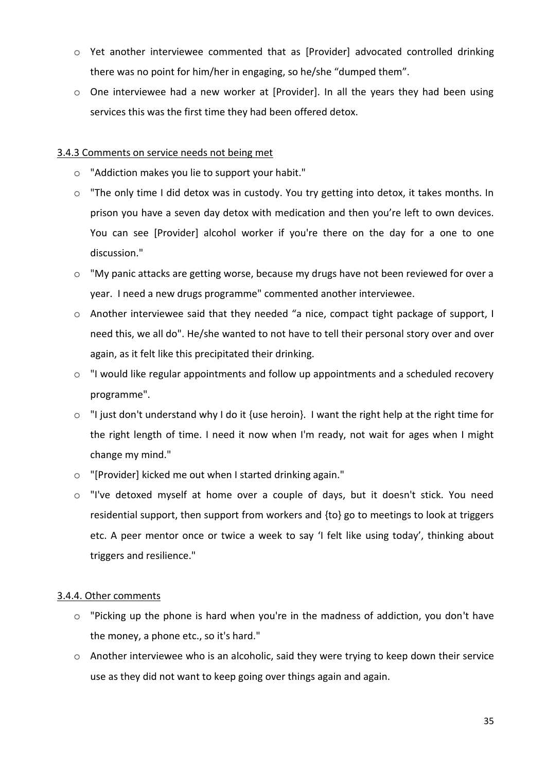- Yet another interviewee commented that as [Provider] advocated controlled drinking there was no point for him/her in engaging, so he/she "dumped them".
- One interviewee had a new worker at [Provider]. In all the years they had been using services this was the first time they had been offered detox.

3.4.3 Comments on service needs not being met

- "Addiction makes you lie to support your habit."
- "The only time I did detox was in custody. You try getting into detox, it takes months. In prison you have a seven day detox with medication and then you're left to own devices. You can see [Provider] alcohol worker if you're there on the day for a one to one discussion."
- "My panic attacks are getting worse, because my drugs have not been reviewed for over a year. I need a new drugs programme" commented another interviewee.
- Another interviewee said that they needed "a nice, compact tight package of support, I need this, we all do". He/she wanted to not have to tell their personal story over and over again, as it felt like this precipitated their drinking.
- "I would like regular appointments and follow up appointments and a scheduled recovery programme".
- "I just don't understand why I do it {use heroin}. I want the right help at the right time for the right length of time. I need it now when I'm ready, not wait for ages when I might change my mind."
- "[Provider] kicked me out when I started drinking again."
- "I've detoxed myself at home over a couple of days, but it doesn't stick. You need residential support, then support from workers and {to} go to meetings to look at triggers etc. A peer mentor once or twice a week to say 'I felt like using today', thinking about triggers and resilience."

3.4.4. Other comments

- "Picking up the phone is hard when you're in the madness of addiction, you don't have the money, a phone etc., so it's hard."
- Another interviewee who is an alcoholic, said they were trying to keep down their service use as they did not want to keep going over things again and again.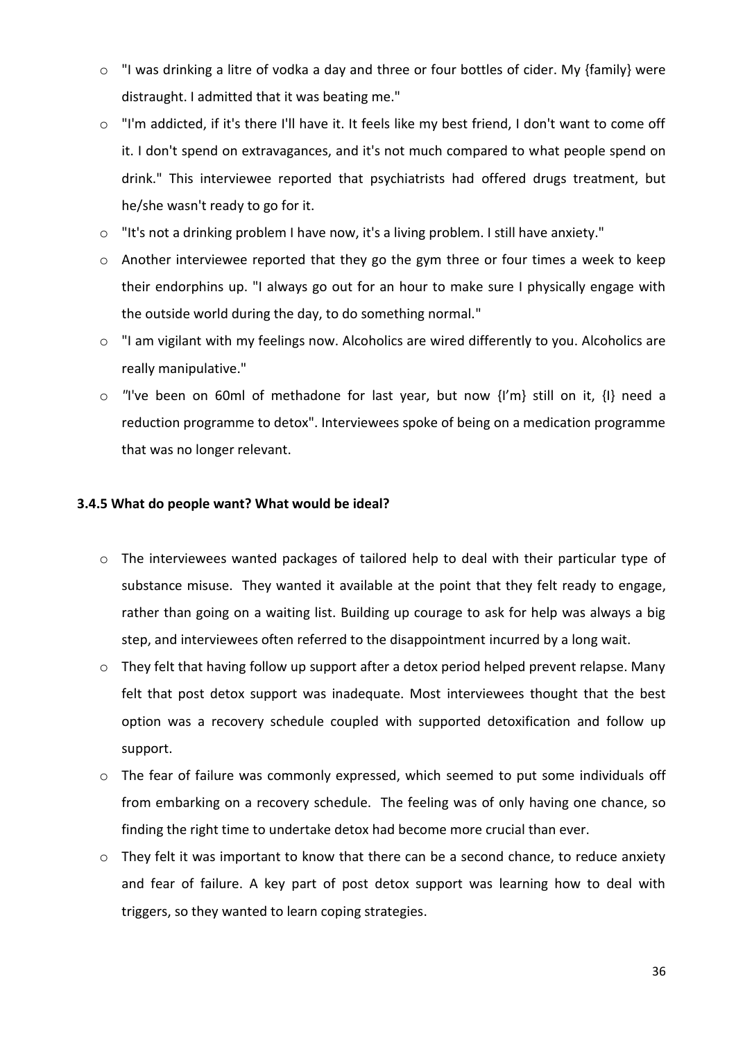- "I was drinking a litre of vodka a day and three or four bottles of cider. My {family} were distraught. I admitted that it was beating me."
- "I'm addicted, if it's there I'll have it. It feels like my best friend, I don't want to come off it. I don't spend on extravagances, and it's not much compared to what people spend on drink." This interviewee reported that psychiatrists had offered drugs treatment, but he/she wasn't ready to go for it.
- "It's not a drinking problem I have now, it's a living problem. I still have anxiety."
- Another interviewee reported that they go the gym three or four times a week to keep their endorphins up. "I always go out for an hour to make sure I physically engage with the outside world during the day, to do something normal."
- "I am vigilant with my feelings now. Alcoholics are wired differently to you. Alcoholics are really manipulative."
- "I've been on 60ml of methadone for last year, but now {I'm} still on it, {I} need a reduction programme to detox". Interviewees spoke of being on a medication programme that was no longer relevant.

#### 3.4.5 What do people want? What would be ideal?

- The interviewees wanted packages of tailored help to deal with their particular type of substance misuse. They wanted it available at the point that they felt ready to engage, rather than going on a waiting list. Building up courage to ask for help was always a big step, and interviewees often referred to the disappointment incurred by a long wait.
- They felt that having follow up support after a detox period helped prevent relapse. Many felt that post detox support was inadequate. Most interviewees thought that the best option was a recovery schedule coupled with supported detoxification and follow up support.
- The fear of failure was commonly expressed, which seemed to put some individuals off from embarking on a recovery schedule. The feeling was of only having one chance, so finding the right time to undertake detox had become more crucial than ever.
- They felt it was important to know that there can be a second chance, to reduce anxiety and fear of failure. A key part of post detox support was learning how to deal with triggers, so they wanted to learn coping strategies.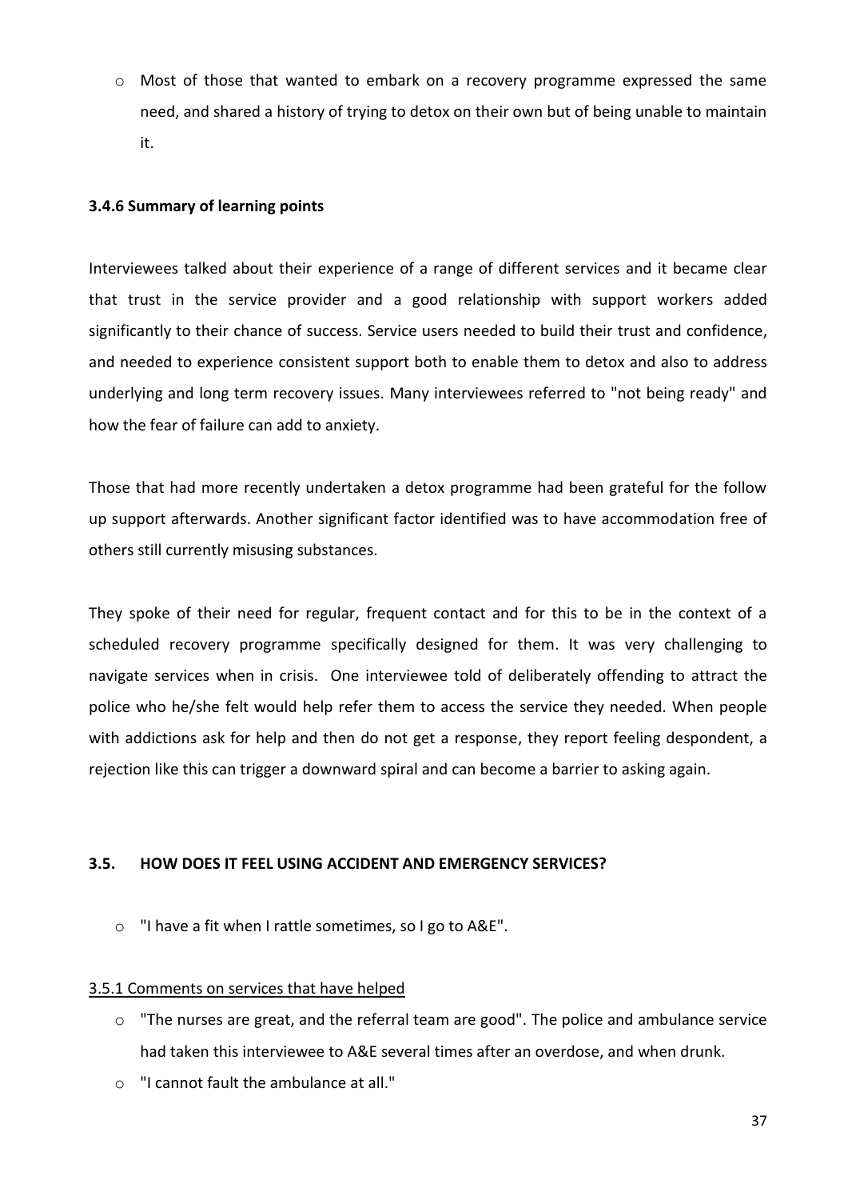- Most of those that wanted to embark on a recovery programme expressed the same need, and shared a history of trying to detox on their own but of being unable to maintain it.

### 3.4.6 Summary of learning points

Interviewees talked about their experience of a range of different services and it became clear that trust in the service provider and a good relationship with support workers added significantly to their chance of success. Service users needed to build their trust and confidence, and needed to experience consistent support both to enable them to detox and also to address underlying and long term recovery issues. Many interviewees referred to "not being ready" and how the fear of failure can add to anxiety.

Those that had more recently undertaken a detox programme had been grateful for the follow up support afterwards. Another significant factor identified was to have accommodation free of others still currently misusing substances.

They spoke of their need for regular, frequent contact and for this to be in the context of a scheduled recovery programme specifically designed for them. It was very challenging to navigate services when in crisis. One interviewee told of deliberately offending to attract the police who he/she felt would help refer them to access the service they needed. When people with addictions ask for help and then do not get a response, they report feeling despondent, a rejection like this can trigger a downward spiral and can become a barrier to asking again.

## 3.5. HOW DOES IT FEEL USING ACCIDENT AND EMERGENCY SERVICES?

- "I have a fit when I rattle sometimes, so I go to A&E".

<u>3.5.1 Comments on services that have helped</u>

- "The nurses are great, and the referral team are good". The police and ambulance service had taken this interviewee to A&E several times after an overdose, and when drunk.
- "I cannot fault the ambulance at all."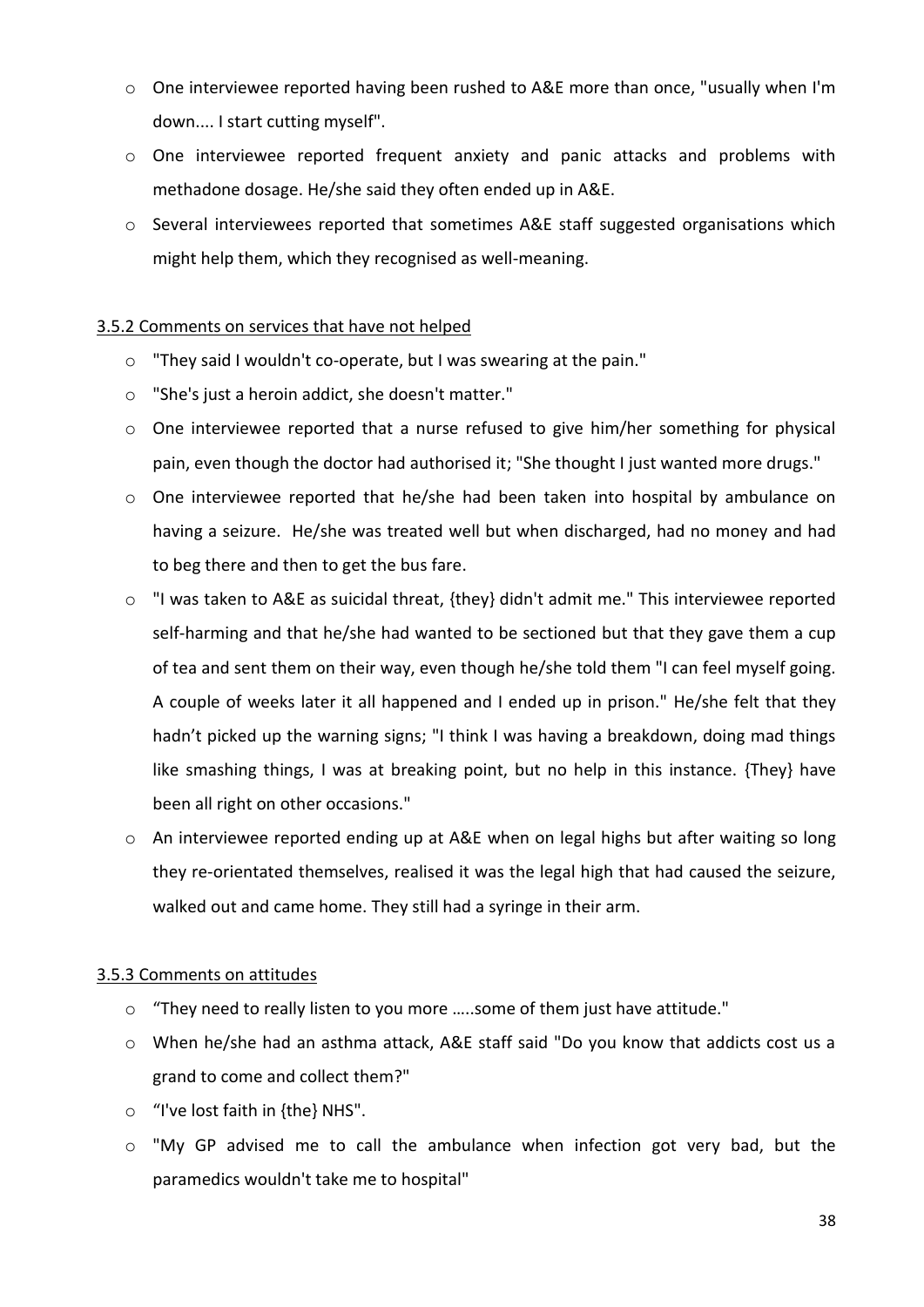- One interviewee reported having been rushed to A&E more than once, "usually when I'm down.... I start cutting myself".
- One interviewee reported frequent anxiety and panic attacks and problems with methadone dosage. He/she said they often ended up in A&E.
- Several interviewees reported that sometimes A&E staff suggested organisations which might help them, which they recognised as well-meaning.

### 3.5.2 Comments on services that have not helped

- "They said I wouldn't co-operate, but I was swearing at the pain."
- "She's just a heroin addict, she doesn't matter."
- One interviewee reported that a nurse refused to give him/her something for physical pain, even though the doctor had authorised it; "She thought I just wanted more drugs."
- One interviewee reported that he/she had been taken into hospital by ambulance on having a seizure. He/she was treated well but when discharged, had no money and had to beg there and then to get the bus fare.
- "I was taken to A&E as suicidal threat, {they} didn't admit me." This interviewee reported self-harming and that he/she had wanted to be sectioned but that they gave them a cup of tea and sent them on their way, even though he/she told them "I can feel myself going. A couple of weeks later it all happened and I ended up in prison." He/she felt that they hadn't picked up the warning signs; "I think I was having a breakdown, doing mad things like smashing things, I was at breaking point, but no help in this instance. {They} have been all right on other occasions."
- An interviewee reported ending up at A&E when on legal highs but after waiting so long they re-orientated themselves, realised it was the legal high that had caused the seizure, walked out and came home. They still had a syringe in their arm.

### 3.5.3 Comments on attitudes

- "They need to really listen to you more .....some of them just have attitude."
- When he/she had an asthma attack, A&E staff said "Do you know that addicts cost us a grand to come and collect them?"
- "I've lost faith in {the} NHS".
- "My GP advised me to call the ambulance when infection got very bad, but the paramedics wouldn't take me to hospital"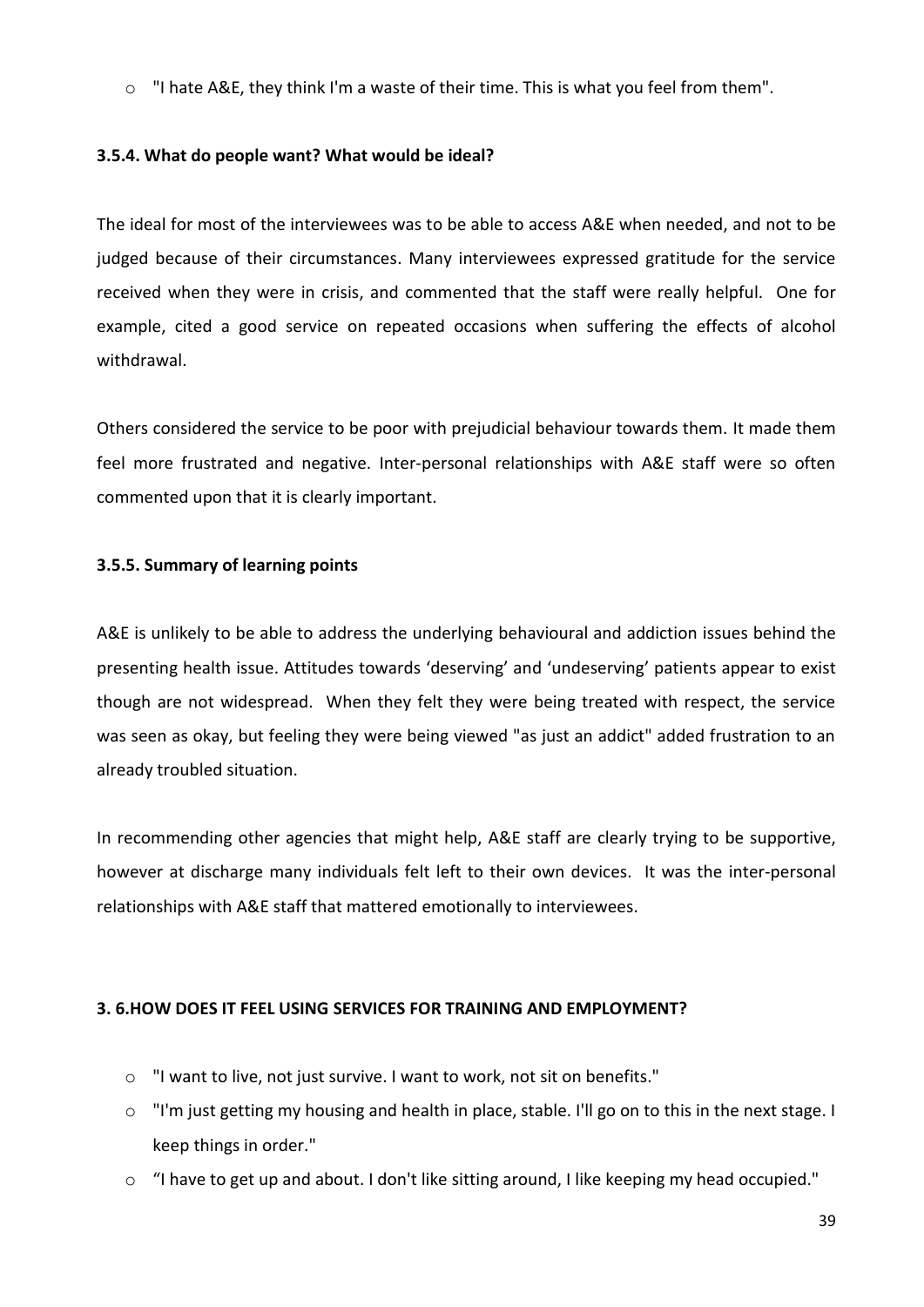- "I hate A&E, they think I'm a waste of their time. This is what you feel from them".

### 3.5.4. What do people want? What would be ideal?

The ideal for most of the interviewees was to be able to access A&E when needed, and not to be judged because of their circumstances. Many interviewees expressed gratitude for the service received when they were in crisis, and commented that the staff were really helpful. One for example, cited a good service on repeated occasions when suffering the effects of alcohol withdrawal.

Others considered the service to be poor with prejudicial behaviour towards them. It made them feel more frustrated and negative. Inter-personal relationships with A&E staff were so often commented upon that it is clearly important.

### 3.5.5. Summary of learning points

A&E is unlikely to be able to address the underlying behavioural and addiction issues behind the presenting health issue. Attitudes towards 'deserving' and 'undeserving' patients appear to exist though are not widespread. When they felt they were being treated with respect, the service was seen as okay, but feeling they were being viewed "as just an addict" added frustration to an already troubled situation.

In recommending other agencies that might help, A&E staff are clearly trying to be supportive, however at discharge many individuals felt left to their own devices. It was the inter-personal relationships with A&E staff that mattered emotionally to interviewees.

## 3. 6.HOW DOES IT FEEL USING SERVICES FOR TRAINING AND EMPLOYMENT?

- "I want to live, not just survive. I want to work, not sit on benefits."
- "I'm just getting my housing and health in place, stable. I'll go on to this in the next stage. I keep things in order."
- "I have to get up and about. I don't like sitting around, I like keeping my head occupied."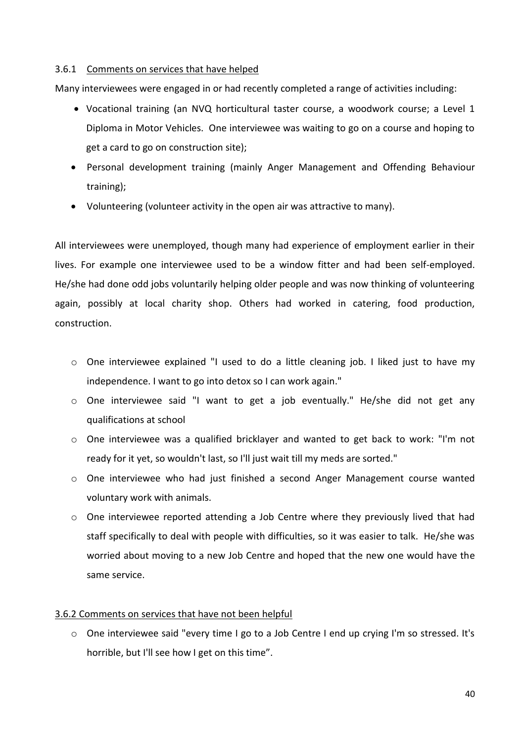#### 3.6.1 Comments on services that have helped

Many interviewees were engaged in or had recently completed a range of activities including:

- Vocational training (an NVQ horticultural taster course, a woodwork course; a Level 1 Diploma in Motor Vehicles. One interviewee was waiting to go on a course and hoping to get a card to go on construction site);
- Personal development training (mainly Anger Management and Offending Behaviour training);
- Volunteering (volunteer activity in the open air was attractive to many).

All interviewees were unemployed, though many had experience of employment earlier in their lives. For example one interviewee used to be a window fitter and had been self-employed. He/she had done odd jobs voluntarily helping older people and was now thinking of volunteering again, possibly at local charity shop. Others had worked in catering, food production, construction.

- One interviewee explained "I used to do a little cleaning job. I liked just to have my independence. I want to go into detox so I can work again."
- One interviewee said "I want to get a job eventually." He/she did not get any qualifications at school
- One interviewee was a qualified bricklayer and wanted to get back to work: "I'm not ready for it yet, so wouldn't last, so I'll just wait till my meds are sorted."
- One interviewee who had just finished a second Anger Management course wanted voluntary work with animals.
- One interviewee reported attending a Job Centre where they previously lived that had staff specifically to deal with people with difficulties, so it was easier to talk. He/she was worried about moving to a new Job Centre and hoped that the new one would have the same service.

#### 3.6.2 Comments on services that have not been helpful

- One interviewee said "every time I go to a Job Centre I end up crying I'm so stressed. It's horrible, but I'll see how I get on this time".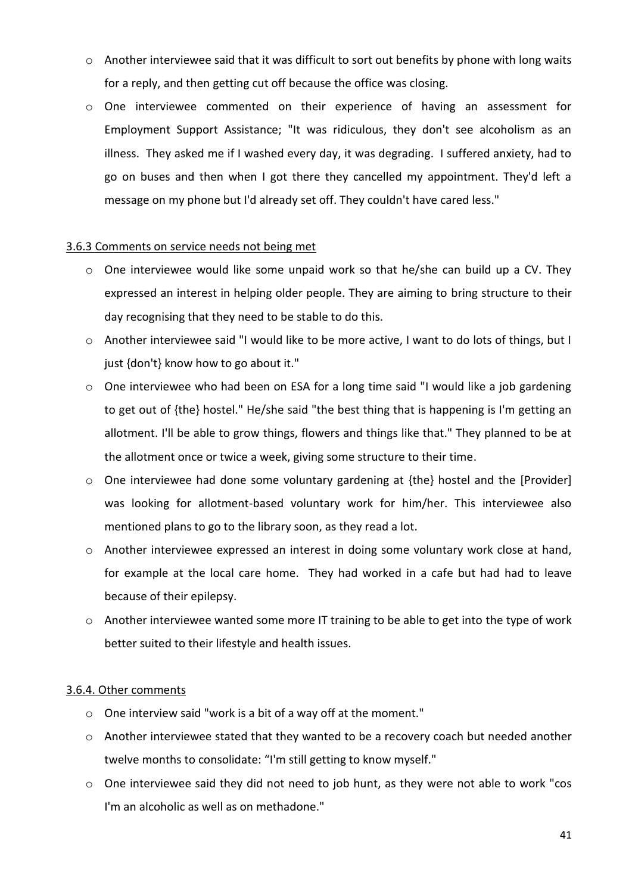- Another interviewee said that it was difficult to sort out benefits by phone with long waits for a reply, and then getting cut off because the office was closing.
- One interviewee commented on their experience of having an assessment for Employment Support Assistance; "It was ridiculous, they don't see alcoholism as an illness. They asked me if I washed every day, it was degrading. I suffered anxiety, had to go on buses and then when I got there they cancelled my appointment. They'd left a message on my phone but I'd already set off. They couldn't have cared less."

3.6.3 Comments on service needs not being met

- One interviewee would like some unpaid work so that he/she can build up a CV. They expressed an interest in helping older people. They are aiming to bring structure to their day recognising that they need to be stable to do this.
- Another interviewee said "I would like to be more active, I want to do lots of things, but I just {don't} know how to go about it."
- One interviewee who had been on ESA for a long time said "I would like a job gardening to get out of {the} hostel." He/she said "the best thing that is happening is I'm getting an allotment. I'll be able to grow things, flowers and things like that." They planned to be at the allotment once or twice a week, giving some structure to their time.
- One interviewee had done some voluntary gardening at {the} hostel and the [Provider] was looking for allotment-based voluntary work for him/her. This interviewee also mentioned plans to go to the library soon, as they read a lot.
- Another interviewee expressed an interest in doing some voluntary work close at hand, for example at the local care home. They had worked in a cafe but had had to leave because of their epilepsy.
- Another interviewee wanted some more IT training to be able to get into the type of work better suited to their lifestyle and health issues.

3.6.4. Other comments

- One interview said "work is a bit of a way off at the moment."
- Another interviewee stated that they wanted to be a recovery coach but needed another twelve months to consolidate: "I'm still getting to know myself."
- One interviewee said they did not need to job hunt, as they were not able to work "cos I'm an alcoholic as well as on methadone."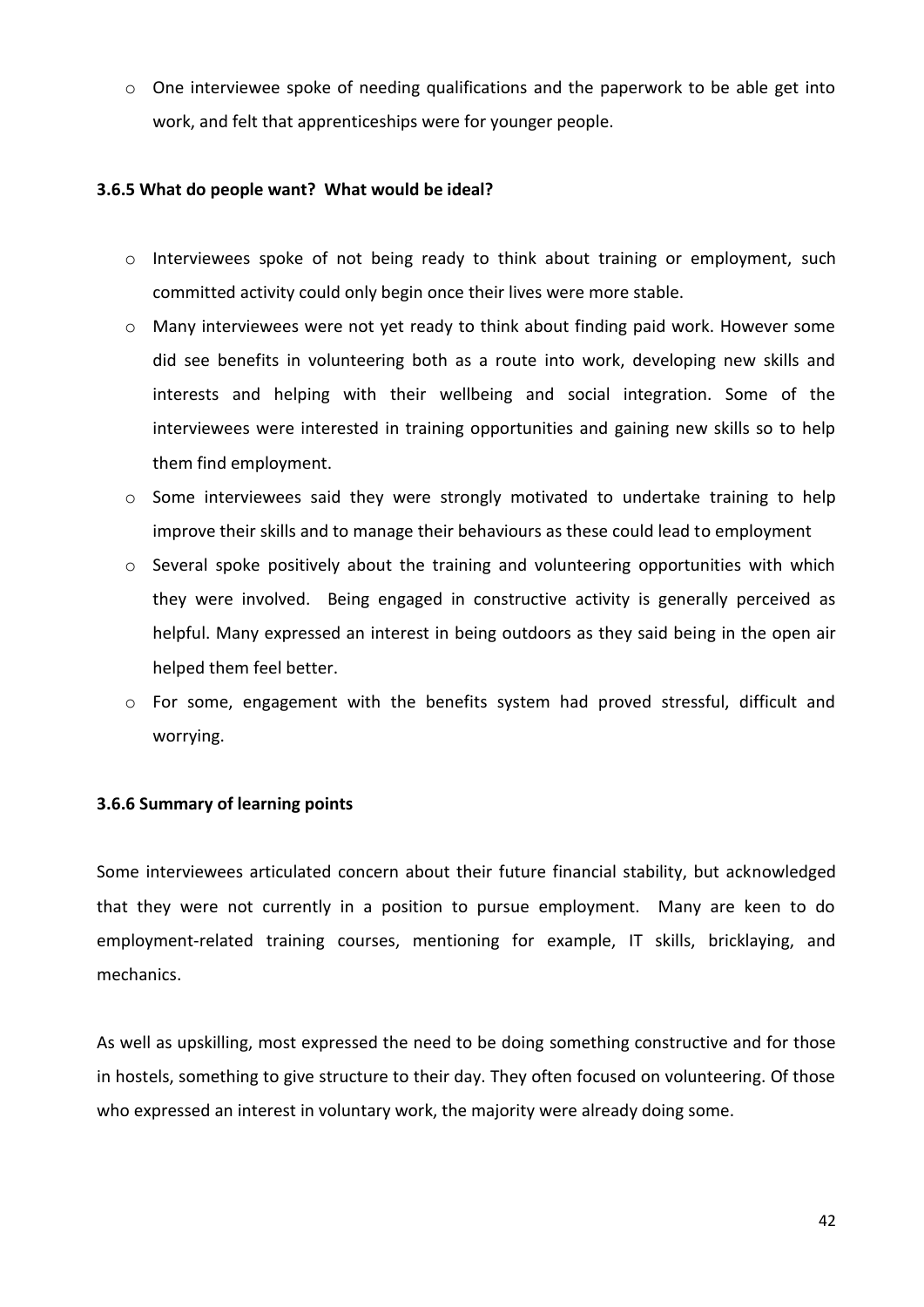- One interviewee spoke of needing qualifications and the paperwork to be able get into work, and felt that apprenticeships were for younger people.

#### 3.6.5 What do people want? What would be ideal?

- Interviewees spoke of not being ready to think about training or employment, such committed activity could only begin once their lives were more stable.
- Many interviewees were not yet ready to think about finding paid work. However some did see benefits in volunteering both as a route into work, developing new skills and interests and helping with their wellbeing and social integration. Some of the interviewees were interested in training opportunities and gaining new skills so to help them find employment.
- Some interviewees said they were strongly motivated to undertake training to help improve their skills and to manage their behaviours as these could lead to employment
- Several spoke positively about the training and volunteering opportunities with which they were involved. Being engaged in constructive activity is generally perceived as helpful. Many expressed an interest in being outdoors as they said being in the open air helped them feel better.
- For some, engagement with the benefits system had proved stressful, difficult and worrying.

#### 3.6.6 Summary of learning points

Some interviewees articulated concern about their future financial stability, but acknowledged that they were not currently in a position to pursue employment. Many are keen to do employment-related training courses, mentioning for example, IT skills, bricklaying, and mechanics.

As well as upskilling, most expressed the need to be doing something constructive and for those in hostels, something to give structure to their day. They often focused on volunteering. Of those who expressed an interest in voluntary work, the majority were already doing some.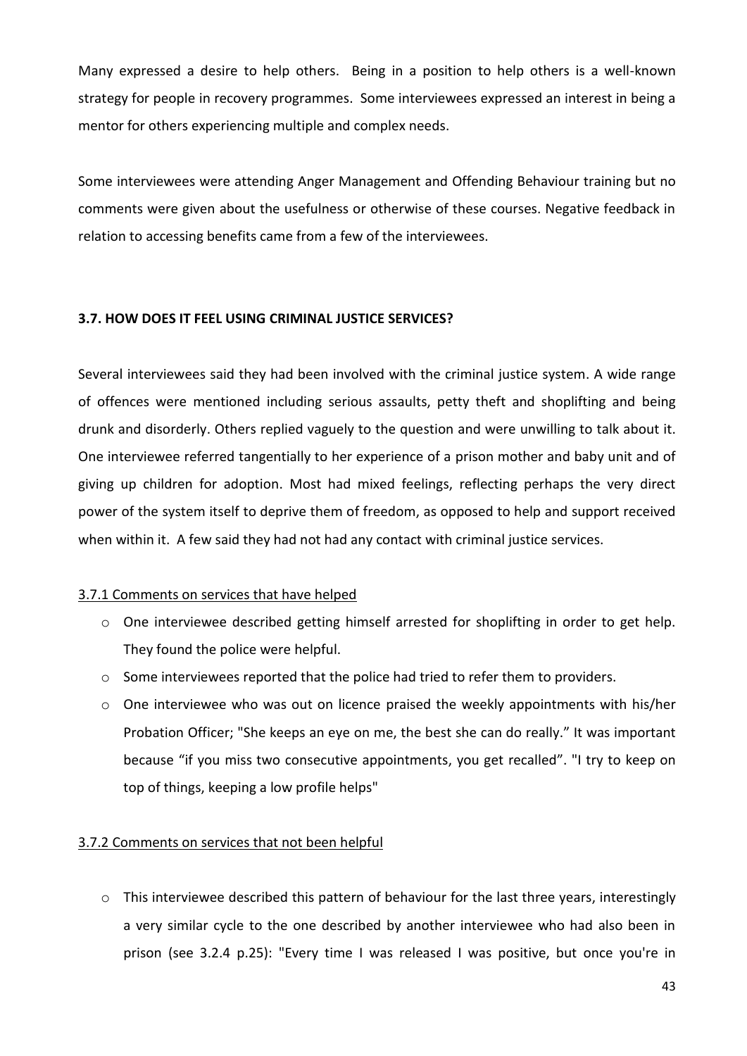Many expressed a desire to help others. Being in a position to help others is a well-known strategy for people in recovery programmes. Some interviewees expressed an interest in being a mentor for others experiencing multiple and complex needs.

Some interviewees were attending Anger Management and Offending Behaviour training but no comments were given about the usefulness or otherwise of these courses. Negative feedback in relation to accessing benefits came from a few of the interviewees.

### 3.7. HOW DOES IT FEEL USING CRIMINAL JUSTICE SERVICES?

Several interviewees said they had been involved with the criminal justice system. A wide range of offences were mentioned including serious assaults, petty theft and shoplifting and being drunk and disorderly. Others replied vaguely to the question and were unwilling to talk about it. One interviewee referred tangentially to her experience of a prison mother and baby unit and of giving up children for adoption. Most had mixed feelings, reflecting perhaps the very direct power of the system itself to deprive them of freedom, as opposed to help and support received when within it. A few said they had not had any contact with criminal justice services.

#### 3.7.1 Comments on services that have helped

- One interviewee described getting himself arrested for shoplifting in order to get help. They found the police were helpful.
- Some interviewees reported that the police had tried to refer them to providers.
- One interviewee who was out on licence praised the weekly appointments with his/her Probation Officer; "She keeps an eye on me, the best she can do really." It was important because "if you miss two consecutive appointments, you get recalled". "I try to keep on top of things, keeping a low profile helps"

#### 3.7.2 Comments on services that not been helpful

- This interviewee described this pattern of behaviour for the last three years, interestingly a very similar cycle to the one described by another interviewee who had also been in prison (see 3.2.4 p.25): "Every time I was released I was positive, but once you're in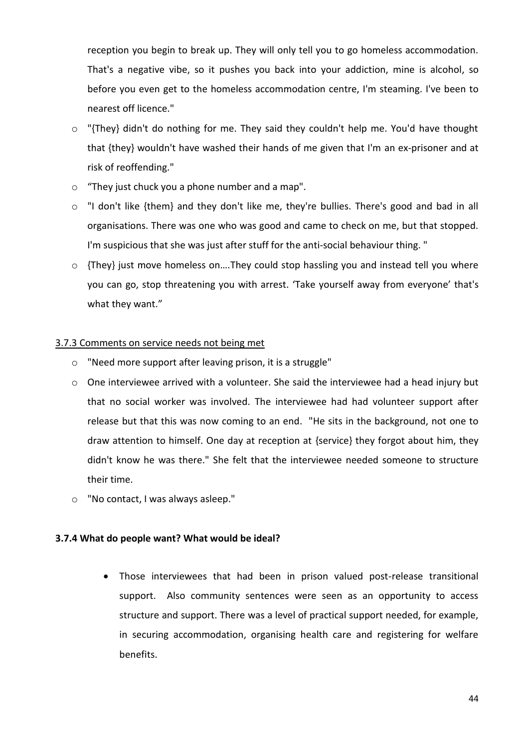reception you begin to break up. They will only tell you to go homeless accommodation. That's a negative vibe, so it pushes you back into your addiction, mine is alcohol, so before you even get to the homeless accommodation centre, I'm steaming. I've been to nearest off licence."

- "{They} didn't do nothing for me. They said they couldn't help me. You'd have thought that {they} wouldn't have washed their hands of me given that I'm an ex-prisoner and at risk of reoffending."
- "They just chuck you a phone number and a map".
- "I don't like {them} and they don't like me, they're bullies. There's good and bad in all organisations. There was one who was good and came to check on me, but that stopped. I'm suspicious that she was just after stuff for the anti-social behaviour thing. "
- {They} just move homeless on….They could stop hassling you and instead tell you where you can go, stop threatening you with arrest. 'Take yourself away from everyone' that's what they want."

3.7.3 Comments on service needs not being met

- "Need more support after leaving prison, it is a struggle"
- One interviewee arrived with a volunteer. She said the interviewee had a head injury but that no social worker was involved. The interviewee had had volunteer support after release but that this was now coming to an end. "He sits in the background, not one to draw attention to himself. One day at reception at {service} they forgot about him, they didn't know he was there." She felt that the interviewee needed someone to structure their time.
- "No contact, I was always asleep."

**3.7.4 What do people want? What would be ideal?**

- Those interviewees that had been in prison valued post-release transitional support. Also community sentences were seen as an opportunity to access structure and support. There was a level of practical support needed, for example, in securing accommodation, organising health care and registering for welfare benefits.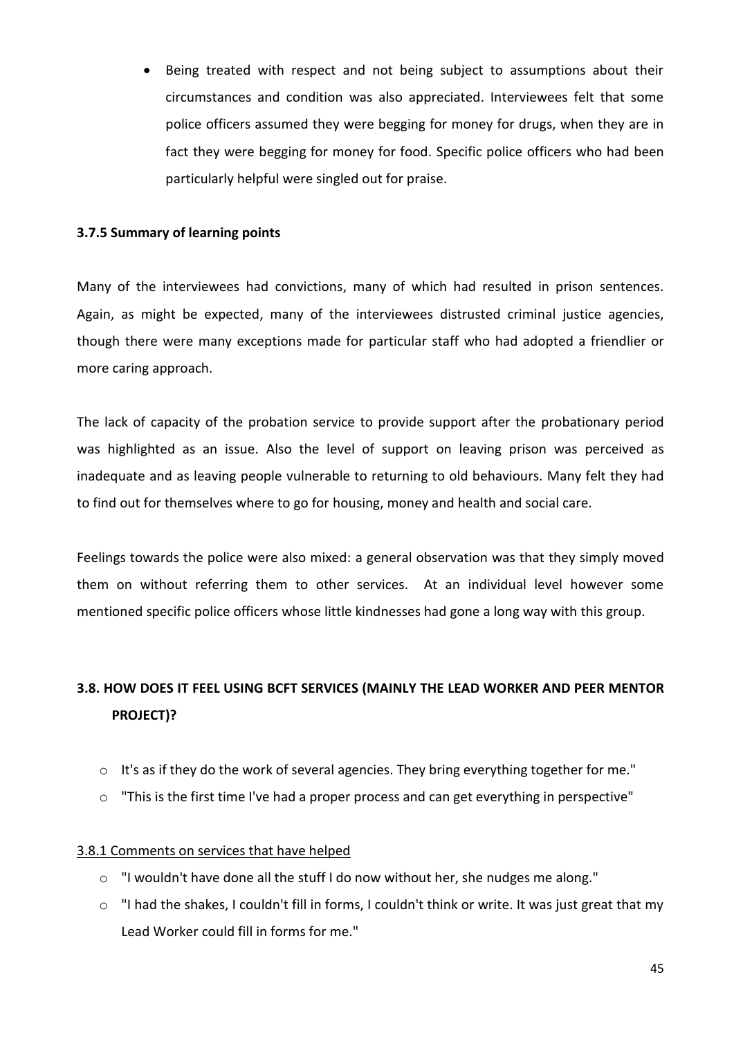- Being treated with respect and not being subject to assumptions about their circumstances and condition was also appreciated. Interviewees felt that some police officers assumed they were begging for money for drugs, when they are in fact they were begging for money for food. Specific police officers who had been particularly helpful were singled out for praise.

#### 3.7.5 Summary of learning points

Many of the interviewees had convictions, many of which had resulted in prison sentences. Again, as might be expected, many of the interviewees distrusted criminal justice agencies, though there were many exceptions made for particular staff who had adopted a friendlier or more caring approach.

The lack of capacity of the probation service to provide support after the probationary period was highlighted as an issue. Also the level of support on leaving prison was perceived as inadequate and as leaving people vulnerable to returning to old behaviours. Many felt they had to find out for themselves where to go for housing, money and health and social care.

Feelings towards the police were also mixed: a general observation was that they simply moved them on without referring them to other services. At an individual level however some mentioned specific police officers whose little kindnesses had gone a long way with this group.

### 3.8. HOW DOES IT FEEL USING BCFT SERVICES (MAINLY THE LEAD WORKER AND PEER MENTOR PROJECT)?

- It's as if they do the work of several agencies. They bring everything together for me."
- "This is the first time I've had a proper process and can get everything in perspective"

<u>3.8.1 Comments on services that have helped</u>

- "I wouldn't have done all the stuff I do now without her, she nudges me along."
- "I had the shakes, I couldn't fill in forms, I couldn't think or write. It was just great that my Lead Worker could fill in forms for me."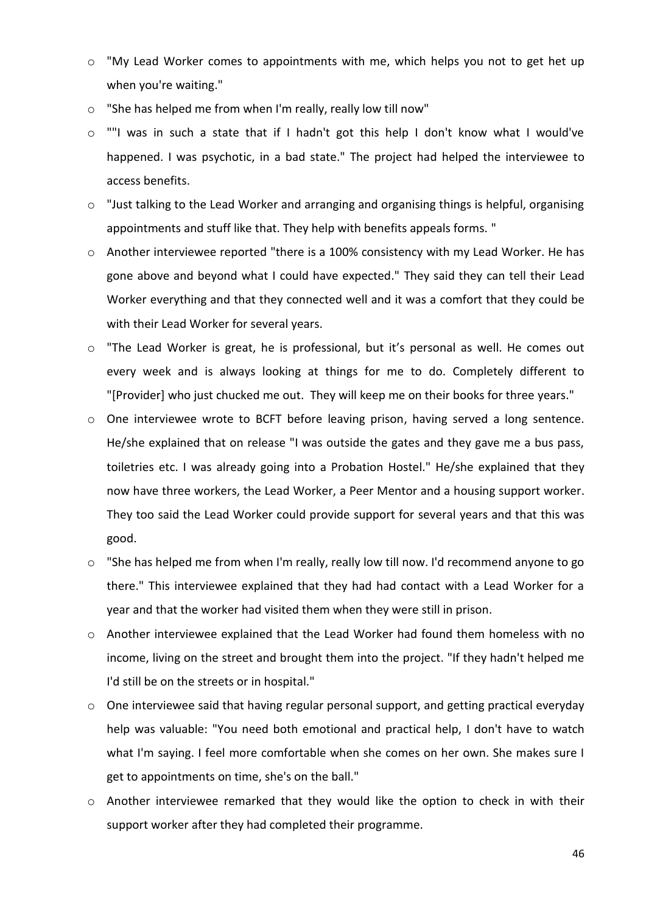- "My Lead Worker comes to appointments with me, which helps you not to get het up when you're waiting."
- "She has helped me from when I'm really, really low till now"
- ""I was in such a state that if I hadn't got this help I don't know what I would've happened. I was psychotic, in a bad state." The project had helped the interviewee to access benefits.
- "Just talking to the Lead Worker and arranging and organising things is helpful, organising appointments and stuff like that. They help with benefits appeals forms. "
- Another interviewee reported "there is a 100% consistency with my Lead Worker. He has gone above and beyond what I could have expected." They said they can tell their Lead Worker everything and that they connected well and it was a comfort that they could be with their Lead Worker for several years.
- "The Lead Worker is great, he is professional, but it's personal as well. He comes out every week and is always looking at things for me to do. Completely different to "[Provider] who just chucked me out. They will keep me on their books for three years."
- One interviewee wrote to BCFT before leaving prison, having served a long sentence. He/she explained that on release "I was outside the gates and they gave me a bus pass, toiletries etc. I was already going into a Probation Hostel." He/she explained that they now have three workers, the Lead Worker, a Peer Mentor and a housing support worker. They too said the Lead Worker could provide support for several years and that this was good.
- "She has helped me from when I'm really, really low till now. I'd recommend anyone to go there." This interviewee explained that they had had contact with a Lead Worker for a year and that the worker had visited them when they were still in prison.
- Another interviewee explained that the Lead Worker had found them homeless with no income, living on the street and brought them into the project. "If they hadn't helped me I'd still be on the streets or in hospital."
- One interviewee said that having regular personal support, and getting practical everyday help was valuable: "You need both emotional and practical help, I don't have to watch what I'm saying. I feel more comfortable when she comes on her own. She makes sure I get to appointments on time, she's on the ball."
- Another interviewee remarked that they would like the option to check in with their support worker after they had completed their programme.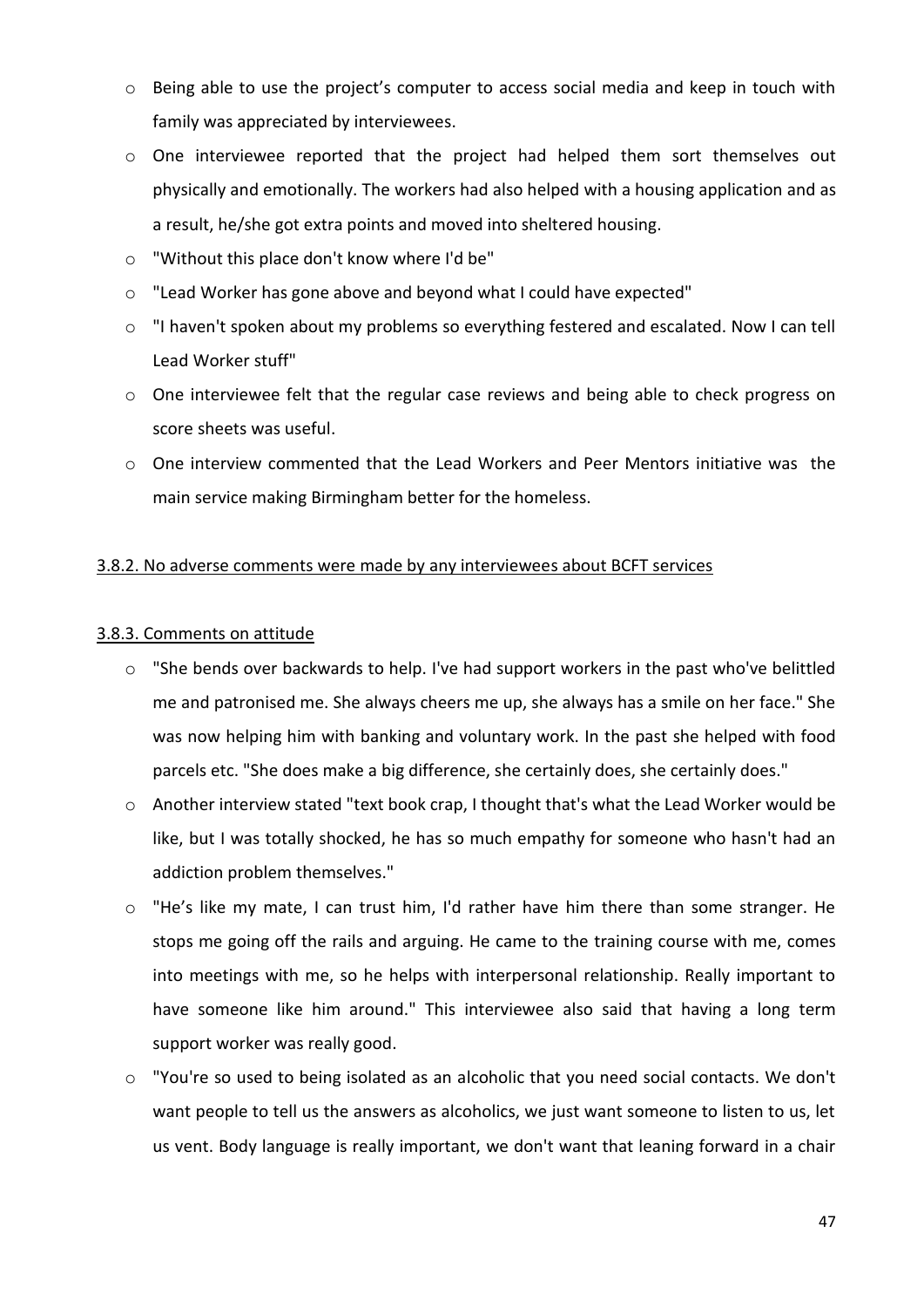- Being able to use the project's computer to access social media and keep in touch with family was appreciated by interviewees.
- One interviewee reported that the project had helped them sort themselves out physically and emotionally. The workers had also helped with a housing application and as a result, he/she got extra points and moved into sheltered housing.
- "Without this place don't know where I'd be"
- "Lead Worker has gone above and beyond what I could have expected"
- "I haven't spoken about my problems so everything festered and escalated. Now I can tell Lead Worker stuff"
- One interviewee felt that the regular case reviews and being able to check progress on score sheets was useful.
- One interview commented that the Lead Workers and Peer Mentors initiative was the main service making Birmingham better for the homeless.

<u>3.8.2. No adverse comments were made by any interviewees about BCFT services</u>

<u>3.8.3. Comments on attitude</u>

- "She bends over backwards to help. I've had support workers in the past who've belittled me and patronised me. She always cheers me up, she always has a smile on her face." She was now helping him with banking and voluntary work. In the past she helped with food parcels etc. "She does make a big difference, she certainly does, she certainly does."
- Another interview stated "text book crap, I thought that's what the Lead Worker would be like, but I was totally shocked, he has so much empathy for someone who hasn't had an addiction problem themselves."
- "He's like my mate, I can trust him, I'd rather have him there than some stranger. He stops me going off the rails and arguing. He came to the training course with me, comes into meetings with me, so he helps with interpersonal relationship. Really important to have someone like him around." This interviewee also said that having a long term support worker was really good.
- "You're so used to being isolated as an alcoholic that you need social contacts. We don't want people to tell us the answers as alcoholics, we just want someone to listen to us, let us vent. Body language is really important, we don't want that leaning forward in a chair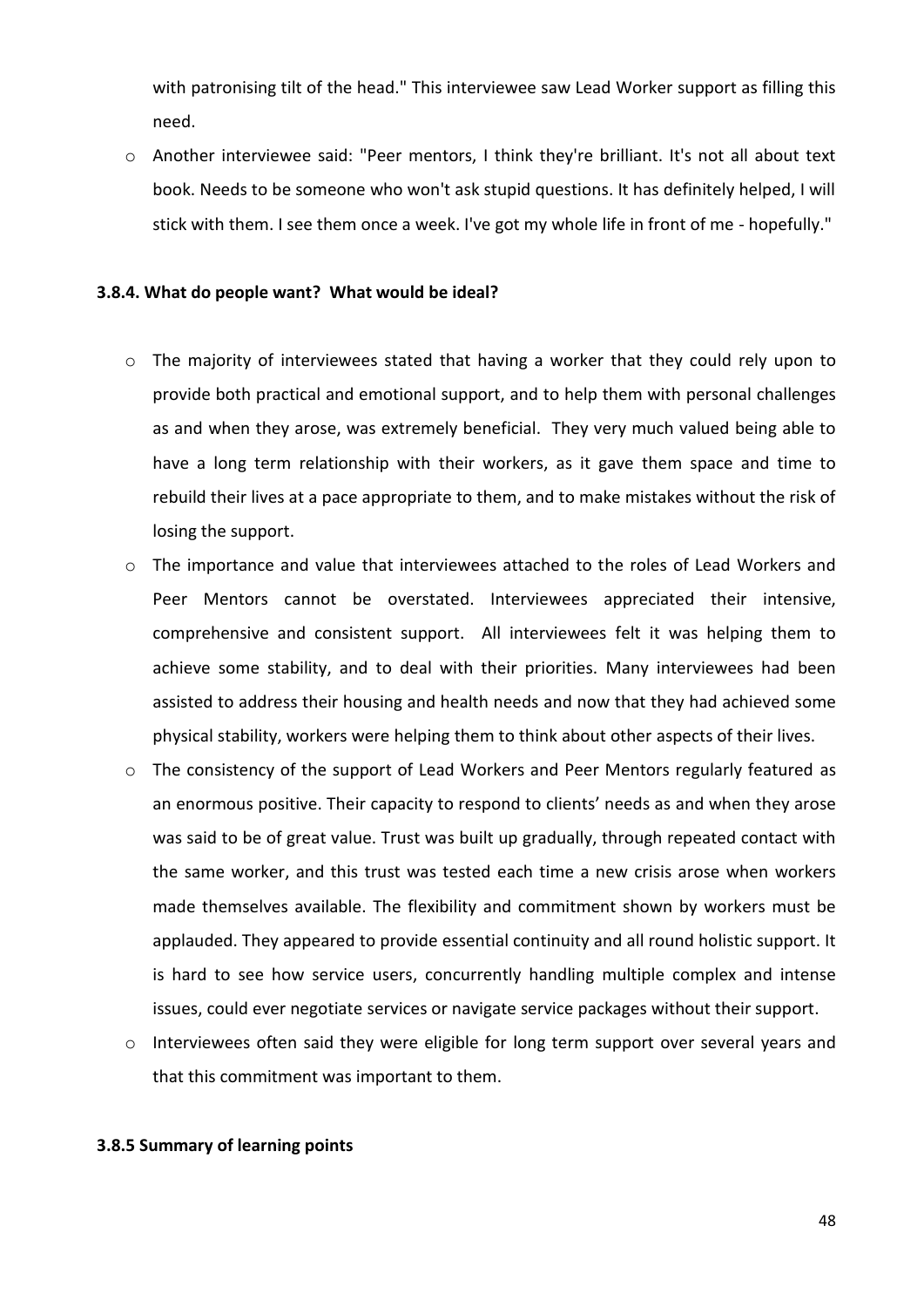with patronising tilt of the head." This interviewee saw Lead Worker support as filling this need.

- Another interviewee said: "Peer mentors, I think they're brilliant. It's not all about text book. Needs to be someone who won't ask stupid questions. It has definitely helped, I will stick with them. I see them once a week. I've got my whole life in front of me - hopefully."

#### 3.8.4. What do people want? What would be ideal?

- The majority of interviewees stated that having a worker that they could rely upon to provide both practical and emotional support, and to help them with personal challenges as and when they arose, was extremely beneficial. They very much valued being able to have a long term relationship with their workers, as it gave them space and time to rebuild their lives at a pace appropriate to them, and to make mistakes without the risk of losing the support.
- The importance and value that interviewees attached to the roles of Lead Workers and Peer Mentors cannot be overstated. Interviewees appreciated their intensive, comprehensive and consistent support. All interviewees felt it was helping them to achieve some stability, and to deal with their priorities. Many interviewees had been assisted to address their housing and health needs and now that they had achieved some physical stability, workers were helping them to think about other aspects of their lives.
- The consistency of the support of Lead Workers and Peer Mentors regularly featured as an enormous positive. Their capacity to respond to clients' needs as and when they arose was said to be of great value. Trust was built up gradually, through repeated contact with the same worker, and this trust was tested each time a new crisis arose when workers made themselves available. The flexibility and commitment shown by workers must be applauded. They appeared to provide essential continuity and all round holistic support. It is hard to see how service users, concurrently handling multiple complex and intense issues, could ever negotiate services or navigate service packages without their support.
- Interviewees often said they were eligible for long term support over several years and that this commitment was important to them.

#### 3.8.5 Summary of learning points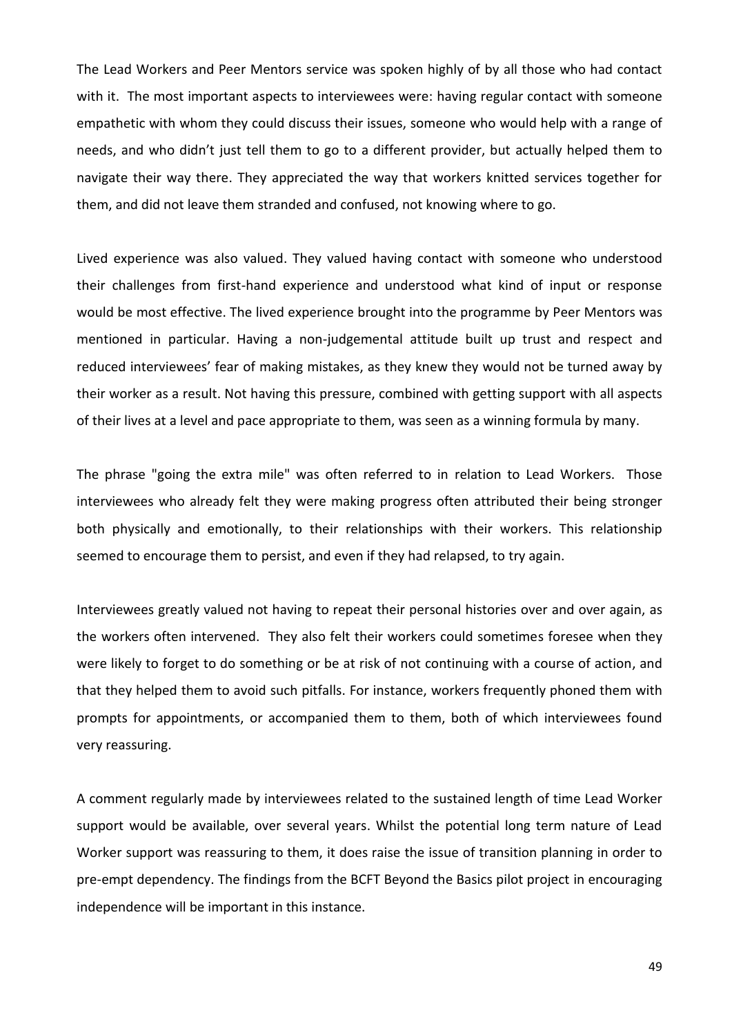The Lead Workers and Peer Mentors service was spoken highly of by all those who had contact with it. The most important aspects to interviewees were: having regular contact with someone empathetic with whom they could discuss their issues, someone who would help with a range of needs, and who didn't just tell them to go to a different provider, but actually helped them to navigate their way there. They appreciated the way that workers knitted services together for them, and did not leave them stranded and confused, not knowing where to go.

Lived experience was also valued. They valued having contact with someone who understood their challenges from first-hand experience and understood what kind of input or response would be most effective. The lived experience brought into the programme by Peer Mentors was mentioned in particular. Having a non-judgemental attitude built up trust and respect and reduced interviewees' fear of making mistakes, as they knew they would not be turned away by their worker as a result. Not having this pressure, combined with getting support with all aspects of their lives at a level and pace appropriate to them, was seen as a winning formula by many.

The phrase "going the extra mile" was often referred to in relation to Lead Workers. Those interviewees who already felt they were making progress often attributed their being stronger both physically and emotionally, to their relationships with their workers. This relationship seemed to encourage them to persist, and even if they had relapsed, to try again.

Interviewees greatly valued not having to repeat their personal histories over and over again, as the workers often intervened. They also felt their workers could sometimes foresee when they were likely to forget to do something or be at risk of not continuing with a course of action, and that they helped them to avoid such pitfalls. For instance, workers frequently phoned them with prompts for appointments, or accompanied them to them, both of which interviewees found very reassuring.

A comment regularly made by interviewees related to the sustained length of time Lead Worker support would be available, over several years. Whilst the potential long term nature of Lead Worker support was reassuring to them, it does raise the issue of transition planning in order to pre-empt dependency. The findings from the BCFT Beyond the Basics pilot project in encouraging independence will be important in this instance.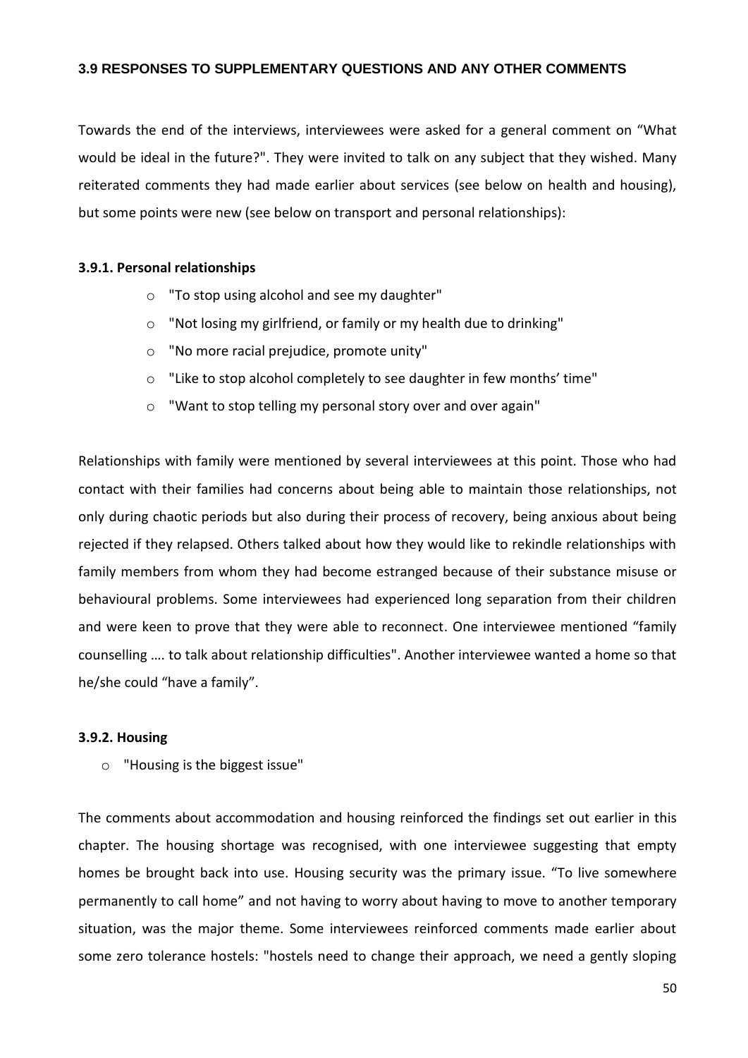### 3.9 RESPONSES TO SUPPLEMENTARY QUESTIONS AND ANY OTHER COMMENTS

Towards the end of the interviews, interviewees were asked for a general comment on “What would be ideal in the future?". They were invited to talk on any subject that they wished. Many reiterated comments they had made earlier about services (see below on health and housing), but some points were new (see below on transport and personal relationships):

#### 3.9.1. Personal relationships

- "To stop using alcohol and see my daughter"
- "Not losing my girlfriend, or family or my health due to drinking"
- "No more racial prejudice, promote unity"
- "Like to stop alcohol completely to see daughter in few months’ time"
- "Want to stop telling my personal story over and over again"

Relationships with family were mentioned by several interviewees at this point. Those who had contact with their families had concerns about being able to maintain those relationships, not only during chaotic periods but also during their process of recovery, being anxious about being rejected if they relapsed. Others talked about how they would like to rekindle relationships with family members from whom they had become estranged because of their substance misuse or behavioural problems. Some interviewees had experienced long separation from their children and were keen to prove that they were able to reconnect. One interviewee mentioned “family counselling …. to talk about relationship difficulties". Another interviewee wanted a home so that he/she could “have a family”.

#### 3.9.2. Housing

- "Housing is the biggest issue"

The comments about accommodation and housing reinforced the findings set out earlier in this chapter. The housing shortage was recognised, with one interviewee suggesting that empty homes be brought back into use. Housing security was the primary issue. “To live somewhere permanently to call home” and not having to worry about having to move to another temporary situation, was the major theme. Some interviewees reinforced comments made earlier about some zero tolerance hostels: "hostels need to change their approach, we need a gently sloping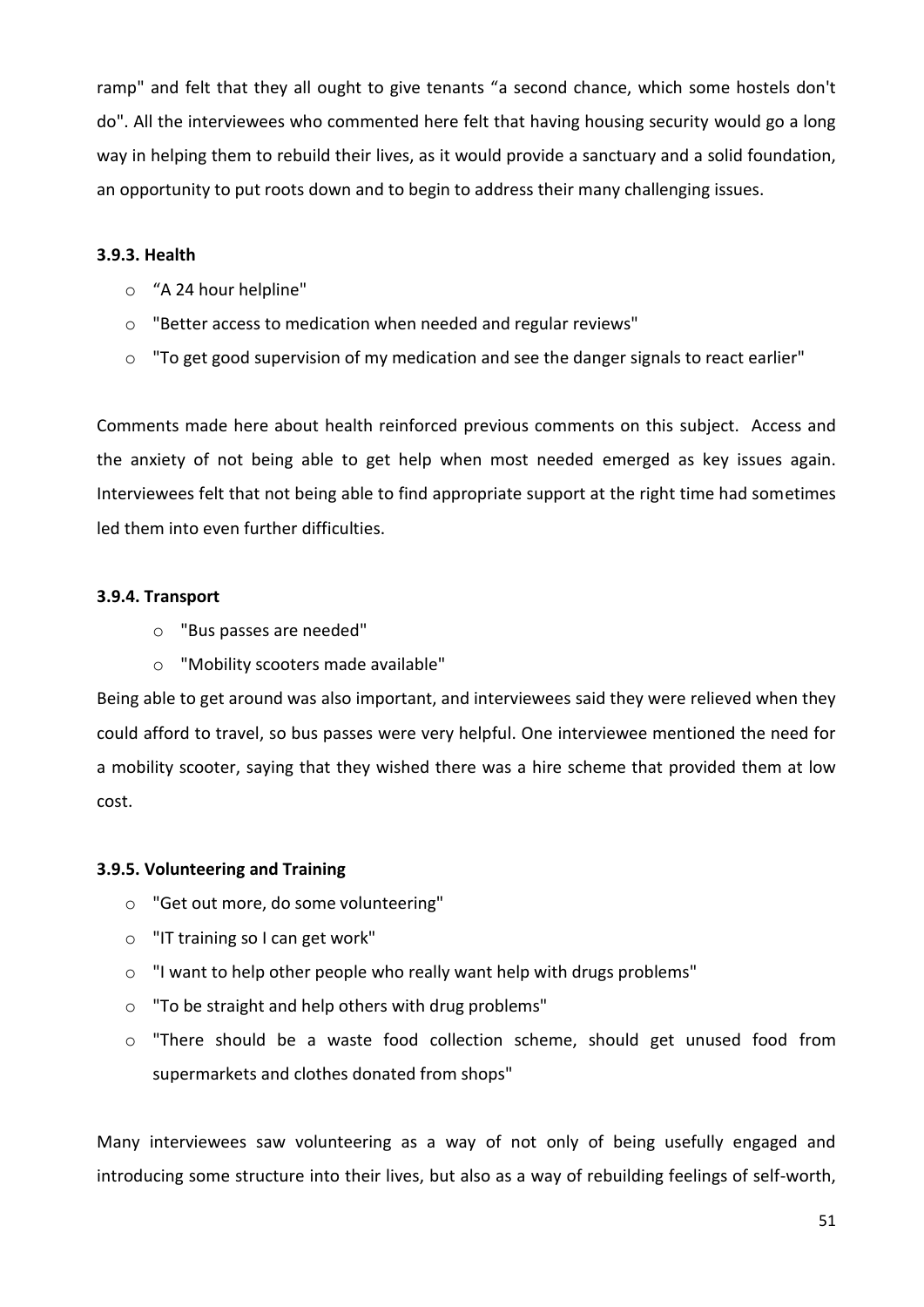ramp" and felt that they all ought to give tenants "a second chance, which some hostels don't do". All the interviewees who commented here felt that having housing security would go a long way in helping them to rebuild their lives, as it would provide a sanctuary and a solid foundation, an opportunity to put roots down and to begin to address their many challenging issues.

### 3.9.3. Health

- "A 24 hour helpline"
- "Better access to medication when needed and regular reviews"
- "To get good supervision of my medication and see the danger signals to react earlier"

Comments made here about health reinforced previous comments on this subject. Access and the anxiety of not being able to get help when most needed emerged as key issues again. Interviewees felt that not being able to find appropriate support at the right time had sometimes led them into even further difficulties.

### 3.9.4. Transport

- "Bus passes are needed"
- "Mobility scooters made available"

Being able to get around was also important, and interviewees said they were relieved when they could afford to travel, so bus passes were very helpful. One interviewee mentioned the need for a mobility scooter, saying that they wished there was a hire scheme that provided them at low cost.

### 3.9.5. Volunteering and Training

- "Get out more, do some volunteering"
- "IT training so I can get work"
- "I want to help other people who really want help with drugs problems"
- "To be straight and help others with drug problems"
- "There should be a waste food collection scheme, should get unused food from supermarkets and clothes donated from shops"

Many interviewees saw volunteering as a way of not only of being usefully engaged and introducing some structure into their lives, but also as a way of rebuilding feelings of self-worth,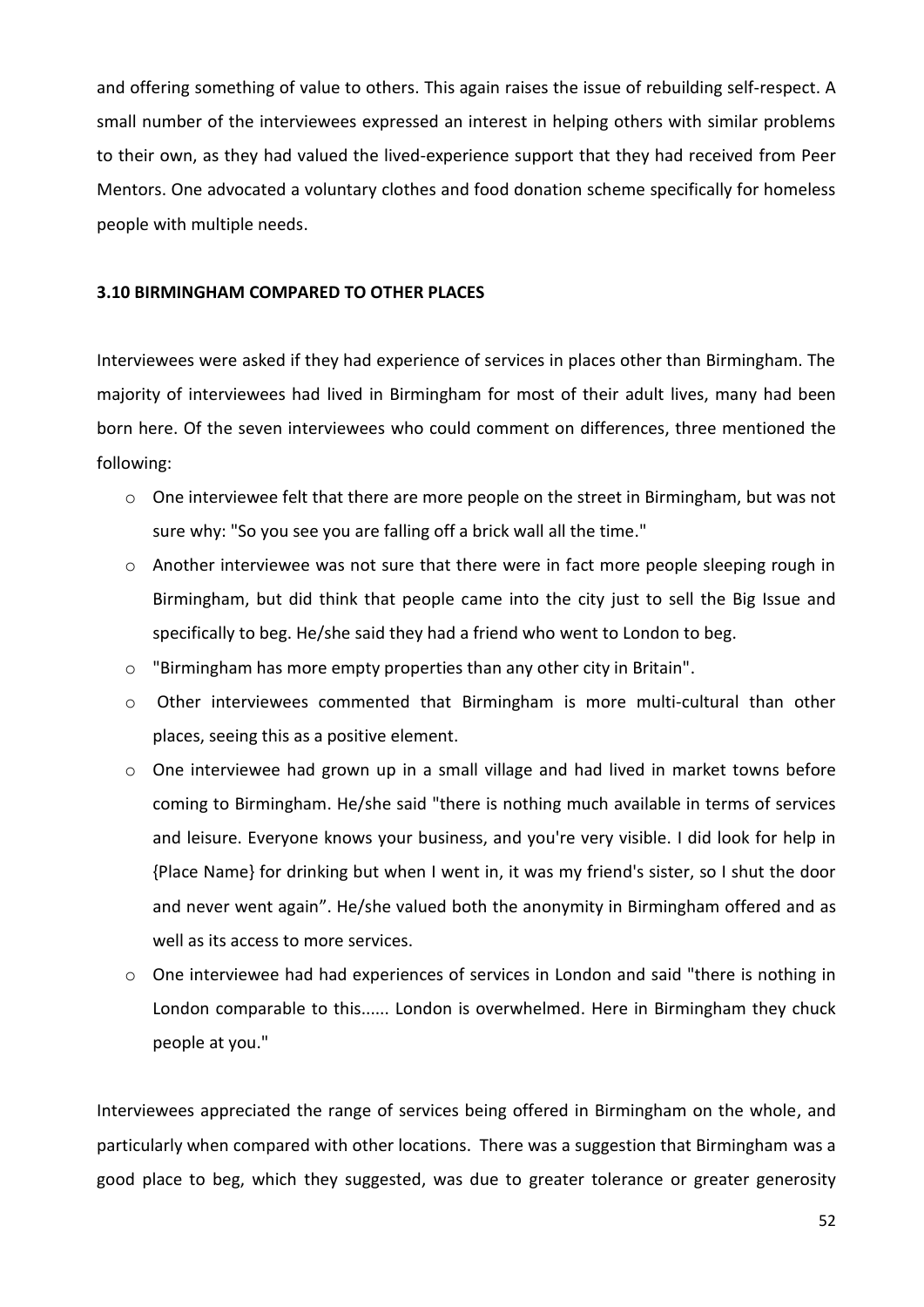and offering something of value to others. This again raises the issue of rebuilding self-respect. A small number of the interviewees expressed an interest in helping others with similar problems to their own, as they had valued the lived-experience support that they had received from Peer Mentors. One advocated a voluntary clothes and food donation scheme specifically for homeless people with multiple needs.

### 3.10 BIRMINGHAM COMPARED TO OTHER PLACES

Interviewees were asked if they had experience of services in places other than Birmingham. The majority of interviewees had lived in Birmingham for most of their adult lives, many had been born here. Of the seven interviewees who could comment on differences, three mentioned the following:

- One interviewee felt that there are more people on the street in Birmingham, but was not sure why: "So you see you are falling off a brick wall all the time."
- Another interviewee was not sure that there were in fact more people sleeping rough in Birmingham, but did think that people came into the city just to sell the Big Issue and specifically to beg. He/she said they had a friend who went to London to beg.
- "Birmingham has more empty properties than any other city in Britain".
- Other interviewees commented that Birmingham is more multi-cultural than other places, seeing this as a positive element.
- One interviewee had grown up in a small village and had lived in market towns before coming to Birmingham. He/she said "there is nothing much available in terms of services and leisure. Everyone knows your business, and you're very visible. I did look for help in {Place Name} for drinking but when I went in, it was my friend's sister, so I shut the door and never went again". He/she valued both the anonymity in Birmingham offered and as well as its access to more services.
- One interviewee had had experiences of services in London and said "there is nothing in London comparable to this...... London is overwhelmed. Here in Birmingham they chuck people at you."

Interviewees appreciated the range of services being offered in Birmingham on the whole, and particularly when compared with other locations. There was a suggestion that Birmingham was a good place to beg, which they suggested, was due to greater tolerance or greater generosity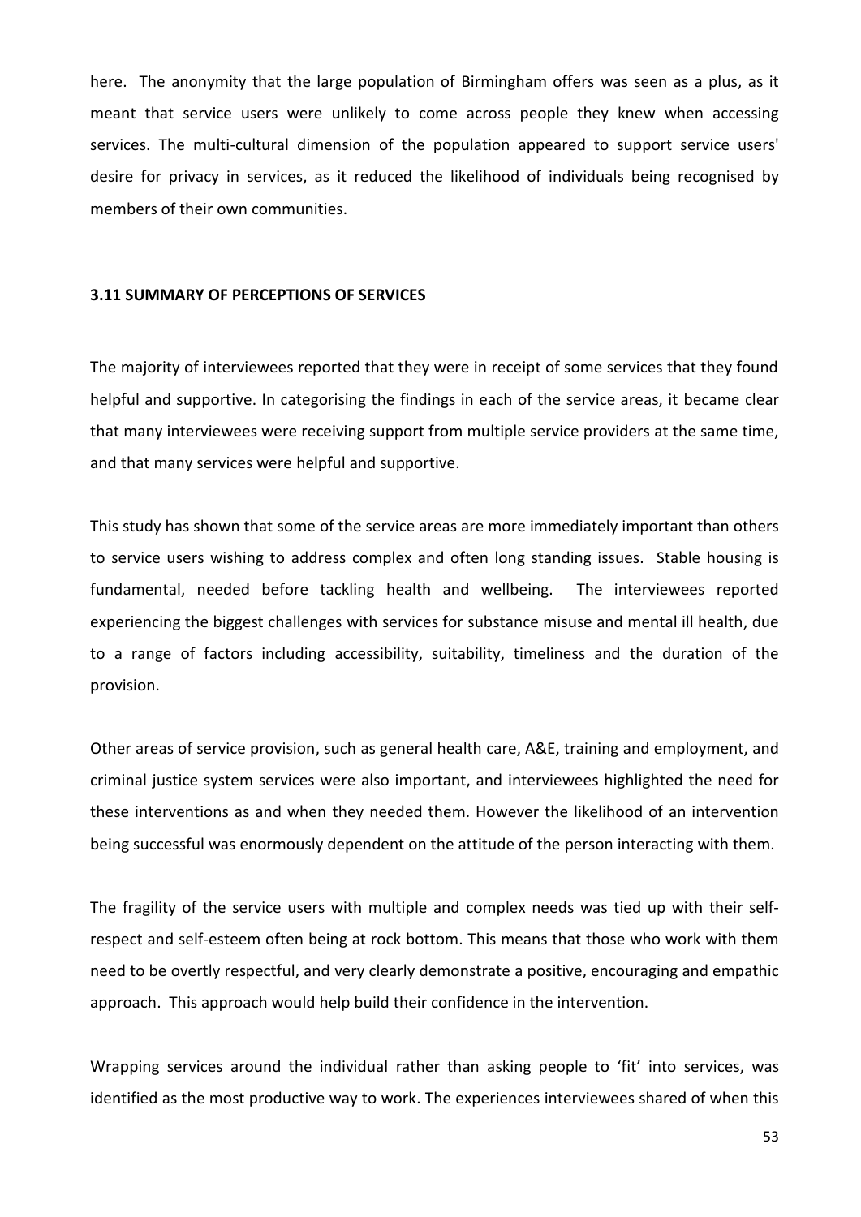here. The anonymity that the large population of Birmingham offers was seen as a plus, as it meant that service users were unlikely to come across people they knew when accessing services. The multi-cultural dimension of the population appeared to support service users' desire for privacy in services, as it reduced the likelihood of individuals being recognised by members of their own communities.

### 3.11 SUMMARY OF PERCEPTIONS OF SERVICES

The majority of interviewees reported that they were in receipt of some services that they found helpful and supportive. In categorising the findings in each of the service areas, it became clear that many interviewees were receiving support from multiple service providers at the same time, and that many services were helpful and supportive.

This study has shown that some of the service areas are more immediately important than others to service users wishing to address complex and often long standing issues. Stable housing is fundamental, needed before tackling health and wellbeing. The interviewees reported experiencing the biggest challenges with services for substance misuse and mental ill health, due to a range of factors including accessibility, suitability, timeliness and the duration of the provision.

Other areas of service provision, such as general health care, A&E, training and employment, and criminal justice system services were also important, and interviewees highlighted the need for these interventions as and when they needed them. However the likelihood of an intervention being successful was enormously dependent on the attitude of the person interacting with them.

The fragility of the service users with multiple and complex needs was tied up with their self-respect and self-esteem often being at rock bottom. This means that those who work with them need to be overtly respectful, and very clearly demonstrate a positive, encouraging and empathic approach. This approach would help build their confidence in the intervention.

Wrapping services around the individual rather than asking people to 'fit' into services, was identified as the most productive way to work. The experiences interviewees shared of when this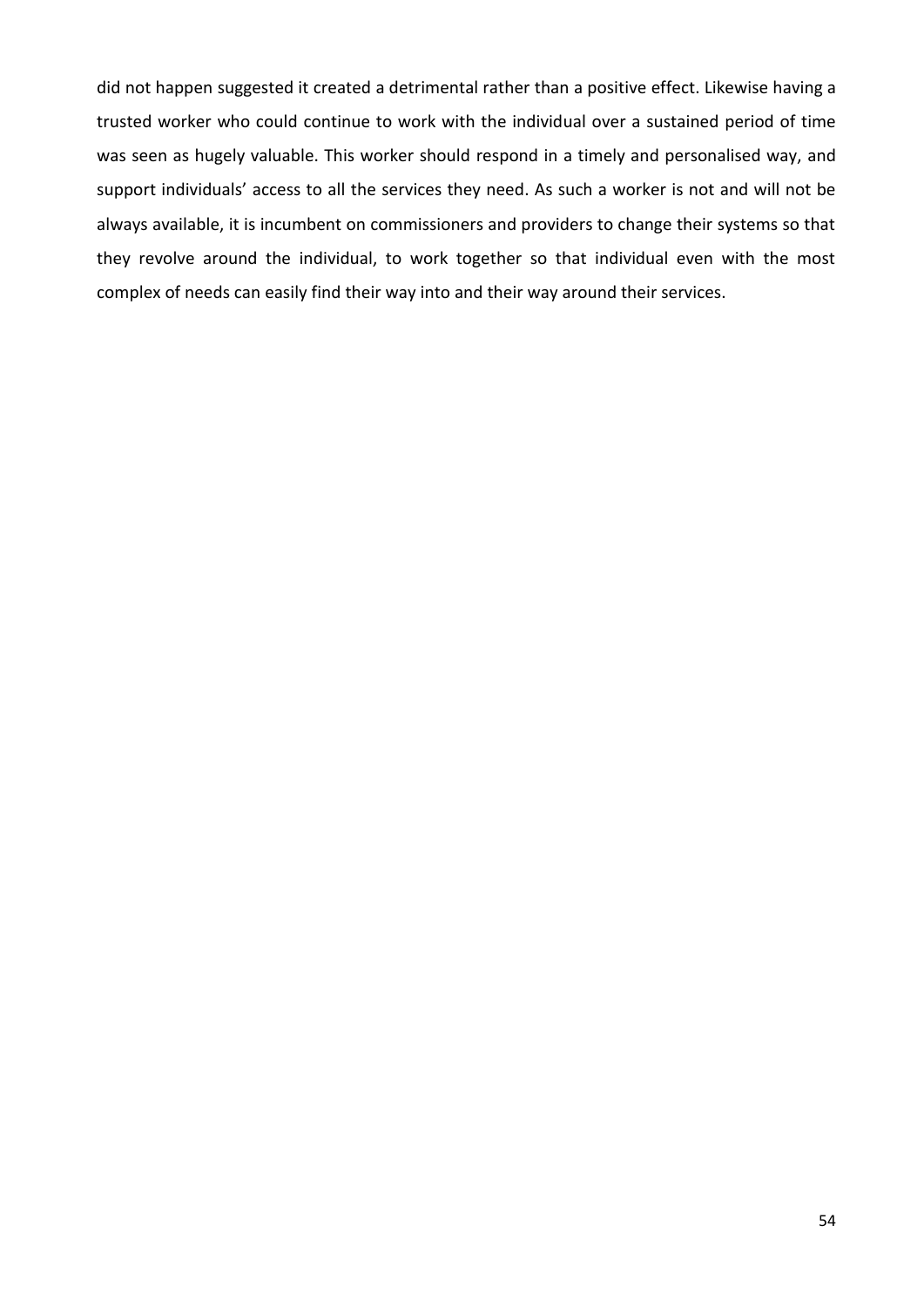did not happen suggested it created a detrimental rather than a positive effect. Likewise having a trusted worker who could continue to work with the individual over a sustained period of time was seen as hugely valuable. This worker should respond in a timely and personalised way, and support individuals' access to all the services they need. As such a worker is not and will not be always available, it is incumbent on commissioners and providers to change their systems so that they revolve around the individual, to work together so that individual even with the most complex of needs can easily find their way into and their way around their services.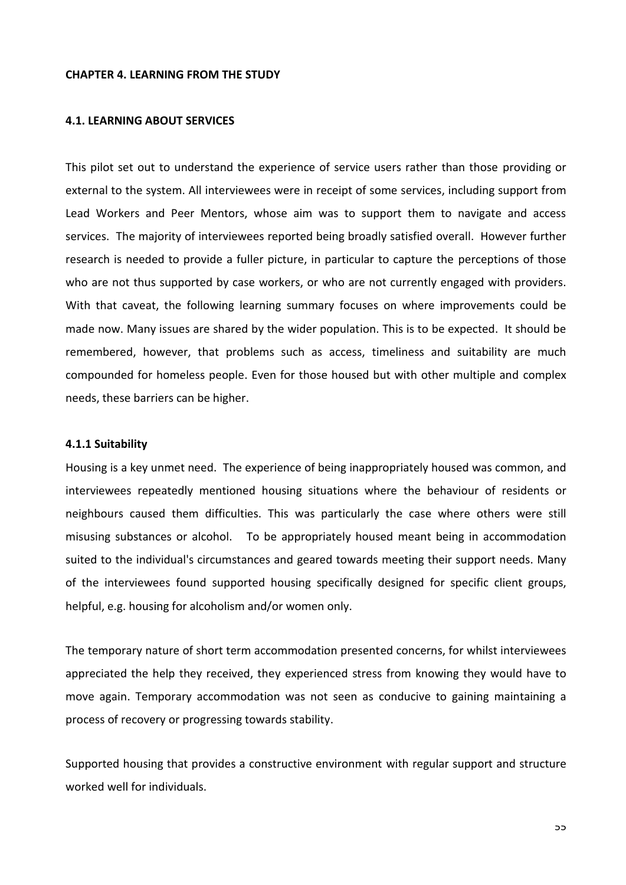# CHAPTER 4. LEARNING FROM THE STUDY

## 4.1. LEARNING ABOUT SERVICES

This pilot set out to understand the experience of service users rather than those providing or external to the system. All interviewees were in receipt of some services, including support from Lead Workers and Peer Mentors, whose aim was to support them to navigate and access services. The majority of interviewees reported being broadly satisfied overall. However further research is needed to provide a fuller picture, in particular to capture the perceptions of those who are not thus supported by case workers, or who are not currently engaged with providers. With that caveat, the following learning summary focuses on where improvements could be made now. Many issues are shared by the wider population. This is to be expected. It should be remembered, however, that problems such as access, timeliness and suitability are much compounded for homeless people. Even for those housed but with other multiple and complex needs, these barriers can be higher.

### 4.1.1 Suitability

Housing is a key unmet need. The experience of being inappropriately housed was common, and interviewees repeatedly mentioned housing situations where the behaviour of residents or neighbours caused them difficulties. This was particularly the case where others were still misusing substances or alcohol. To be appropriately housed meant being in accommodation suited to the individual's circumstances and geared towards meeting their support needs. Many of the interviewees found supported housing specifically designed for specific client groups, helpful, e.g. housing for alcoholism and/or women only.

The temporary nature of short term accommodation presented concerns, for whilst interviewees appreciated the help they received, they experienced stress from knowing they would have to move again. Temporary accommodation was not seen as conducive to gaining maintaining a process of recovery or progressing towards stability.

Supported housing that provides a constructive environment with regular support and structure worked well for individuals.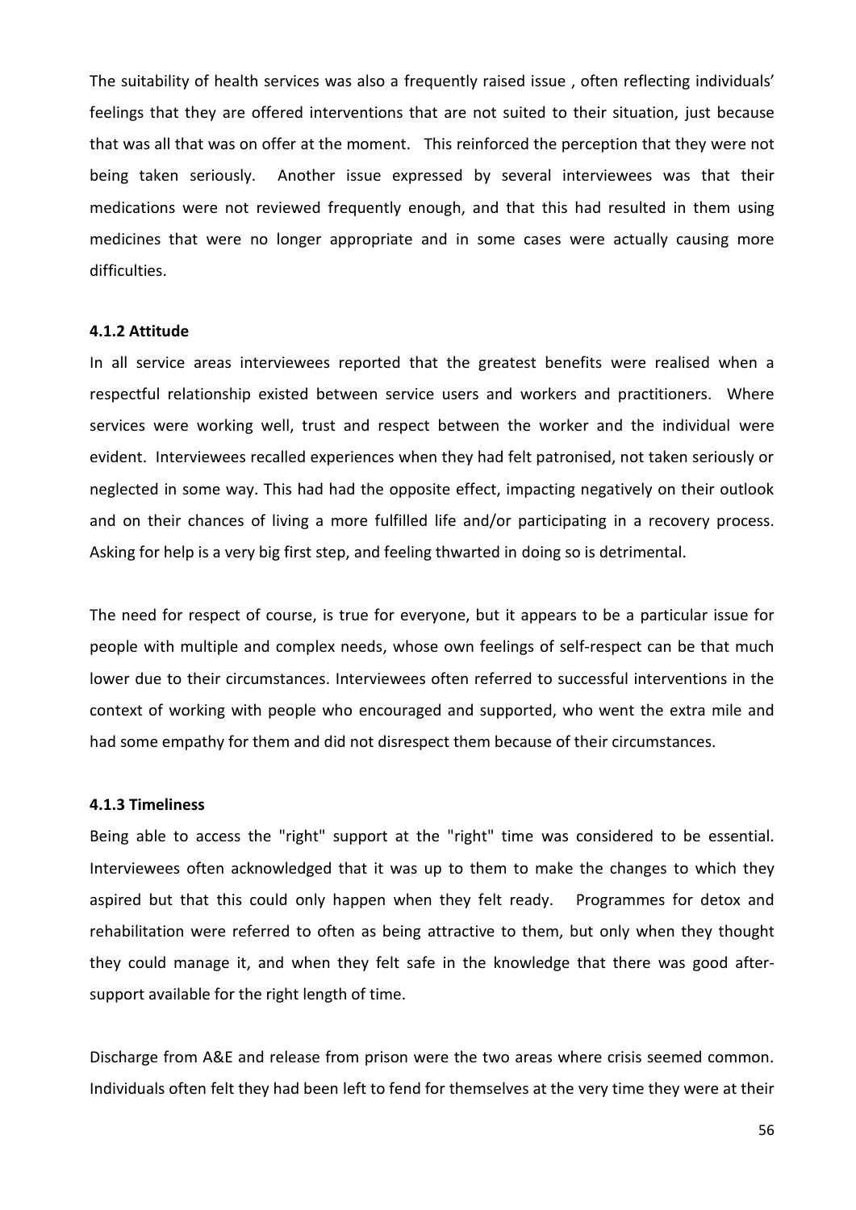The suitability of health services was also a frequently raised issue , often reflecting individuals' feelings that they are offered interventions that are not suited to their situation, just because that was all that was on offer at the moment. This reinforced the perception that they were not being taken seriously. Another issue expressed by several interviewees was that their medications were not reviewed frequently enough, and that this had resulted in them using medicines that were no longer appropriate and in some cases were actually causing more difficulties.

#### 4.1.2 Attitude

In all service areas interviewees reported that the greatest benefits were realised when a respectful relationship existed between service users and workers and practitioners. Where services were working well, trust and respect between the worker and the individual were evident. Interviewees recalled experiences when they had felt patronised, not taken seriously or neglected in some way. This had had the opposite effect, impacting negatively on their outlook and on their chances of living a more fulfilled life and/or participating in a recovery process. Asking for help is a very big first step, and feeling thwarted in doing so is detrimental.

The need for respect of course, is true for everyone, but it appears to be a particular issue for people with multiple and complex needs, whose own feelings of self-respect can be that much lower due to their circumstances. Interviewees often referred to successful interventions in the context of working with people who encouraged and supported, who went the extra mile and had some empathy for them and did not disrespect them because of their circumstances.

#### 4.1.3 Timeliness

Being able to access the "right" support at the "right" time was considered to be essential. Interviewees often acknowledged that it was up to them to make the changes to which they aspired but that this could only happen when they felt ready. Programmes for detox and rehabilitation were referred to often as being attractive to them, but only when they thought they could manage it, and when they felt safe in the knowledge that there was good after-support available for the right length of time.

Discharge from A&E and release from prison were the two areas where crisis seemed common. Individuals often felt they had been left to fend for themselves at the very time they were at their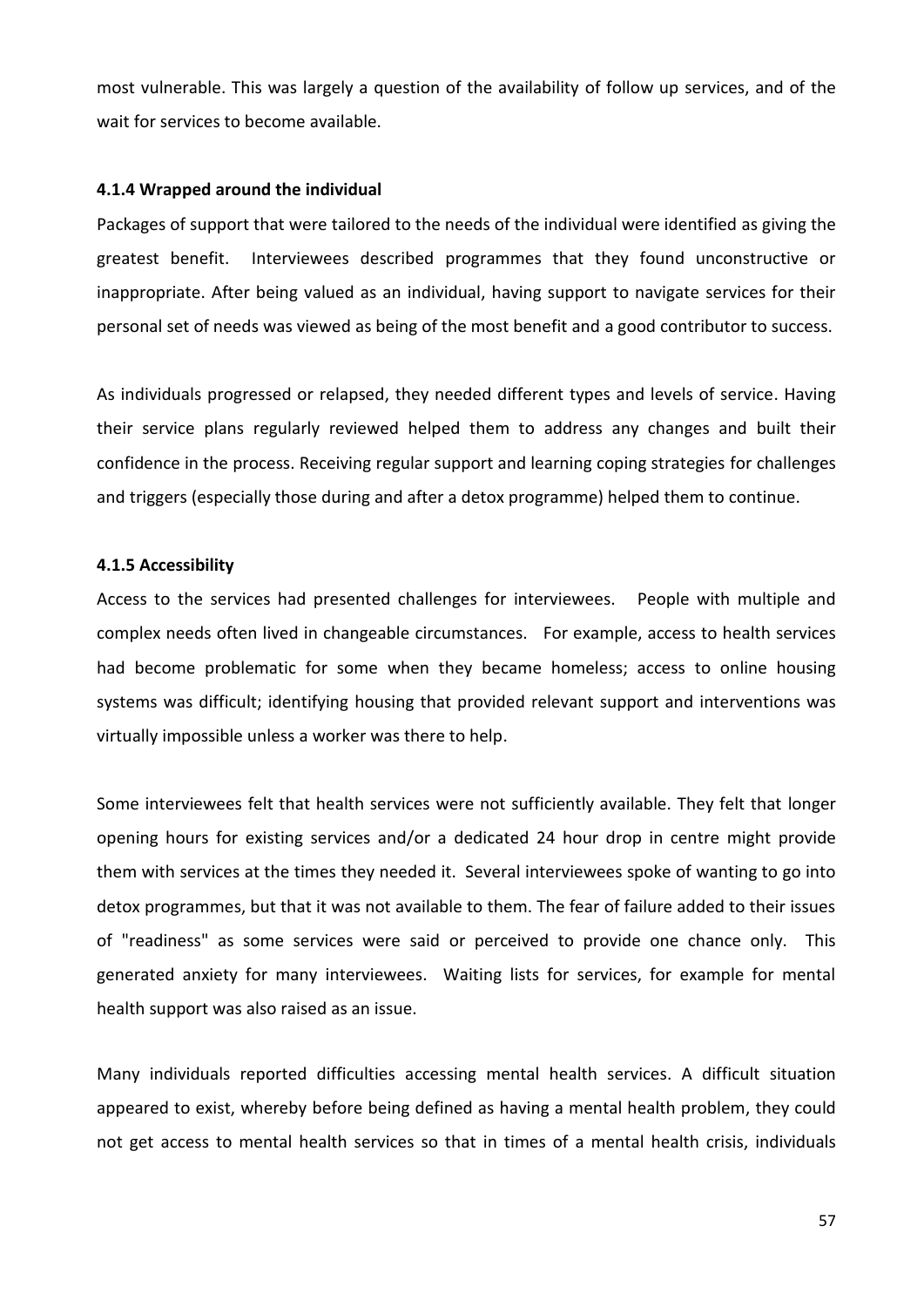most vulnerable. This was largely a question of the availability of follow up services, and of the wait for services to become available.

#### 4.1.4 Wrapped around the individual

Packages of support that were tailored to the needs of the individual were identified as giving the greatest benefit. Interviewees described programmes that they found unconstructive or inappropriate. After being valued as an individual, having support to navigate services for their personal set of needs was viewed as being of the most benefit and a good contributor to success.

As individuals progressed or relapsed, they needed different types and levels of service. Having their service plans regularly reviewed helped them to address any changes and built their confidence in the process. Receiving regular support and learning coping strategies for challenges and triggers (especially those during and after a detox programme) helped them to continue.

#### 4.1.5 Accessibility

Access to the services had presented challenges for interviewees. People with multiple and complex needs often lived in changeable circumstances. For example, access to health services had become problematic for some when they became homeless; access to online housing systems was difficult; identifying housing that provided relevant support and interventions was virtually impossible unless a worker was there to help.

Some interviewees felt that health services were not sufficiently available. They felt that longer opening hours for existing services and/or a dedicated 24 hour drop in centre might provide them with services at the times they needed it. Several interviewees spoke of wanting to go into detox programmes, but that it was not available to them. The fear of failure added to their issues of "readiness" as some services were said or perceived to provide one chance only. This generated anxiety for many interviewees. Waiting lists for services, for example for mental health support was also raised as an issue.

Many individuals reported difficulties accessing mental health services. A difficult situation appeared to exist, whereby before being defined as having a mental health problem, they could not get access to mental health services so that in times of a mental health crisis, individuals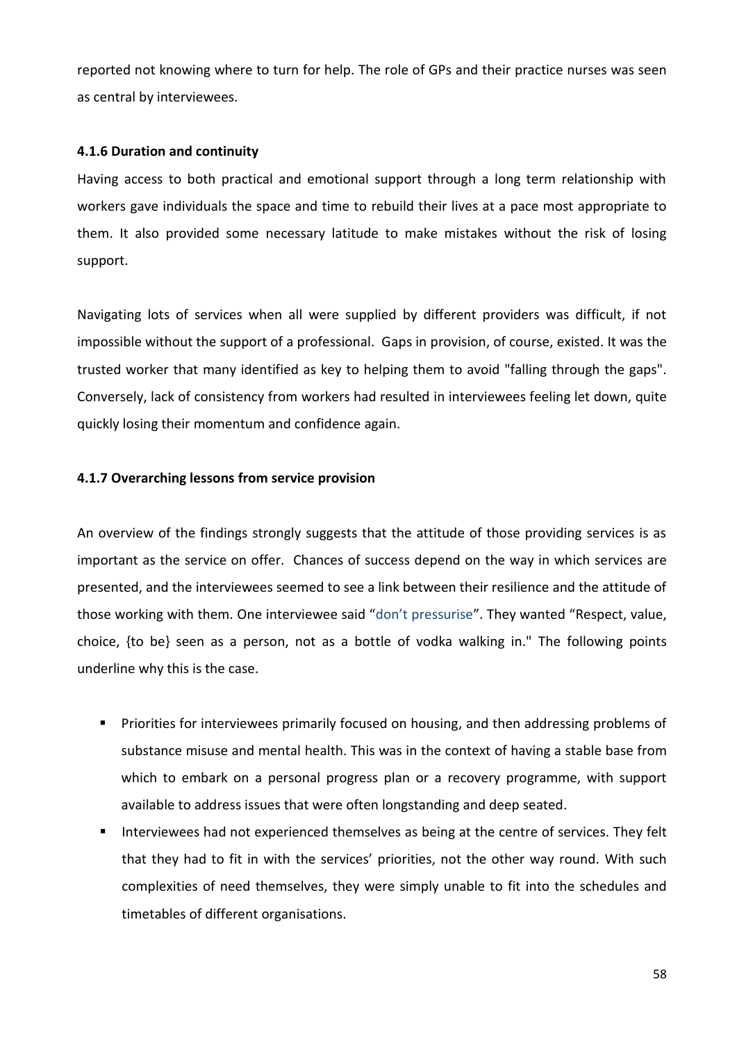reported not knowing where to turn for help. The role of GPs and their practice nurses was seen as central by interviewees.

#### 4.1.6 Duration and continuity

Having access to both practical and emotional support through a long term relationship with workers gave individuals the space and time to rebuild their lives at a pace most appropriate to them. It also provided some necessary latitude to make mistakes without the risk of losing support.

Navigating lots of services when all were supplied by different providers was difficult, if not impossible without the support of a professional. Gaps in provision, of course, existed. It was the trusted worker that many identified as key to helping them to avoid "falling through the gaps". Conversely, lack of consistency from workers had resulted in interviewees feeling let down, quite quickly losing their momentum and confidence again.

#### 4.1.7 Overarching lessons from service provision

An overview of the findings strongly suggests that the attitude of those providing services is as important as the service on offer. Chances of success depend on the way in which services are presented, and the interviewees seemed to see a link between their resilience and the attitude of those working with them. One interviewee said "don't pressurise". They wanted "Respect, value, choice, {to be} seen as a person, not as a bottle of vodka walking in." The following points underline why this is the case.

- Priorities for interviewees primarily focused on housing, and then addressing problems of substance misuse and mental health. This was in the context of having a stable base from which to embark on a personal progress plan or a recovery programme, with support available to address issues that were often longstanding and deep seated.
- Interviewees had not experienced themselves as being at the centre of services. They felt that they had to fit in with the services' priorities, not the other way round. With such complexities of need themselves, they were simply unable to fit into the schedules and timetables of different organisations.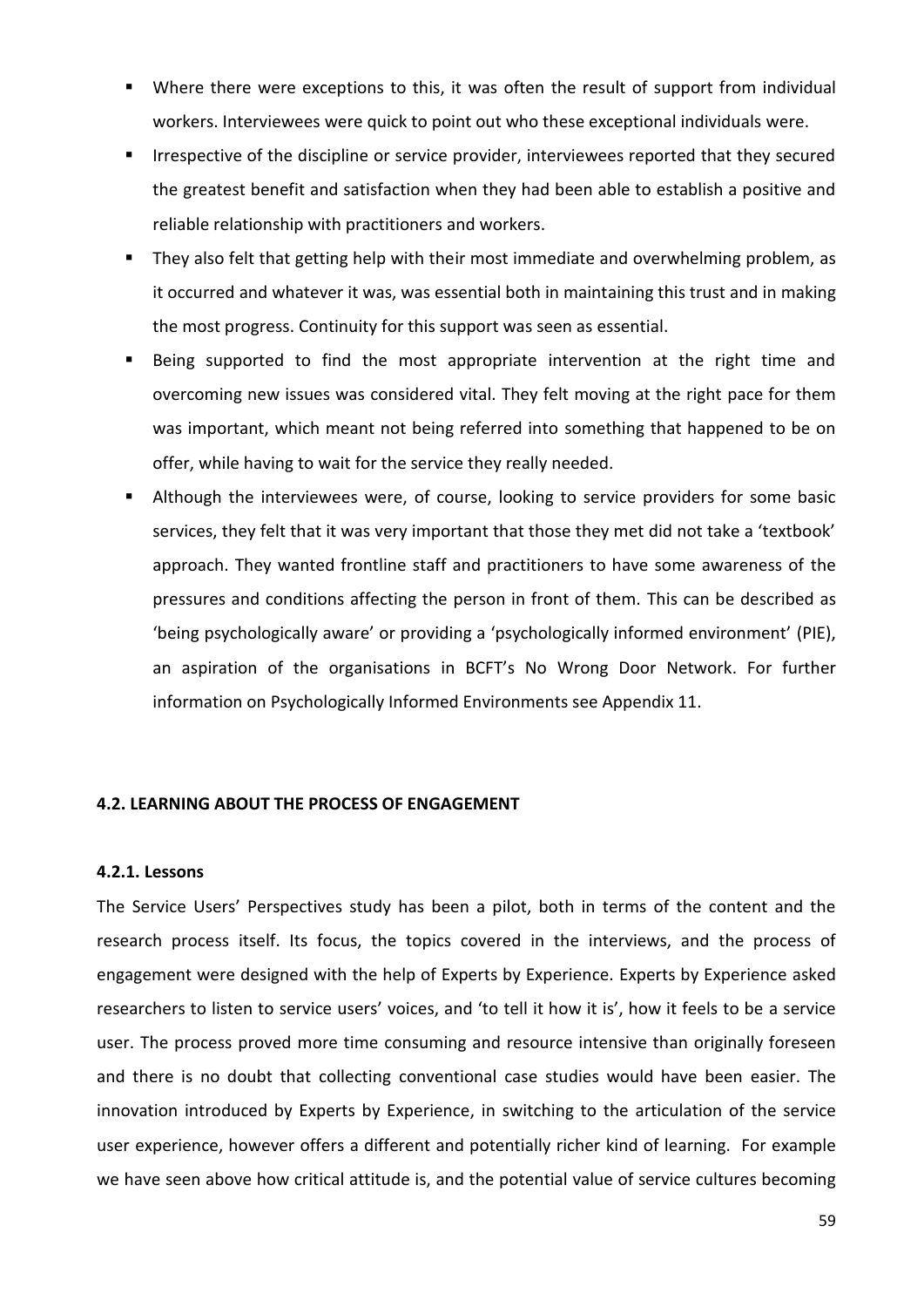- Where there were exceptions to this, it was often the result of support from individual workers. Interviewees were quick to point out who these exceptional individuals were.
- Irrespective of the discipline or service provider, interviewees reported that they secured the greatest benefit and satisfaction when they had been able to establish a positive and reliable relationship with practitioners and workers.
- They also felt that getting help with their most immediate and overwhelming problem, as it occurred and whatever it was, was essential both in maintaining this trust and in making the most progress. Continuity for this support was seen as essential.
- Being supported to find the most appropriate intervention at the right time and overcoming new issues was considered vital. They felt moving at the right pace for them was important, which meant not being referred into something that happened to be on offer, while having to wait for the service they really needed.
- Although the interviewees were, of course, looking to service providers for some basic services, they felt that it was very important that those they met did not take a 'textbook' approach. They wanted frontline staff and practitioners to have some awareness of the pressures and conditions affecting the person in front of them. This can be described as 'being psychologically aware' or providing a 'psychologically informed environment' (PIE), an aspiration of the organisations in BCFT's No Wrong Door Network. For further information on Psychologically Informed Environments see Appendix 11.

### 4.2. LEARNING ABOUT THE PROCESS OF ENGAGEMENT

#### 4.2.1. Lessons

The Service Users' Perspectives study has been a pilot, both in terms of the content and the research process itself. Its focus, the topics covered in the interviews, and the process of engagement were designed with the help of Experts by Experience. Experts by Experience asked researchers to listen to service users' voices, and 'to tell it how it is', how it feels to be a service user. The process proved more time consuming and resource intensive than originally foreseen and there is no doubt that collecting conventional case studies would have been easier. The innovation introduced by Experts by Experience, in switching to the articulation of the service user experience, however offers a different and potentially richer kind of learning. For example we have seen above how critical attitude is, and the potential value of service cultures becoming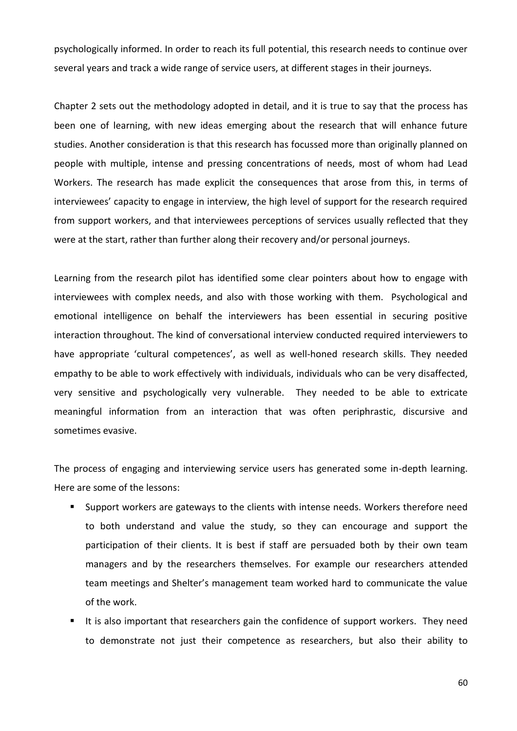psychologically informed. In order to reach its full potential, this research needs to continue over several years and track a wide range of service users, at different stages in their journeys.

Chapter 2 sets out the methodology adopted in detail, and it is true to say that the process has been one of learning, with new ideas emerging about the research that will enhance future studies. Another consideration is that this research has focussed more than originally planned on people with multiple, intense and pressing concentrations of needs, most of whom had Lead Workers. The research has made explicit the consequences that arose from this, in terms of interviewees' capacity to engage in interview, the high level of support for the research required from support workers, and that interviewees perceptions of services usually reflected that they were at the start, rather than further along their recovery and/or personal journeys.

Learning from the research pilot has identified some clear pointers about how to engage with interviewees with complex needs, and also with those working with them. Psychological and emotional intelligence on behalf the interviewers has been essential in securing positive interaction throughout. The kind of conversational interview conducted required interviewers to have appropriate 'cultural competences', as well as well-honed research skills. They needed empathy to be able to work effectively with individuals, individuals who can be very disaffected, very sensitive and psychologically very vulnerable. They needed to be able to extricate meaningful information from an interaction that was often periphrastic, discursive and sometimes evasive.

The process of engaging and interviewing service users has generated some in-depth learning. Here are some of the lessons:

- Support workers are gateways to the clients with intense needs. Workers therefore need to both understand and value the study, so they can encourage and support the participation of their clients. It is best if staff are persuaded both by their own team managers and by the researchers themselves. For example our researchers attended team meetings and Shelter's management team worked hard to communicate the value of the work.
- It is also important that researchers gain the confidence of support workers. They need to demonstrate not just their competence as researchers, but also their ability to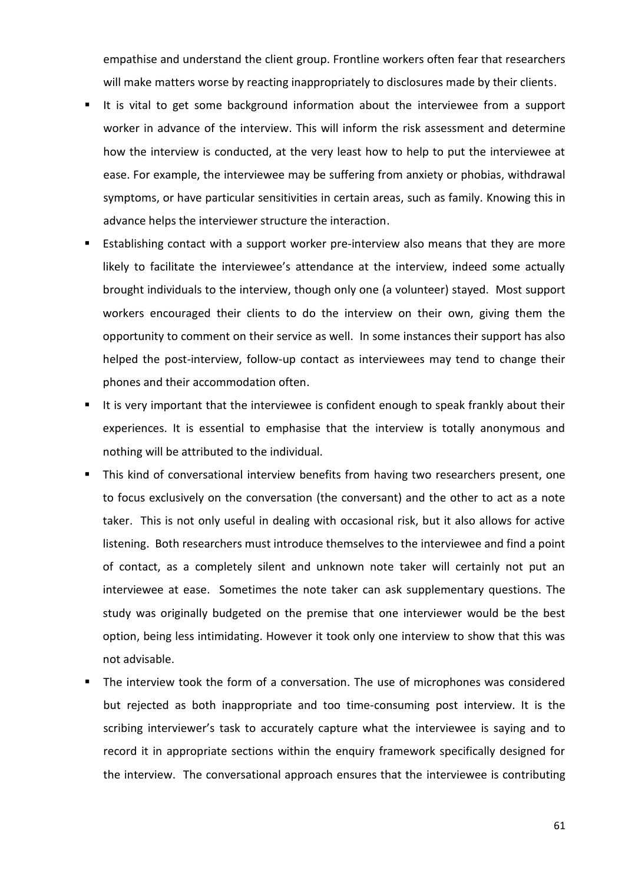empathise and understand the client group. Frontline workers often fear that researchers will make matters worse by reacting inappropriately to disclosures made by their clients.

- It is vital to get some background information about the interviewee from a support worker in advance of the interview. This will inform the risk assessment and determine how the interview is conducted, at the very least how to help to put the interviewee at ease. For example, the interviewee may be suffering from anxiety or phobias, withdrawal symptoms, or have particular sensitivities in certain areas, such as family. Knowing this in advance helps the interviewer structure the interaction.
- Establishing contact with a support worker pre-interview also means that they are more likely to facilitate the interviewee's attendance at the interview, indeed some actually brought individuals to the interview, though only one (a volunteer) stayed. Most support workers encouraged their clients to do the interview on their own, giving them the opportunity to comment on their service as well. In some instances their support has also helped the post-interview, follow-up contact as interviewees may tend to change their phones and their accommodation often.
- It is very important that the interviewee is confident enough to speak frankly about their experiences. It is essential to emphasise that the interview is totally anonymous and nothing will be attributed to the individual.
- This kind of conversational interview benefits from having two researchers present, one to focus exclusively on the conversation (the conversant) and the other to act as a note taker. This is not only useful in dealing with occasional risk, but it also allows for active listening. Both researchers must introduce themselves to the interviewee and find a point of contact, as a completely silent and unknown note taker will certainly not put an interviewee at ease. Sometimes the note taker can ask supplementary questions. The study was originally budgeted on the premise that one interviewer would be the best option, being less intimidating. However it took only one interview to show that this was not advisable.
- The interview took the form of a conversation. The use of microphones was considered but rejected as both inappropriate and too time-consuming post interview. It is the scribing interviewer's task to accurately capture what the interviewee is saying and to record it in appropriate sections within the enquiry framework specifically designed for the interview. The conversational approach ensures that the interviewee is contributing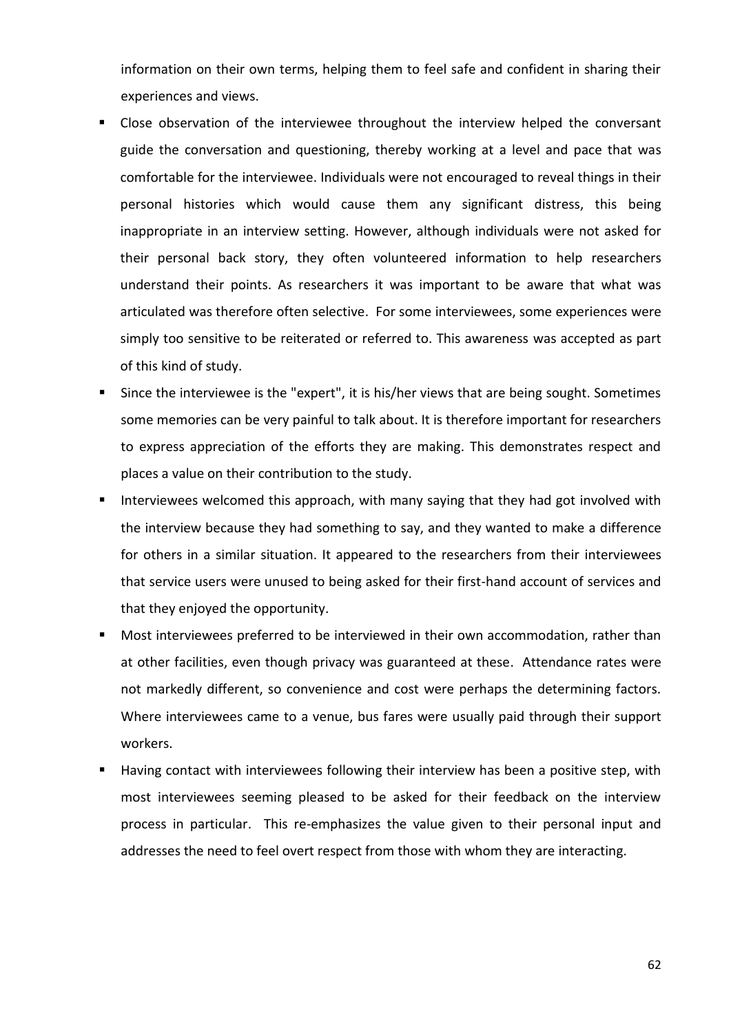information on their own terms, helping them to feel safe and confident in sharing their experiences and views.

- Close observation of the interviewee throughout the interview helped the conversant guide the conversation and questioning, thereby working at a level and pace that was comfortable for the interviewee. Individuals were not encouraged to reveal things in their personal histories which would cause them any significant distress, this being inappropriate in an interview setting. However, although individuals were not asked for their personal back story, they often volunteered information to help researchers understand their points. As researchers it was important to be aware that what was articulated was therefore often selective. For some interviewees, some experiences were simply too sensitive to be reiterated or referred to. This awareness was accepted as part of this kind of study.
- Since the interviewee is the "expert", it is his/her views that are being sought. Sometimes some memories can be very painful to talk about. It is therefore important for researchers to express appreciation of the efforts they are making. This demonstrates respect and places a value on their contribution to the study.
- Interviewees welcomed this approach, with many saying that they had got involved with the interview because they had something to say, and they wanted to make a difference for others in a similar situation. It appeared to the researchers from their interviewees that service users were unused to being asked for their first-hand account of services and that they enjoyed the opportunity.
- Most interviewees preferred to be interviewed in their own accommodation, rather than at other facilities, even though privacy was guaranteed at these. Attendance rates were not markedly different, so convenience and cost were perhaps the determining factors. Where interviewees came to a venue, bus fares were usually paid through their support workers.
- Having contact with interviewees following their interview has been a positive step, with most interviewees seeming pleased to be asked for their feedback on the interview process in particular. This re-emphasizes the value given to their personal input and addresses the need to feel overt respect from those with whom they are interacting.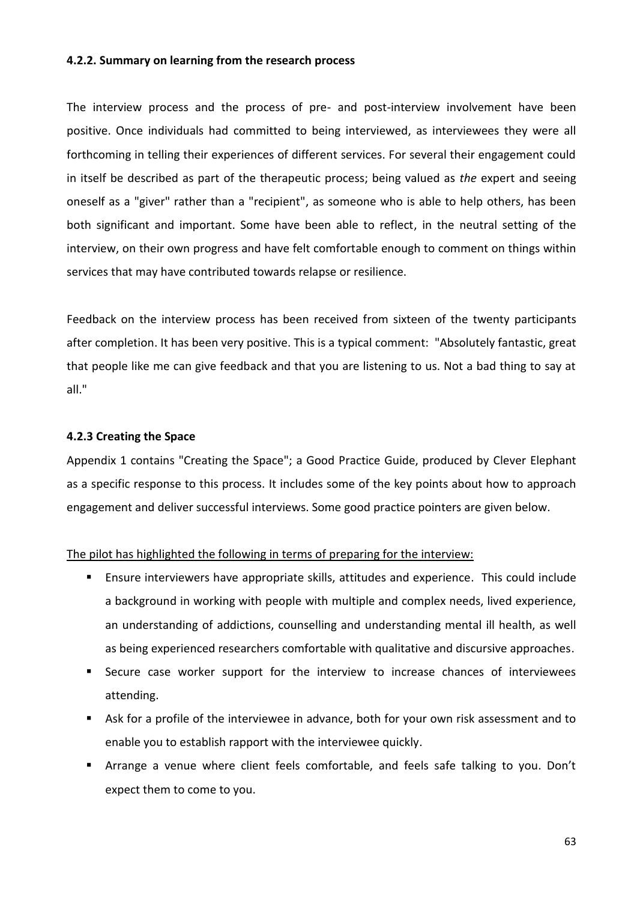#### 4.2.2. Summary on learning from the research process

The interview process and the process of pre- and post-interview involvement have been positive. Once individuals had committed to being interviewed, as interviewees they were all forthcoming in telling their experiences of different services. For several their engagement could in itself be described as part of the therapeutic process; being valued as *the* expert and seeing oneself as a "giver" rather than a "recipient", as someone who is able to help others, has been both significant and important. Some have been able to reflect, in the neutral setting of the interview, on their own progress and have felt comfortable enough to comment on things within services that may have contributed towards relapse or resilience.

Feedback on the interview process has been received from sixteen of the twenty participants after completion. It has been very positive. This is a typical comment: "Absolutely fantastic, great that people like me can give feedback and that you are listening to us. Not a bad thing to say at all."

#### 4.2.3 Creating the Space

Appendix 1 contains "Creating the Space"; a Good Practice Guide, produced by Clever Elephant as a specific response to this process. It includes some of the key points about how to approach engagement and deliver successful interviews. Some good practice pointers are given below.

<u>The pilot has highlighted the following in terms of preparing for the interview:</u>

- Ensure interviewers have appropriate skills, attitudes and experience. This could include a background in working with people with multiple and complex needs, lived experience, an understanding of addictions, counselling and understanding mental ill health, as well as being experienced researchers comfortable with qualitative and discursive approaches.
- Secure case worker support for the interview to increase chances of interviewees attending.
- Ask for a profile of the interviewee in advance, both for your own risk assessment and to enable you to establish rapport with the interviewee quickly.
- Arrange a venue where client feels comfortable, and feels safe talking to you. Don't expect them to come to you.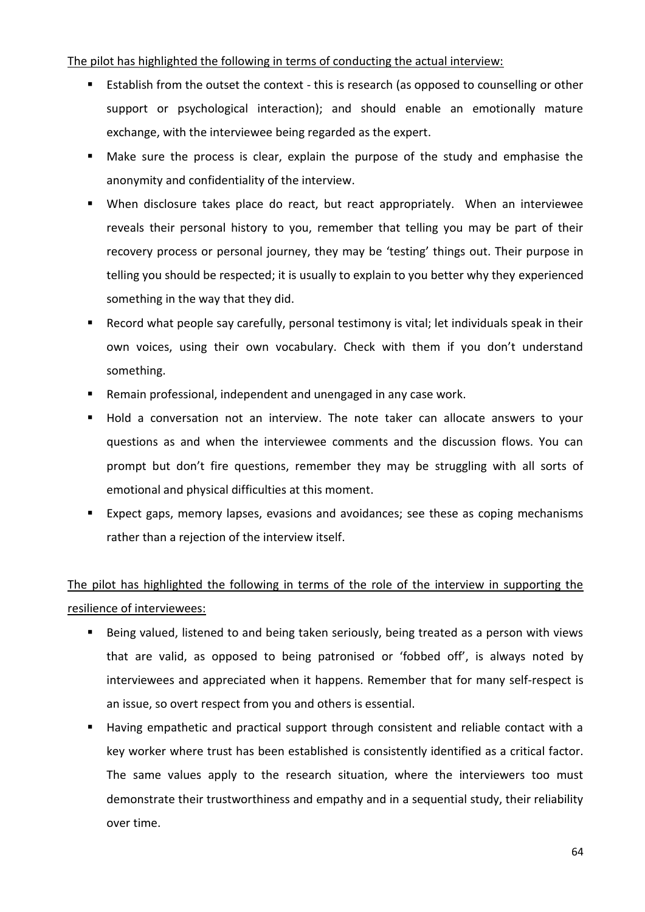The pilot has highlighted the following in terms of conducting the actual interview:

- Establish from the outset the context - this is research (as opposed to counselling or other support or psychological interaction); and should enable an emotionally mature exchange, with the interviewee being regarded as the expert.
- Make sure the process is clear, explain the purpose of the study and emphasise the anonymity and confidentiality of the interview.
- When disclosure takes place do react, but react appropriately. When an interviewee reveals their personal history to you, remember that telling you may be part of their recovery process or personal journey, they may be 'testing' things out. Their purpose in telling you should be respected; it is usually to explain to you better why they experienced something in the way that they did.
- Record what people say carefully, personal testimony is vital; let individuals speak in their own voices, using their own vocabulary. Check with them if you don't understand something.
- Remain professional, independent and unengaged in any case work.
- Hold a conversation not an interview. The note taker can allocate answers to your questions as and when the interviewee comments and the discussion flows. You can prompt but don't fire questions, remember they may be struggling with all sorts of emotional and physical difficulties at this moment.
- Expect gaps, memory lapses, evasions and avoidances; see these as coping mechanisms rather than a rejection of the interview itself.

The pilot has highlighted the following in terms of the role of the interview in supporting the resilience of interviewees:

- Being valued, listened to and being taken seriously, being treated as a person with views that are valid, as opposed to being patronised or 'fobbed off', is always noted by interviewees and appreciated when it happens. Remember that for many self-respect is an issue, so overt respect from you and others is essential.
- Having empathetic and practical support through consistent and reliable contact with a key worker where trust has been established is consistently identified as a critical factor. The same values apply to the research situation, where the interviewers too must demonstrate their trustworthiness and empathy and in a sequential study, their reliability over time.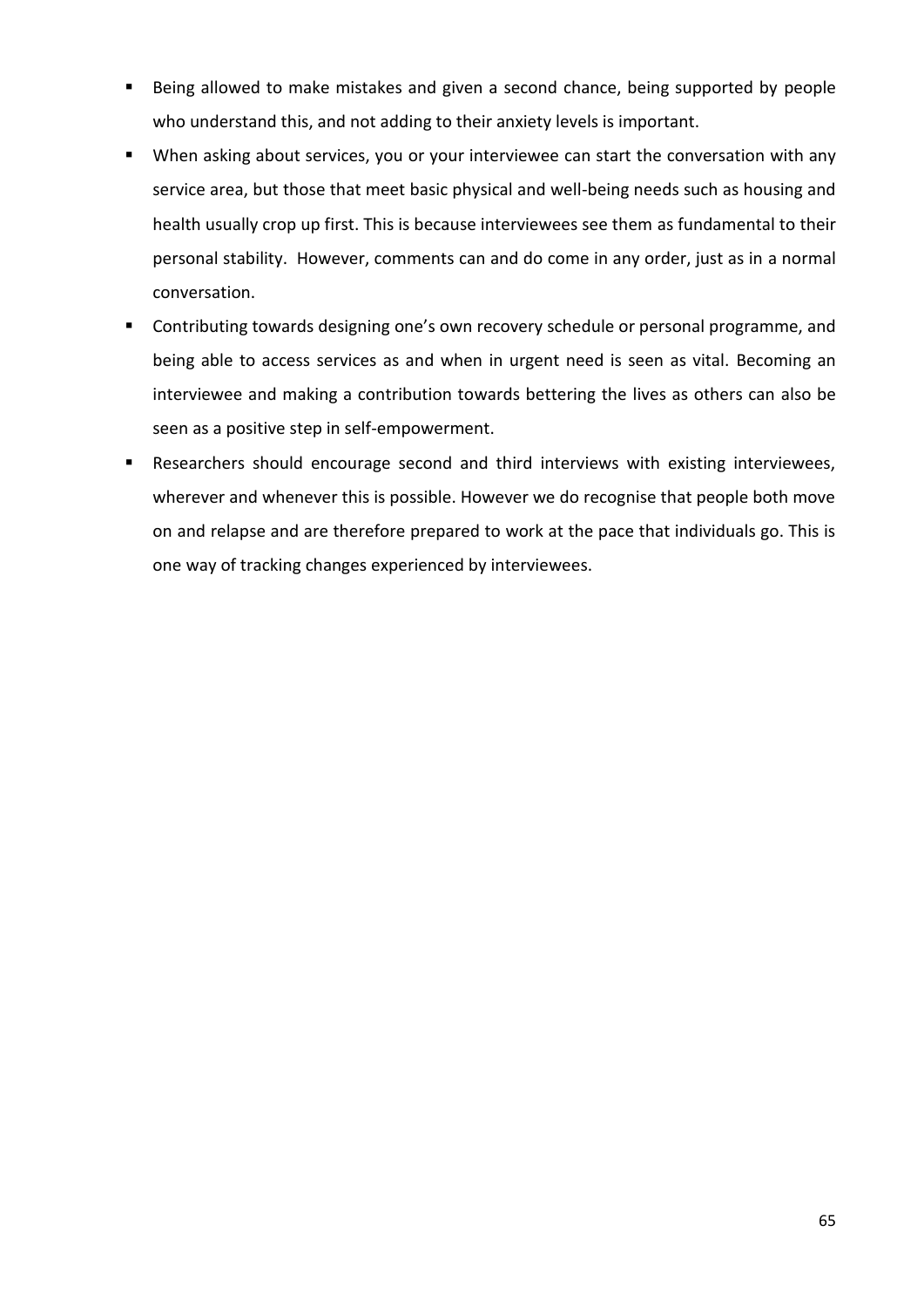- Being allowed to make mistakes and given a second chance, being supported by people who understand this, and not adding to their anxiety levels is important.
- When asking about services, you or your interviewee can start the conversation with any service area, but those that meet basic physical and well-being needs such as housing and health usually crop up first. This is because interviewees see them as fundamental to their personal stability. However, comments can and do come in any order, just as in a normal conversation.
- Contributing towards designing one's own recovery schedule or personal programme, and being able to access services as and when in urgent need is seen as vital. Becoming an interviewee and making a contribution towards bettering the lives as others can also be seen as a positive step in self-empowerment.
- Researchers should encourage second and third interviews with existing interviewees, wherever and whenever this is possible. However we do recognise that people both move on and relapse and are therefore prepared to work at the pace that individuals go. This is one way of tracking changes experienced by interviewees.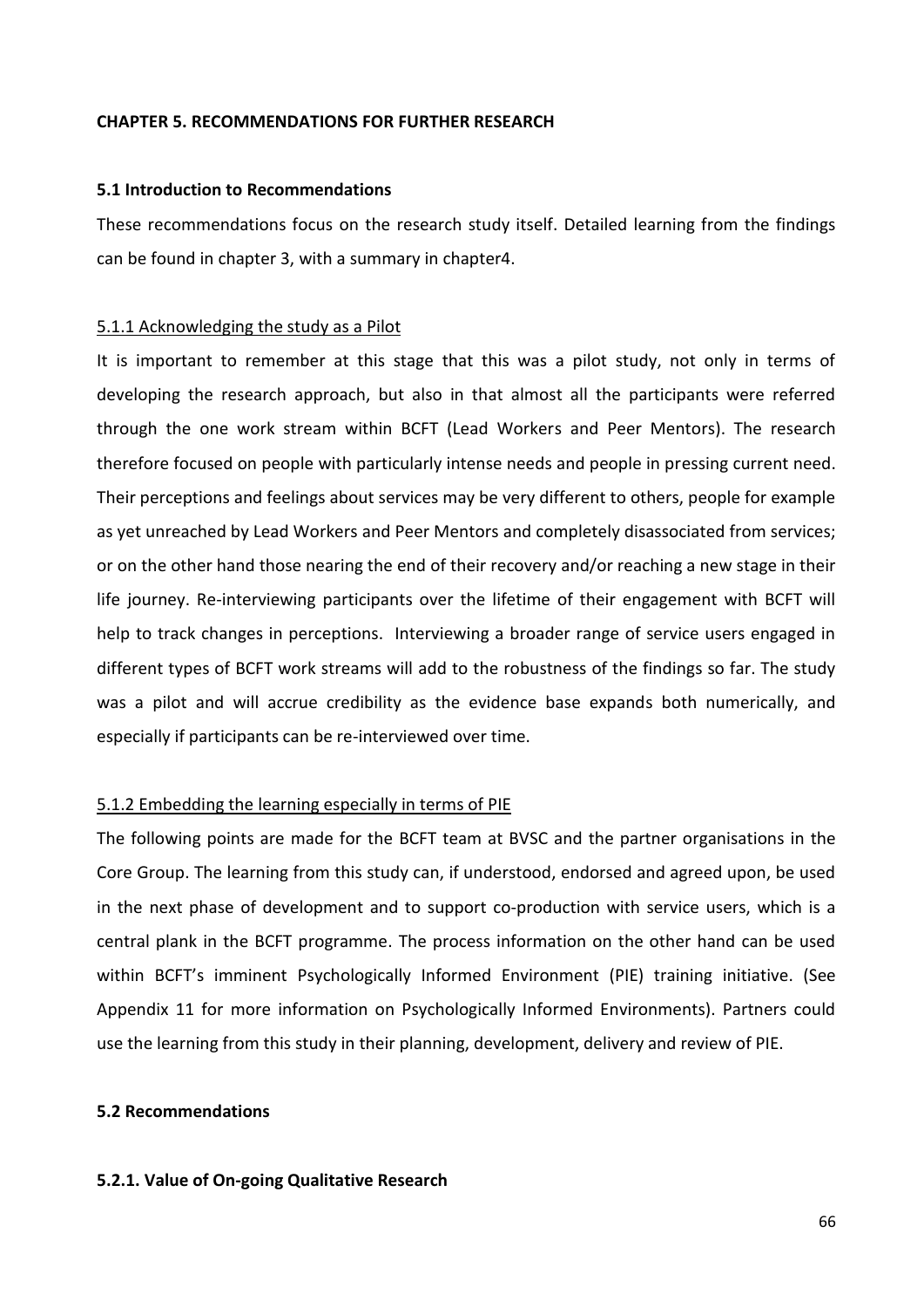# CHAPTER 5. RECOMMENDATIONS FOR FURTHER RESEARCH

## 5.1 Introduction to Recommendations

These recommendations focus on the research study itself. Detailed learning from the findings can be found in chapter 3, with a summary in chapter4.

### 5.1.1 Acknowledging the study as a Pilot

It is important to remember at this stage that this was a pilot study, not only in terms of developing the research approach, but also in that almost all the participants were referred through the one work stream within BCFT (Lead Workers and Peer Mentors). The research therefore focused on people with particularly intense needs and people in pressing current need. Their perceptions and feelings about services may be very different to others, people for example as yet unreached by Lead Workers and Peer Mentors and completely disassociated from services; or on the other hand those nearing the end of their recovery and/or reaching a new stage in their life journey. Re-interviewing participants over the lifetime of their engagement with BCFT will help to track changes in perceptions. Interviewing a broader range of service users engaged in different types of BCFT work streams will add to the robustness of the findings so far. The study was a pilot and will accrue credibility as the evidence base expands both numerically, and especially if participants can be re-interviewed over time.

### 5.1.2 Embedding the learning especially in terms of PIE

The following points are made for the BCFT team at BVSC and the partner organisations in the Core Group. The learning from this study can, if understood, endorsed and agreed upon, be used in the next phase of development and to support co-production with service users, which is a central plank in the BCFT programme. The process information on the other hand can be used within BCFT's imminent Psychologically Informed Environment (PIE) training initiative. (See Appendix 11 for more information on Psychologically Informed Environments). Partners could use the learning from this study in their planning, development, delivery and review of PIE.

## 5.2 Recommendations

### 5.2.1. Value of On-going Qualitative Research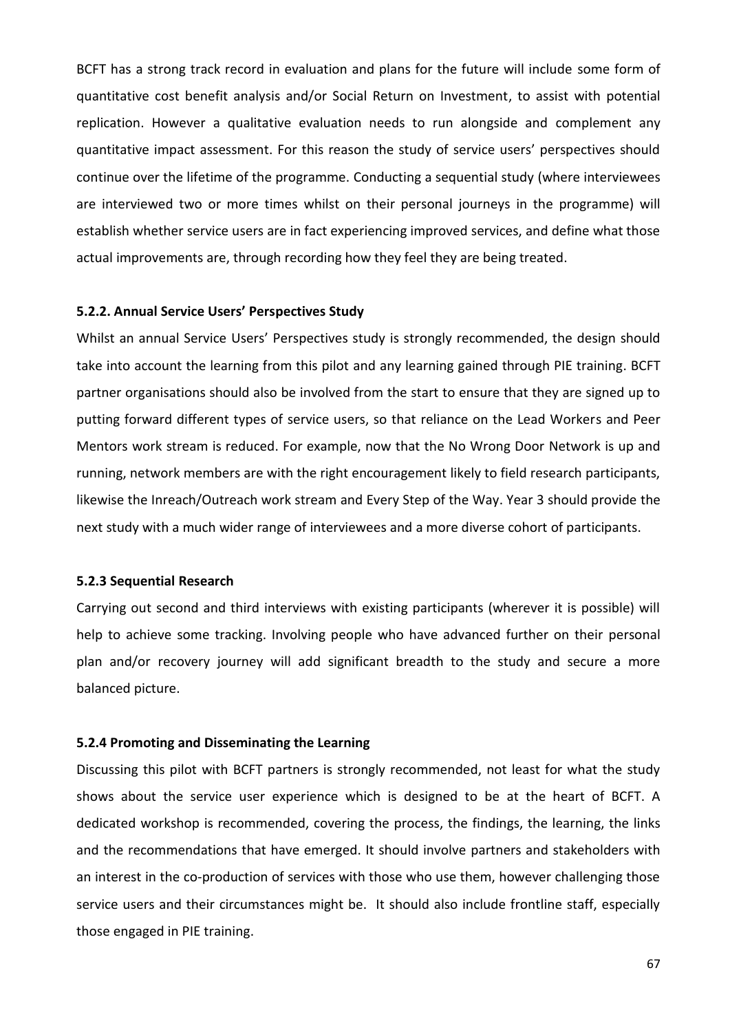BCFT has a strong track record in evaluation and plans for the future will include some form of quantitative cost benefit analysis and/or Social Return on Investment, to assist with potential replication. However a qualitative evaluation needs to run alongside and complement any quantitative impact assessment. For this reason the study of service users' perspectives should continue over the lifetime of the programme. Conducting a sequential study (where interviewees are interviewed two or more times whilst on their personal journeys in the programme) will establish whether service users are in fact experiencing improved services, and define what those actual improvements are, through recording how they feel they are being treated.

#### 5.2.2. Annual Service Users' Perspectives Study

Whilst an annual Service Users' Perspectives study is strongly recommended, the design should take into account the learning from this pilot and any learning gained through PIE training. BCFT partner organisations should also be involved from the start to ensure that they are signed up to putting forward different types of service users, so that reliance on the Lead Workers and Peer Mentors work stream is reduced. For example, now that the No Wrong Door Network is up and running, network members are with the right encouragement likely to field research participants, likewise the Inreach/Outreach work stream and Every Step of the Way. Year 3 should provide the next study with a much wider range of interviewees and a more diverse cohort of participants.

#### 5.2.3 Sequential Research

Carrying out second and third interviews with existing participants (wherever it is possible) will help to achieve some tracking. Involving people who have advanced further on their personal plan and/or recovery journey will add significant breadth to the study and secure a more balanced picture.

#### 5.2.4 Promoting and Disseminating the Learning

Discussing this pilot with BCFT partners is strongly recommended, not least for what the study shows about the service user experience which is designed to be at the heart of BCFT. A dedicated workshop is recommended, covering the process, the findings, the learning, the links and the recommendations that have emerged. It should involve partners and stakeholders with an interest in the co-production of services with those who use them, however challenging those service users and their circumstances might be. It should also include frontline staff, especially those engaged in PIE training.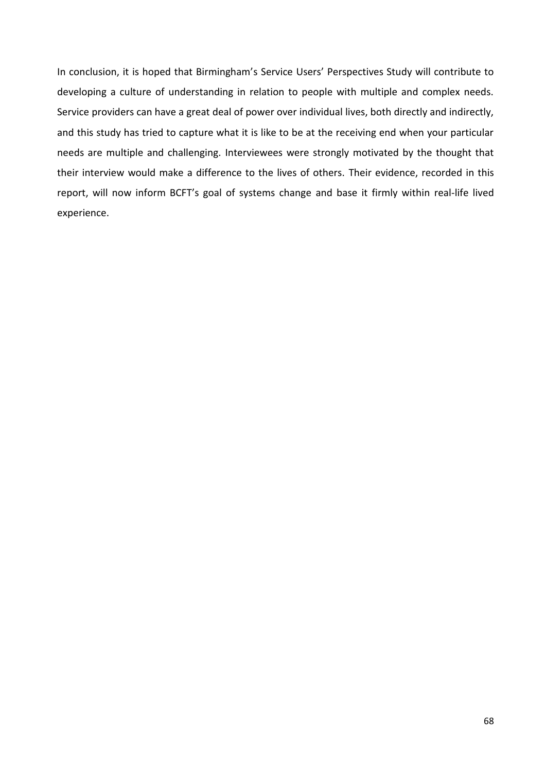In conclusion, it is hoped that Birmingham's Service Users' Perspectives Study will contribute to developing a culture of understanding in relation to people with multiple and complex needs. Service providers can have a great deal of power over individual lives, both directly and indirectly, and this study has tried to capture what it is like to be at the receiving end when your particular needs are multiple and challenging. Interviewees were strongly motivated by the thought that their interview would make a difference to the lives of others. Their evidence, recorded in this report, will now inform BCFT's goal of systems change and base it firmly within real-life lived experience.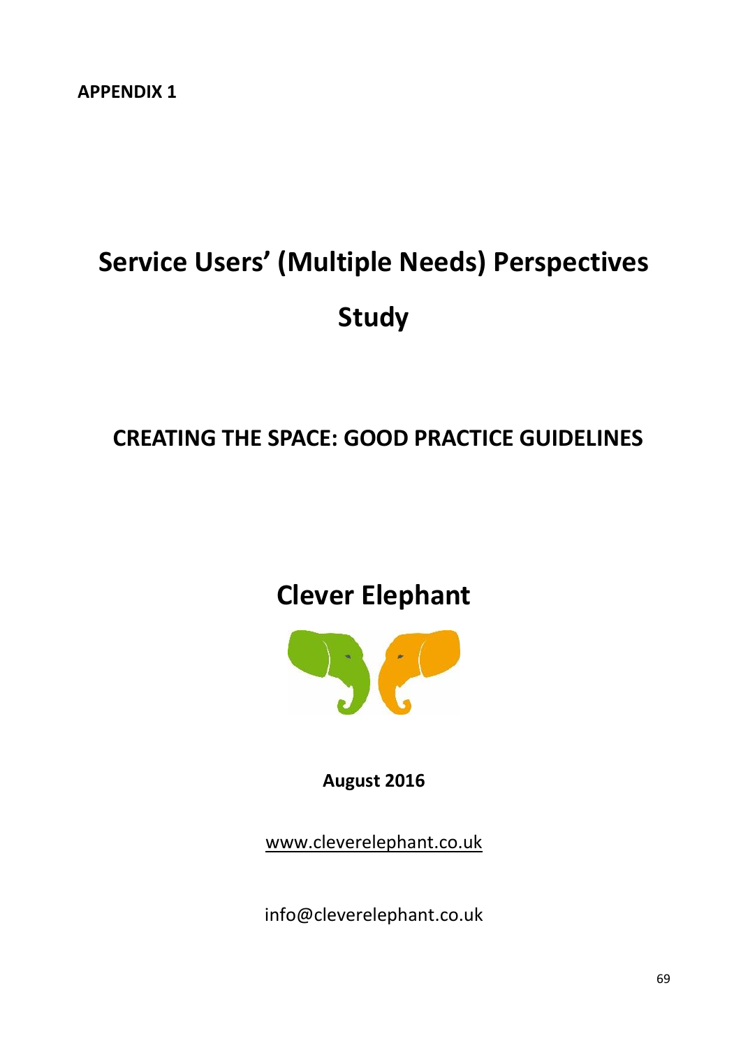**APPENDIX 1**

# Service Users' (Multiple Needs) Perspectives Study

## CREATING THE SPACE: GOOD PRACTICE GUIDELINES

## Clever Elephant

**August 2016**

www.cleverelephant.co.uk

info@cleverelephant.co.uk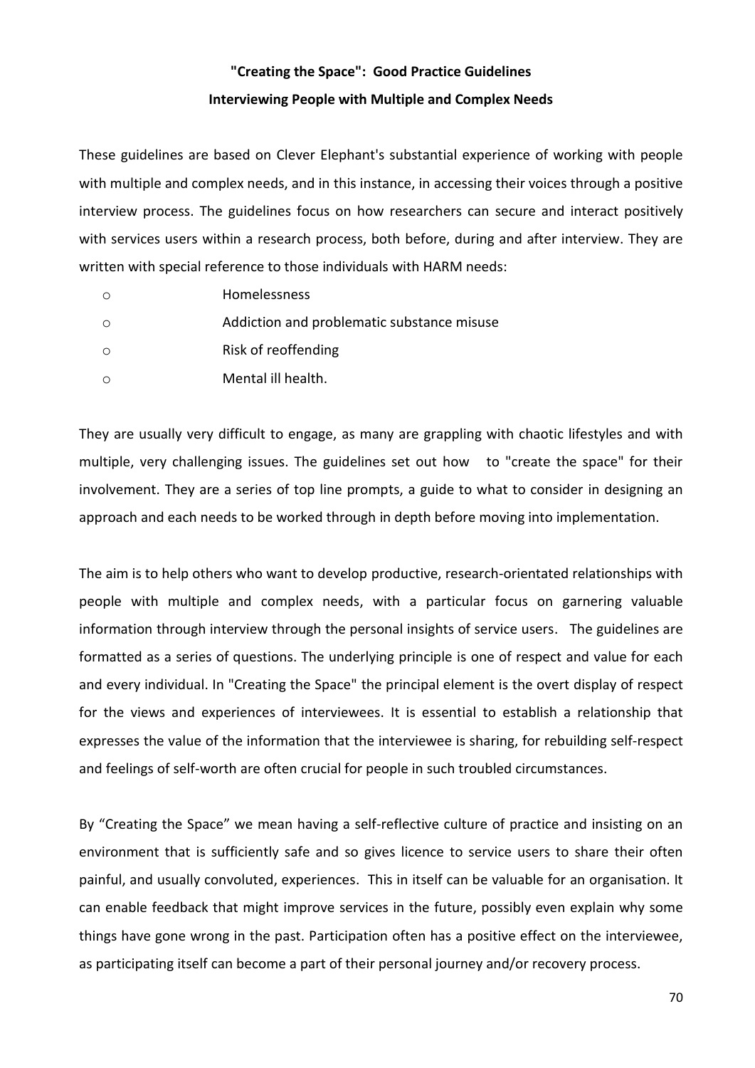## "Creating the Space": Good Practice Guidelines

## Interviewing People with Multiple and Complex Needs

These guidelines are based on Clever Elephant's substantial experience of working with people with multiple and complex needs, and in this instance, in accessing their voices through a positive interview process. The guidelines focus on how researchers can secure and interact positively with services users within a research process, both before, during and after interview. They are written with special reference to those individuals with HARM needs:

- Homelessness
- Addiction and problematic substance misuse
- Risk of reoffending
- Mental ill health.

They are usually very difficult to engage, as many are grappling with chaotic lifestyles and with multiple, very challenging issues. The guidelines set out how to "create the space" for their involvement. They are a series of top line prompts, a guide to what to consider in designing an approach and each needs to be worked through in depth before moving into implementation.

The aim is to help others who want to develop productive, research-orientated relationships with people with multiple and complex needs, with a particular focus on garnering valuable information through interview through the personal insights of service users. The guidelines are formatted as a series of questions. The underlying principle is one of respect and value for each and every individual. In "Creating the Space" the principal element is the overt display of respect for the views and experiences of interviewees. It is essential to establish a relationship that expresses the value of the information that the interviewee is sharing, for rebuilding self-respect and feelings of self-worth are often crucial for people in such troubled circumstances.

By "Creating the Space" we mean having a self-reflective culture of practice and insisting on an environment that is sufficiently safe and so gives licence to service users to share their often painful, and usually convoluted, experiences. This in itself can be valuable for an organisation. It can enable feedback that might improve services in the future, possibly even explain why some things have gone wrong in the past. Participation often has a positive effect on the interviewee, as participating itself can become a part of their personal journey and/or recovery process.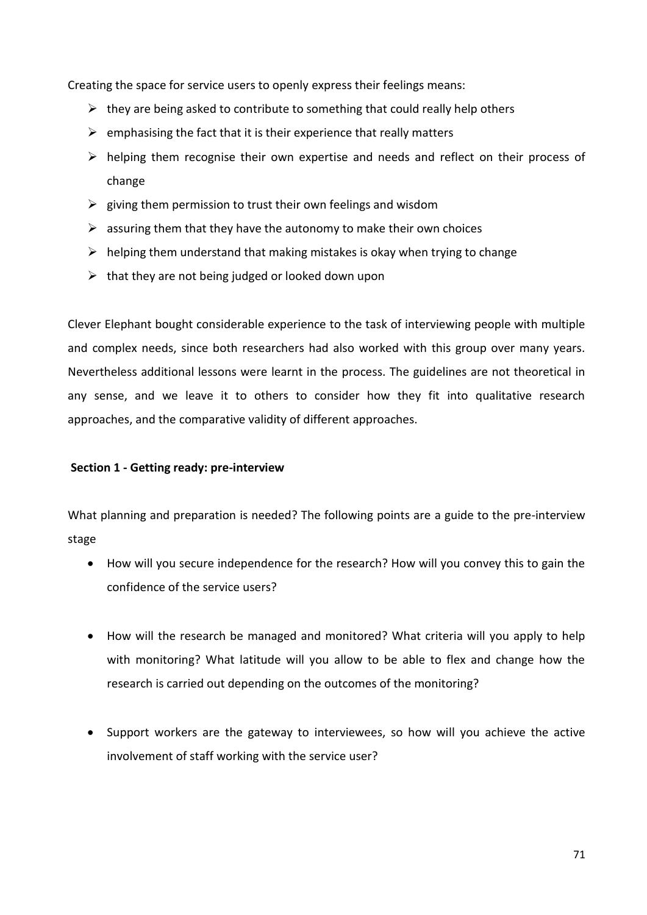Creating the space for service users to openly express their feelings means:

- they are being asked to contribute to something that could really help others
- emphasising the fact that it is their experience that really matters
- helping them recognise their own expertise and needs and reflect on their process of change
- giving them permission to trust their own feelings and wisdom
- assuring them that they have the autonomy to make their own choices
- helping them understand that making mistakes is okay when trying to change
- that they are not being judged or looked down upon

Clever Elephant bought considerable experience to the task of interviewing people with multiple and complex needs, since both researchers had also worked with this group over many years. Nevertheless additional lessons were learnt in the process. The guidelines are not theoretical in any sense, and we leave it to others to consider how they fit into qualitative research approaches, and the comparative validity of different approaches.

**Section 1 - Getting ready: pre-interview**

What planning and preparation is needed? The following points are a guide to the pre-interview stage

- How will you secure independence for the research? How will you convey this to gain the confidence of the service users?

- How will the research be managed and monitored? What criteria will you apply to help with monitoring? What latitude will you allow to be able to flex and change how the research is carried out depending on the outcomes of the monitoring?

- Support workers are the gateway to interviewees, so how will you achieve the active involvement of staff working with the service user?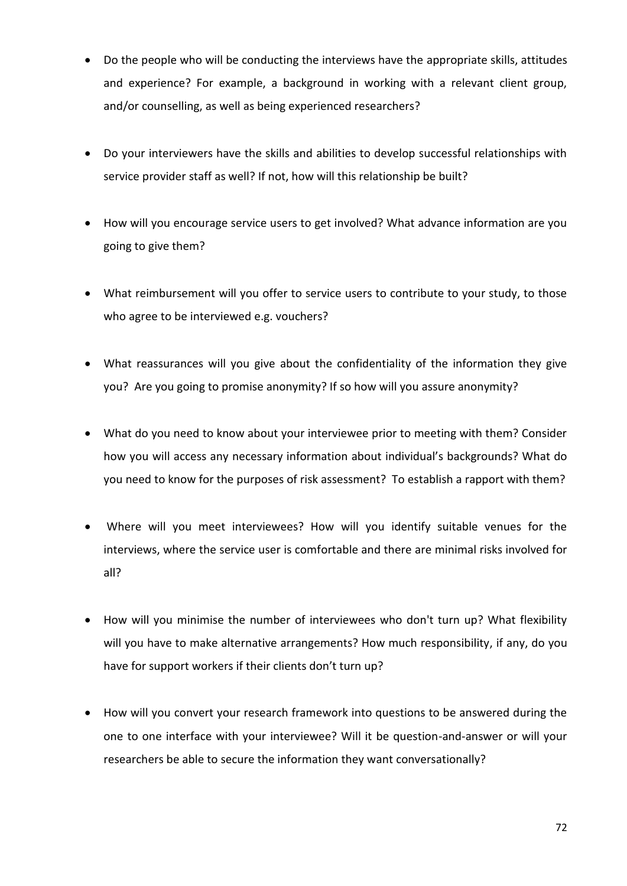- Do the people who will be conducting the interviews have the appropriate skills, attitudes and experience? For example, a background in working with a relevant client group, and/or counselling, as well as being experienced researchers?

- Do your interviewers have the skills and abilities to develop successful relationships with service provider staff as well? If not, how will this relationship be built?

- How will you encourage service users to get involved? What advance information are you going to give them?

- What reimbursement will you offer to service users to contribute to your study, to those who agree to be interviewed e.g. vouchers?

- What reassurances will you give about the confidentiality of the information they give you? Are you going to promise anonymity? If so how will you assure anonymity?

- What do you need to know about your interviewee prior to meeting with them? Consider how you will access any necessary information about individual's backgrounds? What do you need to know for the purposes of risk assessment? To establish a rapport with them?

- Where will you meet interviewees? How will you identify suitable venues for the interviews, where the service user is comfortable and there are minimal risks involved for all?

- How will you minimise the number of interviewees who don't turn up? What flexibility will you have to make alternative arrangements? How much responsibility, if any, do you have for support workers if their clients don't turn up?

- How will you convert your research framework into questions to be answered during the one to one interface with your interviewee? Will it be question-and-answer or will your researchers be able to secure the information they want conversationally?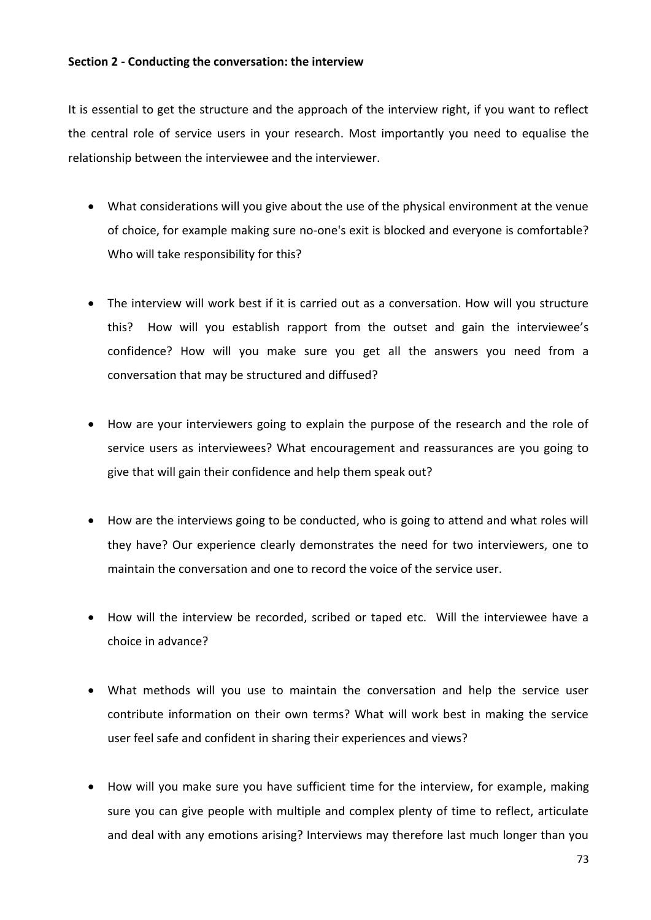**Section 2 - Conducting the conversation: the interview**

It is essential to get the structure and the approach of the interview right, if you want to reflect the central role of service users in your research. Most importantly you need to equalise the relationship between the interviewee and the interviewer.

- What considerations will you give about the use of the physical environment at the venue of choice, for example making sure no-one's exit is blocked and everyone is comfortable? Who will take responsibility for this?

- The interview will work best if it is carried out as a conversation. How will you structure this? How will you establish rapport from the outset and gain the interviewee's confidence? How will you make sure you get all the answers you need from a conversation that may be structured and diffused?

- How are your interviewers going to explain the purpose of the research and the role of service users as interviewees? What encouragement and reassurances are you going to give that will gain their confidence and help them speak out?

- How are the interviews going to be conducted, who is going to attend and what roles will they have? Our experience clearly demonstrates the need for two interviewers, one to maintain the conversation and one to record the voice of the service user.

- How will the interview be recorded, scribed or taped etc. Will the interviewee have a choice in advance?

- What methods will you use to maintain the conversation and help the service user contribute information on their own terms? What will work best in making the service user feel safe and confident in sharing their experiences and views?

- How will you make sure you have sufficient time for the interview, for example, making sure you can give people with multiple and complex plenty of time to reflect, articulate and deal with any emotions arising? Interviews may therefore last much longer than you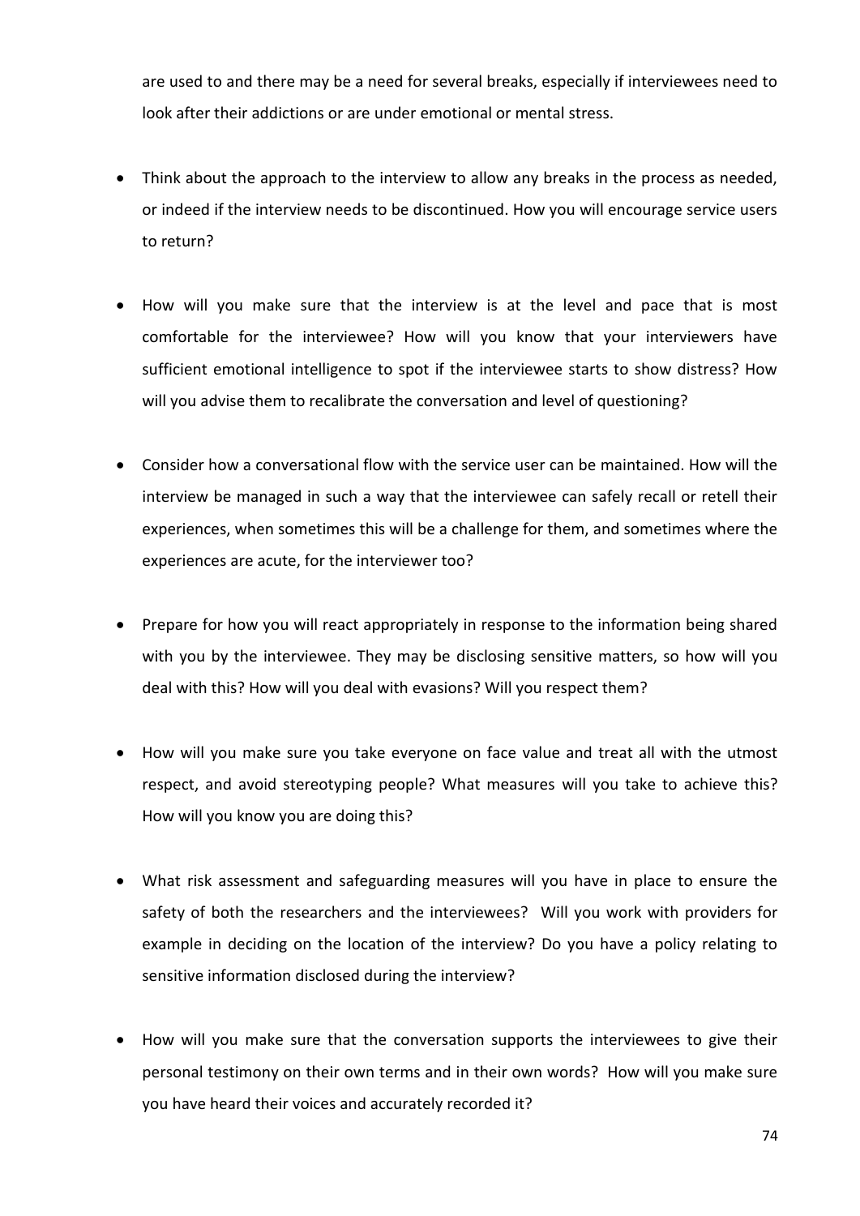are used to and there may be a need for several breaks, especially if interviewees need to look after their addictions or are under emotional or mental stress.

- Think about the approach to the interview to allow any breaks in the process as needed, or indeed if the interview needs to be discontinued. How you will encourage service users to return?

- How will you make sure that the interview is at the level and pace that is most comfortable for the interviewee? How will you know that your interviewers have sufficient emotional intelligence to spot if the interviewee starts to show distress? How will you advise them to recalibrate the conversation and level of questioning?

- Consider how a conversational flow with the service user can be maintained. How will the interview be managed in such a way that the interviewee can safely recall or retell their experiences, when sometimes this will be a challenge for them, and sometimes where the experiences are acute, for the interviewer too?

- Prepare for how you will react appropriately in response to the information being shared with you by the interviewee. They may be disclosing sensitive matters, so how will you deal with this? How will you deal with evasions? Will you respect them?

- How will you make sure you take everyone on face value and treat all with the utmost respect, and avoid stereotyping people? What measures will you take to achieve this? How will you know you are doing this?

- What risk assessment and safeguarding measures will you have in place to ensure the safety of both the researchers and the interviewees? Will you work with providers for example in deciding on the location of the interview? Do you have a policy relating to sensitive information disclosed during the interview?

- How will you make sure that the conversation supports the interviewees to give their personal testimony on their own terms and in their own words? How will you make sure you have heard their voices and accurately recorded it?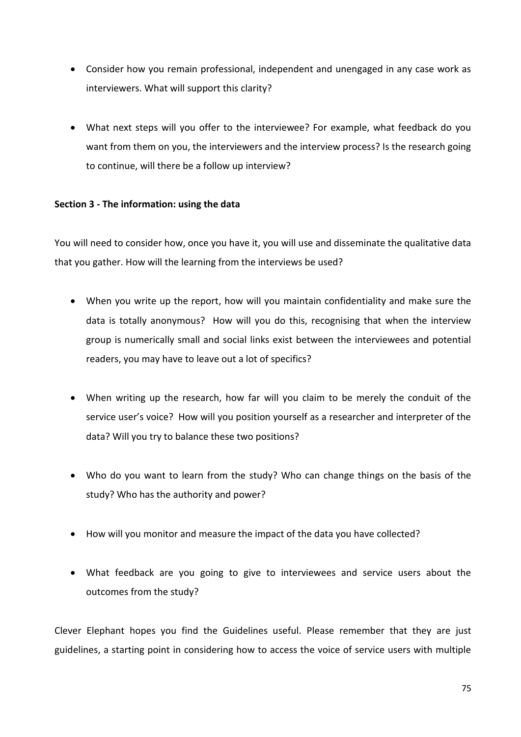- Consider how you remain professional, independent and unengaged in any case work as interviewers. What will support this clarity?

- What next steps will you offer to the interviewee? For example, what feedback do you want from them on you, the interviewers and the interview process? Is the research going to continue, will there be a follow up interview?

**Section 3 - The information: using the data**

You will need to consider how, once you have it, you will use and disseminate the qualitative data that you gather. How will the learning from the interviews be used?

- When you write up the report, how will you maintain confidentiality and make sure the data is totally anonymous? How will you do this, recognising that when the interview group is numerically small and social links exist between the interviewees and potential readers, you may have to leave out a lot of specifics?

- When writing up the research, how far will you claim to be merely the conduit of the service user's voice? How will you position yourself as a researcher and interpreter of the data? Will you try to balance these two positions?

- Who do you want to learn from the study? Who can change things on the basis of the study? Who has the authority and power?

- How will you monitor and measure the impact of the data you have collected?

- What feedback are you going to give to interviewees and service users about the outcomes from the study?

Clever Elephant hopes you find the Guidelines useful. Please remember that they are just guidelines, a starting point in considering how to access the voice of service users with multiple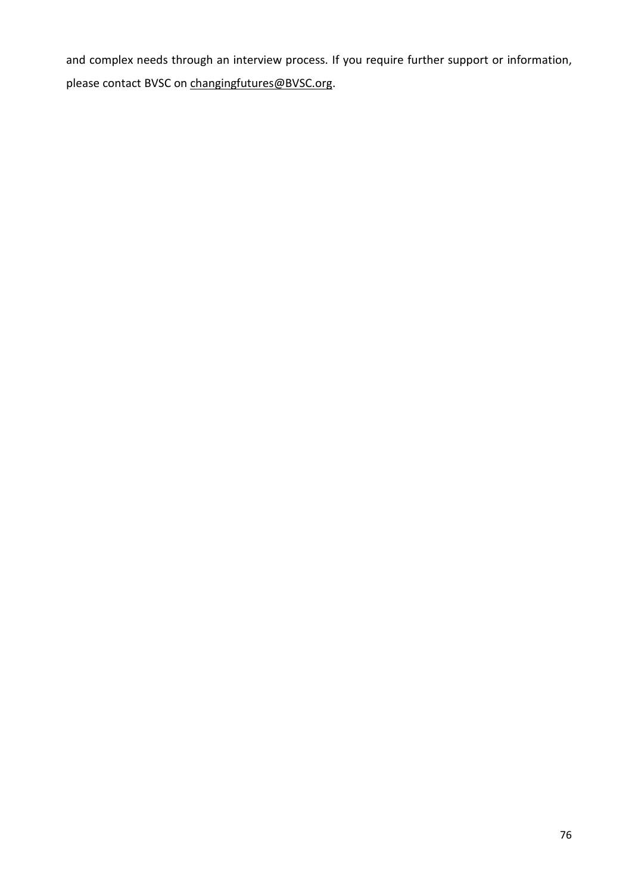and complex needs through an interview process. If you require further support or information, please contact BVSC on changingfutures@BVSC.org.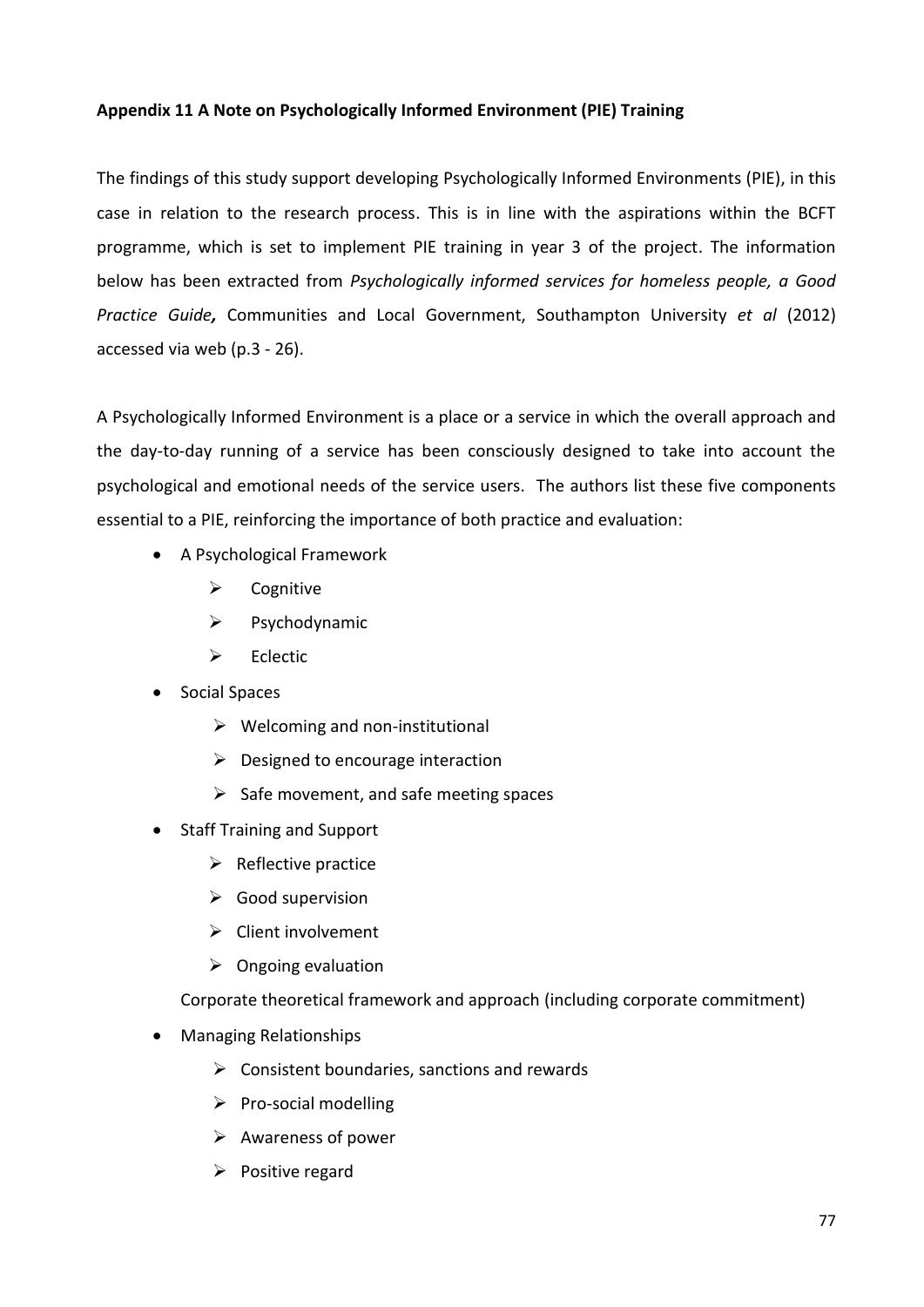**Appendix 11 A Note on Psychologically Informed Environment (PIE) Training**

The findings of this study support developing Psychologically Informed Environments (PIE), in this case in relation to the research process. This is in line with the aspirations within the BCFT programme, which is set to implement PIE training in year 3 of the project. The information below has been extracted from *Psychologically informed services for homeless people, a Good Practice Guide***,** Communities and Local Government, Southampton University *et al* (2012) accessed via web (p.3 - 26).

A Psychologically Informed Environment is a place or a service in which the overall approach and the day-to-day running of a service has been consciously designed to take into account the psychological and emotional needs of the service users. The authors list these five components essential to a PIE, reinforcing the importance of both practice and evaluation:

- A Psychological Framework
  - Cognitive
  - Psychodynamic
  - Eclectic
- Social Spaces
  - Welcoming and non-institutional
  - Designed to encourage interaction
  - Safe movement, and safe meeting spaces
- Staff Training and Support
  - Reflective practice
  - Good supervision
  - Client involvement
  - Ongoing evaluation

  Corporate theoretical framework and approach (including corporate commitment)
- Managing Relationships
  - Consistent boundaries, sanctions and rewards
  - Pro-social modelling
  - Awareness of power
  - Positive regard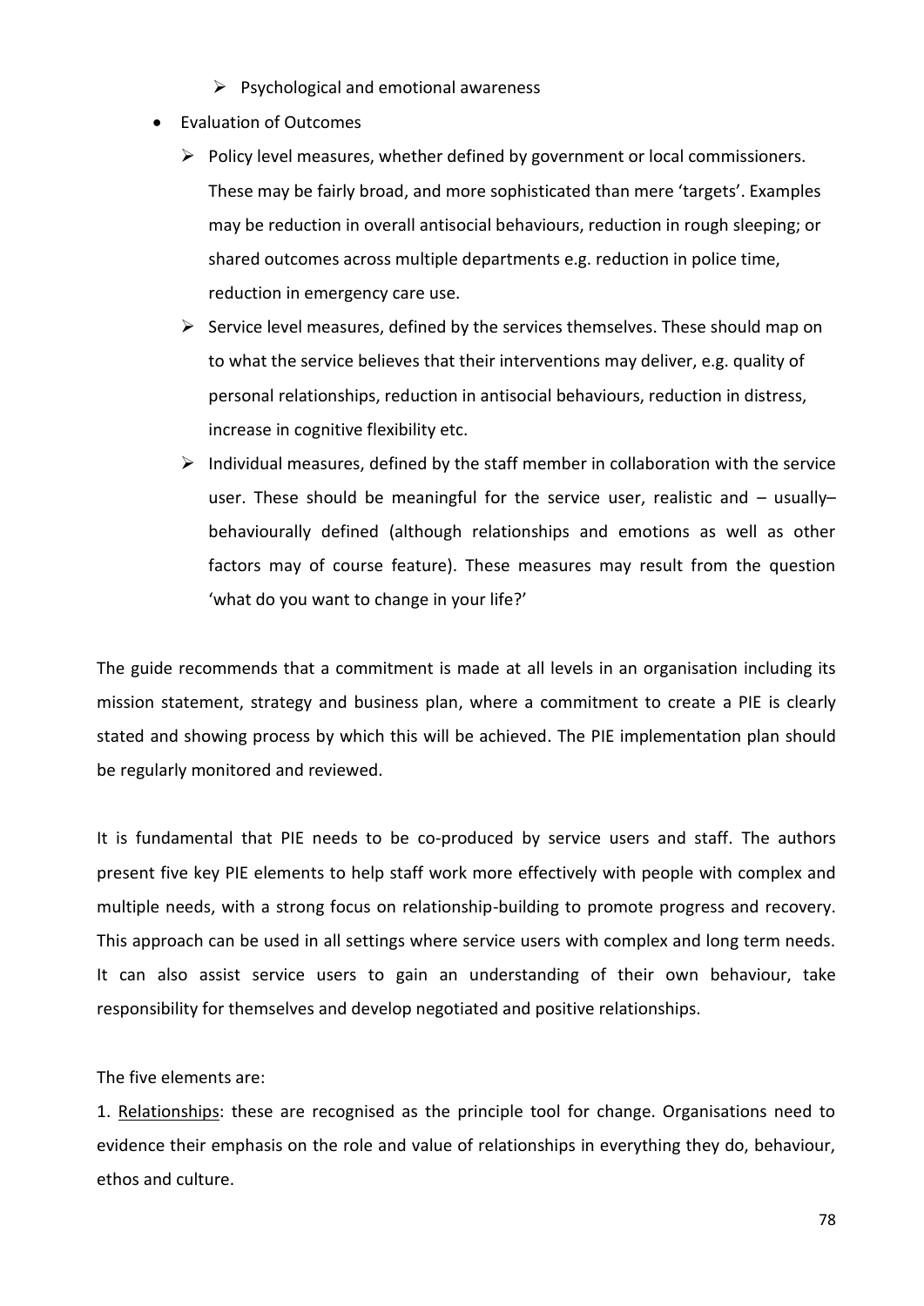- Psychological and emotional awareness

- Evaluation of Outcomes
   - Policy level measures, whether defined by government or local commissioners. These may be fairly broad, and more sophisticated than mere 'targets'. Examples may be reduction in overall antisocial behaviours, reduction in rough sleeping; or shared outcomes across multiple departments e.g. reduction in police time, reduction in emergency care use.
   - Service level measures, defined by the services themselves. These should map on to what the service believes that their interventions may deliver, e.g. quality of personal relationships, reduction in antisocial behaviours, reduction in distress, increase in cognitive flexibility etc.
   - Individual measures, defined by the staff member in collaboration with the service user. These should be meaningful for the service user, realistic and – usually– behaviourally defined (although relationships and emotions as well as other factors may of course feature). These measures may result from the question 'what do you want to change in your life?'

The guide recommends that a commitment is made at all levels in an organisation including its mission statement, strategy and business plan, where a commitment to create a PIE is clearly stated and showing process by which this will be achieved. The PIE implementation plan should be regularly monitored and reviewed.

It is fundamental that PIE needs to be co-produced by service users and staff. The authors present five key PIE elements to help staff work more effectively with people with complex and multiple needs, with a strong focus on relationship-building to promote progress and recovery. This approach can be used in all settings where service users with complex and long term needs. It can also assist service users to gain an understanding of their own behaviour, take responsibility for themselves and develop negotiated and positive relationships.

The five elements are:

1. <u>Relationships</u>: these are recognised as the principle tool for change. Organisations need to evidence their emphasis on the role and value of relationships in everything they do, behaviour, ethos and culture.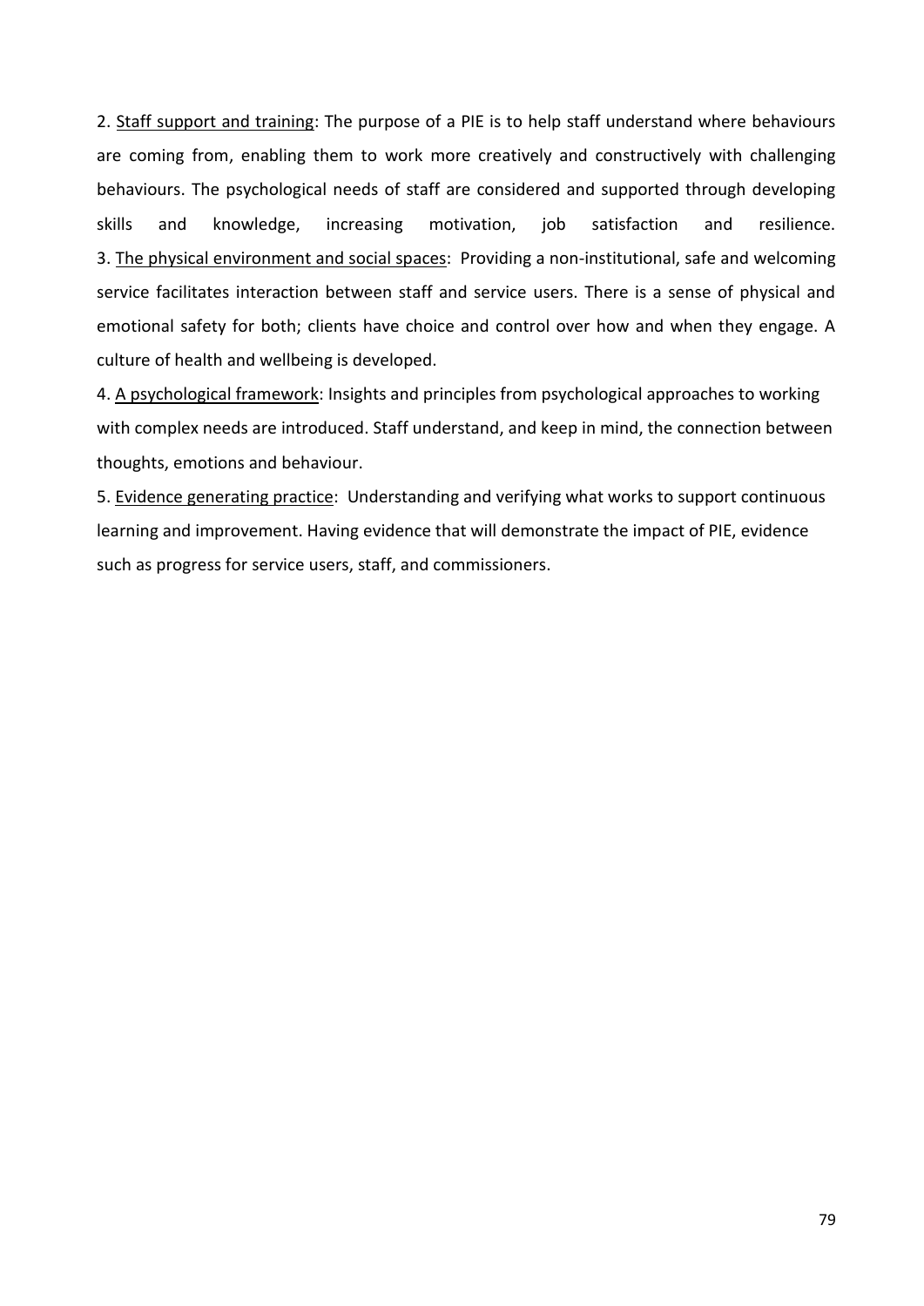2. <u>Staff support and training</u>: The purpose of a PIE is to help staff understand where behaviours are coming from, enabling them to work more creatively and constructively with challenging behaviours. The psychological needs of staff are considered and supported through developing skills and knowledge, increasing motivation, job satisfaction and resilience.

3. <u>The physical environment and social spaces</u>: Providing a non-institutional, safe and welcoming service facilitates interaction between staff and service users. There is a sense of physical and emotional safety for both; clients have choice and control over how and when they engage. A culture of health and wellbeing is developed.

4. <u>A psychological framework</u>: Insights and principles from psychological approaches to working with complex needs are introduced. Staff understand, and keep in mind, the connection between thoughts, emotions and behaviour.

5. <u>Evidence generating practice</u>: Understanding and verifying what works to support continuous learning and improvement. Having evidence that will demonstrate the impact of PIE, evidence such as progress for service users, staff, and commissioners.